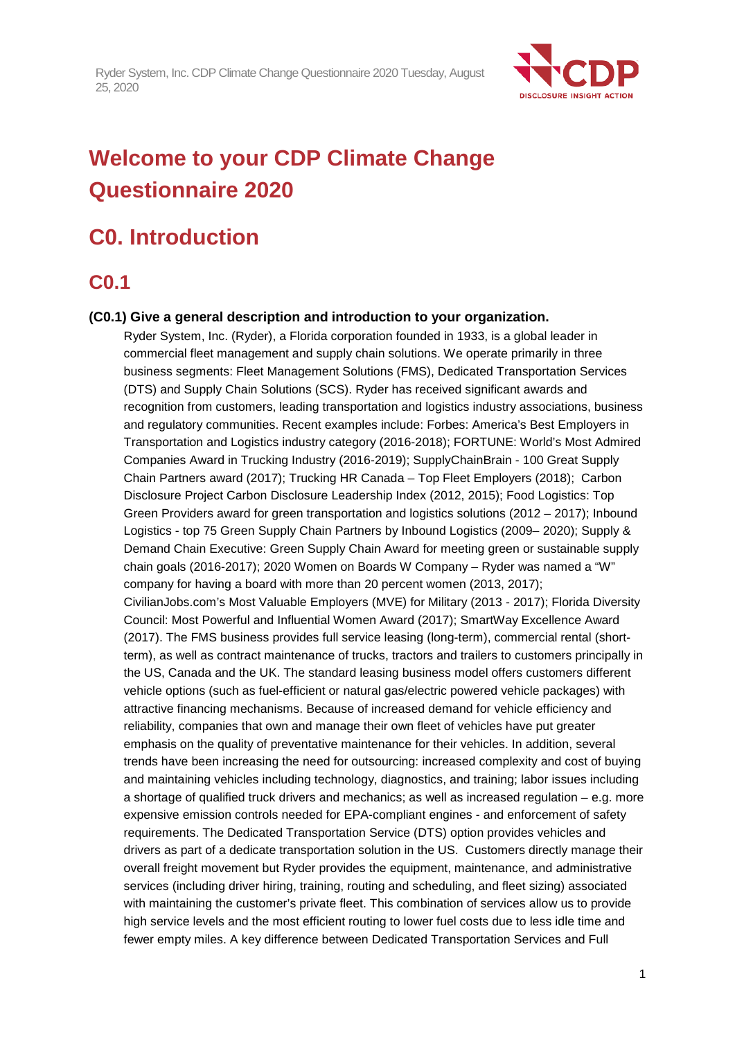# Welcome to your CDP Climate Change Questionnaire 2020

# C0. Introduction

## C0.1

**(C0.1) Give a general description and introduction to your organization.**

Ryder System, Inc. (Ryder), a Florida corporation founded in 1933, is a global leader in commercial fleet management and supply chain solutions. We operate primarily in three business segments: Fleet Management Solutions (FMS), Dedicated Transportation Services (DTS) and Supply Chain Solutions (SCS). Ryder has received significant awards and recognition from customers, leading transportation and logistics industry associations, business and regulatory communities. Recent examples include: Forbes: America's Best Employers in Transportation and Logistics industry category (2016-2018); FORTUNE: World's Most Admired Companies Award in Trucking Industry (2016-2019); SupplyChainBrain - 100 Great Supply Chain Partners award (2017); Trucking HR Canada – Top Fleet Employers (2018); Carbon Disclosure Project Carbon Disclosure Leadership Index (2012, 2015); Food Logistics: Top Green Providers award for green transportation and logistics solutions (2012 – 2017); Inbound Logistics - top 75 Green Supply Chain Partners by Inbound Logistics (2009– 2020); Supply & Demand Chain Executive: Green Supply Chain Award for meeting green or sustainable supply chain goals (2016-2017); 2020 Women on Boards W Company – Ryder was named a "W" company for having a board with more than 20 percent women (2013, 2017); CivilianJobs.com's Most Valuable Employers (MVE) for Military (2013 - 2017); Florida Diversity Council: Most Powerful and Influential Women Award (2017); SmartWay Excellence Award (2017). The FMS business provides full service leasing (long-term), commercial rental (short-term), as well as contract maintenance of trucks, tractors and trailers to customers principally in the US, Canada and the UK. The standard leasing business model offers customers different vehicle options (such as fuel-efficient or natural gas/electric powered vehicle packages) with attractive financing mechanisms. Because of increased demand for vehicle efficiency and reliability, companies that own and manage their own fleet of vehicles have put greater emphasis on the quality of preventative maintenance for their vehicles. In addition, several trends have been increasing the need for outsourcing: increased complexity and cost of buying and maintaining vehicles including technology, diagnostics, and training; labor issues including a shortage of qualified truck drivers and mechanics; as well as increased regulation – e.g. more expensive emission controls needed for EPA-compliant engines - and enforcement of safety requirements. The Dedicated Transportation Service (DTS) option provides vehicles and drivers as part of a dedicate transportation solution in the US. Customers directly manage their overall freight movement but Ryder provides the equipment, maintenance, and administrative services (including driver hiring, training, routing and scheduling, and fleet sizing) associated with maintaining the customer's private fleet. This combination of services allow us to provide high service levels and the most efficient routing to lower fuel costs due to less idle time and fewer empty miles. A key difference between Dedicated Transportation Services and Full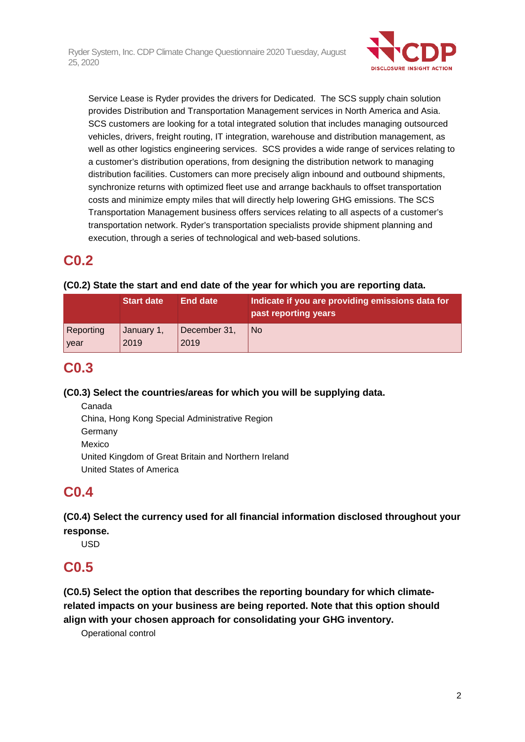Service Lease is Ryder provides the drivers for Dedicated. The SCS supply chain solution provides Distribution and Transportation Management services in North America and Asia. SCS customers are looking for a total integrated solution that includes managing outsourced vehicles, drivers, freight routing, IT integration, warehouse and distribution management, as well as other logistics engineering services. SCS provides a wide range of services relating to a customer's distribution operations, from designing the distribution network to managing distribution facilities. Customers can more precisely align inbound and outbound shipments, synchronize returns with optimized fleet use and arrange backhauls to offset transportation costs and minimize empty miles that will directly help lowering GHG emissions. The SCS Transportation Management business offers services relating to all aspects of a customer's transportation network. Ryder's transportation specialists provide shipment planning and execution, through a series of technological and web-based solutions.

## C0.2

**(C0.2) State the start and end date of the year for which you are reporting data.**

| | Start date | End date | Indicate if you are providing emissions data for past reporting years |
|---|---|---|---|
| Reporting year | January 1, 2019 | December 31, 2019 | No |

## C0.3

**(C0.3) Select the countries/areas for which you will be supplying data.**

Canada
China, Hong Kong Special Administrative Region
Germany
Mexico
United Kingdom of Great Britain and Northern Ireland
United States of America

## C0.4

**(C0.4) Select the currency used for all financial information disclosed throughout your response.**

USD

## C0.5

**(C0.5) Select the option that describes the reporting boundary for which climate-related impacts on your business are being reported. Note that this option should align with your chosen approach for consolidating your GHG inventory.**

Operational control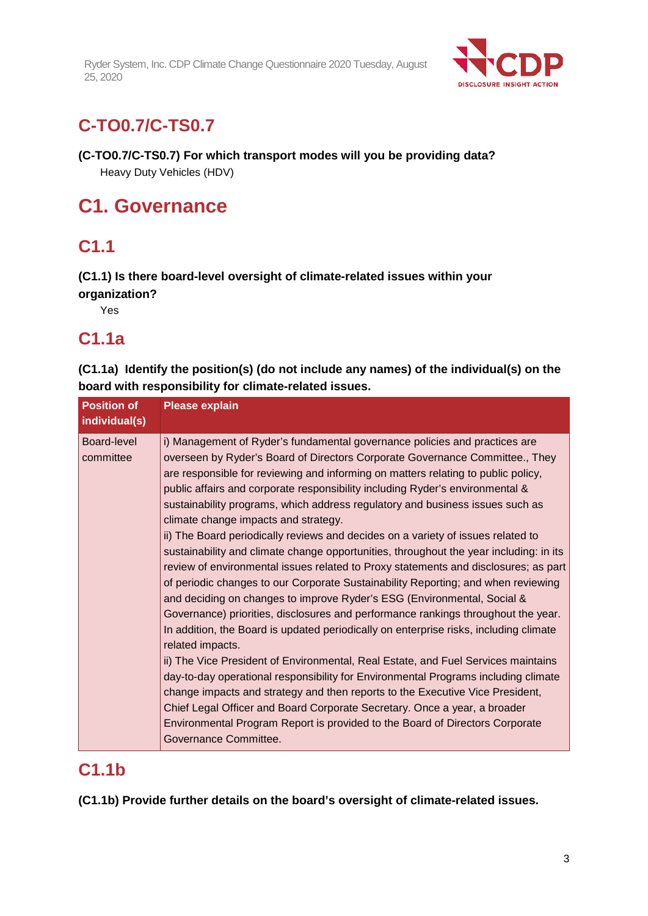## C-TO0.7/C-TS0.7

**(C-TO0.7/C-TS0.7) For which transport modes will you be providing data?**

Heavy Duty Vehicles (HDV)

# C1. Governance

## C1.1

**(C1.1) Is there board-level oversight of climate-related issues within your organization?**

Yes

## C1.1a

**(C1.1a) Identify the position(s) (do not include any names) of the individual(s) on the board with responsibility for climate-related issues.**

| Position of individual(s) | Please explain |
|---|---|
| Board-level committee | i) Management of Ryder's fundamental governance policies and practices are overseen by Ryder's Board of Directors Corporate Governance Committee., They are responsible for reviewing and informing on matters relating to public policy, public affairs and corporate responsibility including Ryder's environmental & sustainability programs, which address regulatory and business issues such as climate change impacts and strategy.<br>ii) The Board periodically reviews and decides on a variety of issues related to sustainability and climate change opportunities, throughout the year including: in its review of environmental issues related to Proxy statements and disclosures; as part of periodic changes to our Corporate Sustainability Reporting; and when reviewing and deciding on changes to improve Ryder's ESG (Environmental, Social & Governance) priorities, disclosures and performance rankings throughout the year. In addition, the Board is updated periodically on enterprise risks, including climate related impacts.<br>ii) The Vice President of Environmental, Real Estate, and Fuel Services maintains day-to-day operational responsibility for Environmental Programs including climate change impacts and strategy and then reports to the Executive Vice President, Chief Legal Officer and Board Corporate Secretary. Once a year, a broader Environmental Program Report is provided to the Board of Directors Corporate Governance Committee. |

## C1.1b

**(C1.1b) Provide further details on the board's oversight of climate-related issues.**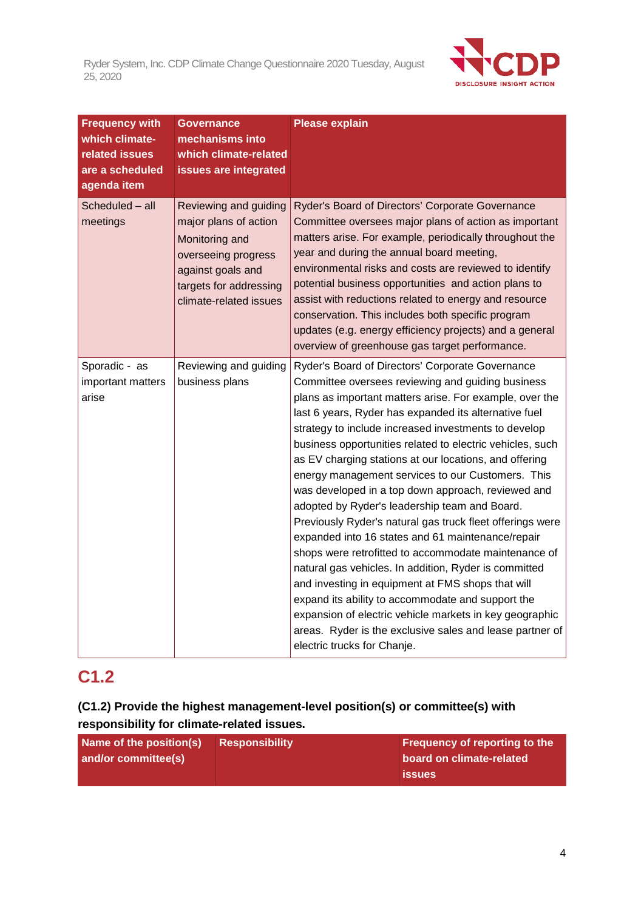| Frequency with which climate-related issues are a scheduled agenda item | Governance mechanisms into which climate-related issues are integrated | Please explain |
|---|---|---|
| Scheduled – all meetings | Reviewing and guiding major plans of action<br>Monitoring and overseeing progress against goals and targets for addressing climate-related issues | Ryder's Board of Directors' Corporate Governance Committee oversees major plans of action as important matters arise. For example, periodically throughout the year and during the annual board meeting, environmental risks and costs are reviewed to identify potential business opportunities and action plans to assist with reductions related to energy and resource conservation. This includes both specific program updates (e.g. energy efficiency projects) and a general overview of greenhouse gas target performance. |
| Sporadic - as important matters arise | Reviewing and guiding business plans | Ryder's Board of Directors' Corporate Governance Committee oversees reviewing and guiding business plans as important matters arise. For example, over the last 6 years, Ryder has expanded its alternative fuel strategy to include increased investments to develop business opportunities related to electric vehicles, such as EV charging stations at our locations, and offering energy management services to our Customers. This was developed in a top down approach, reviewed and adopted by Ryder's leadership team and Board. Previously Ryder's natural gas truck fleet offerings were expanded into 16 states and 61 maintenance/repair shops were retrofitted to accommodate maintenance of natural gas vehicles. In addition, Ryder is committed and investing in equipment at FMS shops that will expand its ability to accommodate and support the expansion of electric vehicle markets in key geographic areas. Ryder is the exclusive sales and lease partner of electric trucks for Chanje. |

## C1.2

**(C1.2) Provide the highest management-level position(s) or committee(s) with responsibility for climate-related issues.**

| Name of the position(s) and/or committee(s) | Responsibility | Frequency of reporting to the board on climate-related issues |
|---|---|---|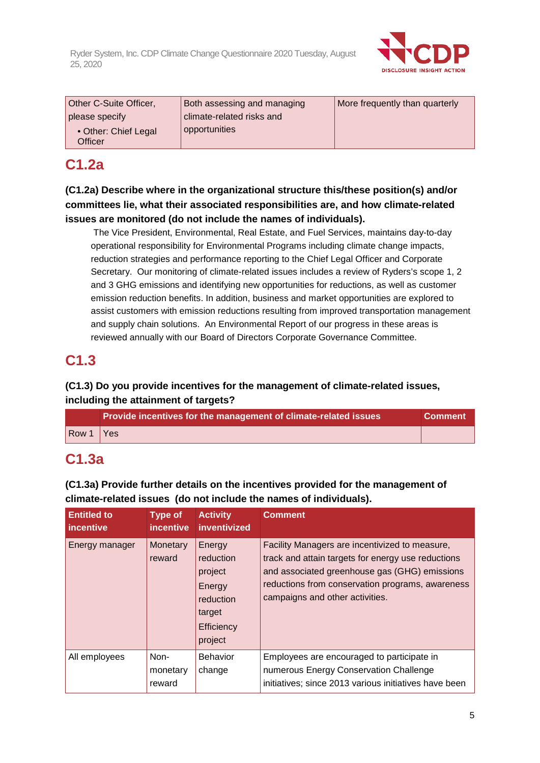| | | |
|---|---|---|
| Other C-Suite Officer, please specify<br>• Other: Chief Legal Officer | Both assessing and managing climate-related risks and opportunities | More frequently than quarterly |

## C1.2a

**(C1.2a) Describe where in the organizational structure this/these position(s) and/or committees lie, what their associated responsibilities are, and how climate-related issues are monitored (do not include the names of individuals).**

The Vice President, Environmental, Real Estate, and Fuel Services, maintains day-to-day operational responsibility for Environmental Programs including climate change impacts, reduction strategies and performance reporting to the Chief Legal Officer and Corporate Secretary. Our monitoring of climate-related issues includes a review of Ryders's scope 1, 2 and 3 GHG emissions and identifying new opportunities for reductions, as well as customer emission reduction benefits. In addition, business and market opportunities are explored to assist customers with emission reductions resulting from improved transportation management and supply chain solutions. An Environmental Report of our progress in these areas is reviewed annually with our Board of Directors Corporate Governance Committee.

## C1.3

**(C1.3) Do you provide incentives for the management of climate-related issues, including the attainment of targets?**

| | Provide incentives for the management of climate-related issues | Comment |
|---|---|---|
| Row 1 | Yes | |

## C1.3a

**(C1.3a) Provide further details on the incentives provided for the management of climate-related issues (do not include the names of individuals).**

| Entitled to incentive | Type of incentive | Activity inventivized | Comment |
|---|---|---|---|
| Energy manager | Monetary reward | Energy reduction project<br>Energy reduction target<br>Efficiency project | Facility Managers are incentivized to measure, track and attain targets for energy use reductions and associated greenhouse gas (GHG) emissions reductions from conservation programs, awareness campaigns and other activities. |
| All employees | Non-monetary reward | Behavior change | Employees are encouraged to participate in numerous Energy Conservation Challenge initiatives; since 2013 various initiatives have been |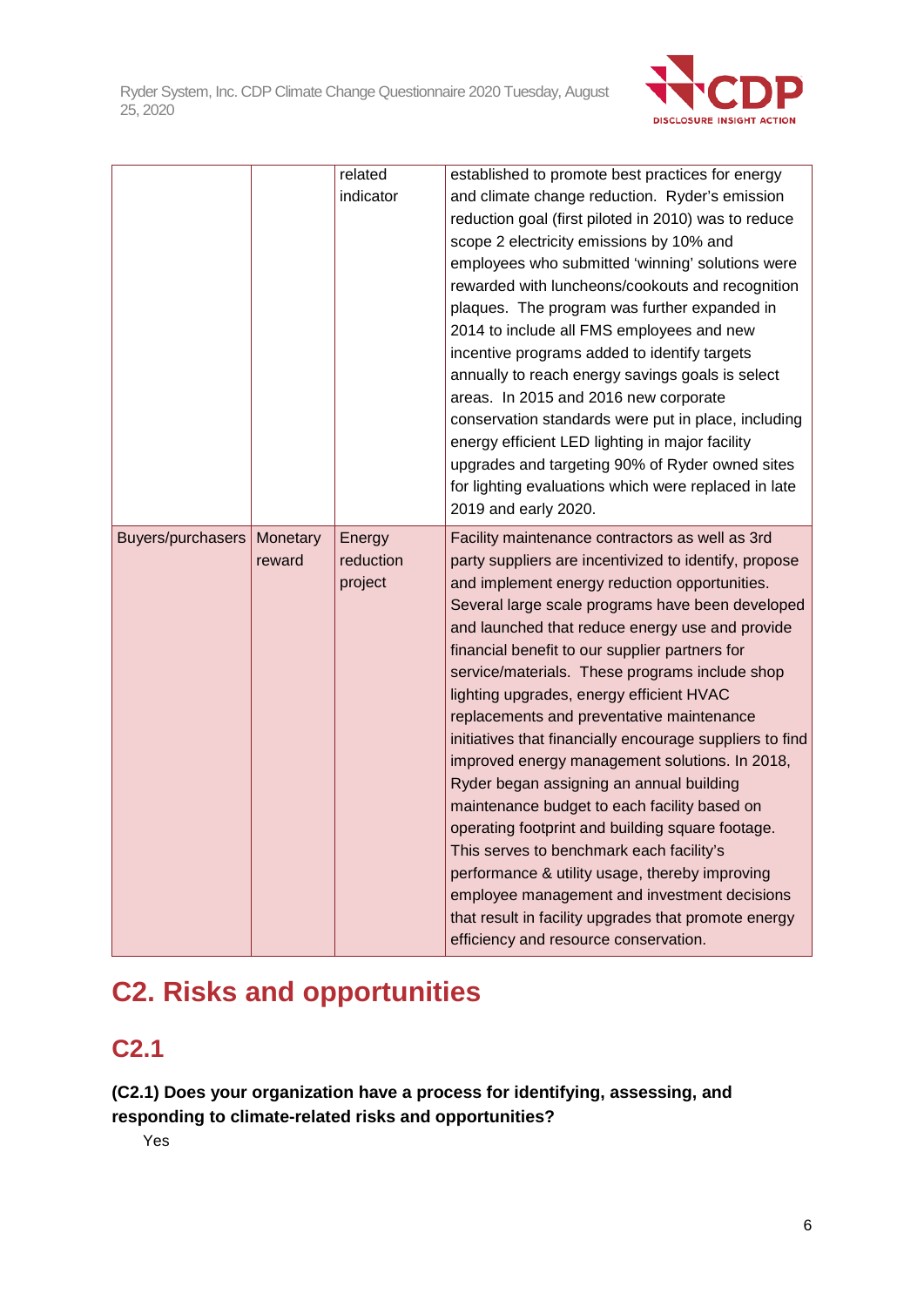| | | | |
|---|---|---|---|
| | | related indicator | established to promote best practices for energy and climate change reduction. Ryder's emission reduction goal (first piloted in 2010) was to reduce scope 2 electricity emissions by 10% and employees who submitted 'winning' solutions were rewarded with luncheons/cookouts and recognition plaques. The program was further expanded in 2014 to include all FMS employees and new incentive programs added to identify targets annually to reach energy savings goals is select areas. In 2015 and 2016 new corporate conservation standards were put in place, including energy efficient LED lighting in major facility upgrades and targeting 90% of Ryder owned sites for lighting evaluations which were replaced in late 2019 and early 2020. |
| Buyers/purchasers | Monetary reward | Energy reduction project | Facility maintenance contractors as well as 3rd party suppliers are incentivized to identify, propose and implement energy reduction opportunities. Several large scale programs have been developed and launched that reduce energy use and provide financial benefit to our supplier partners for service/materials. These programs include shop lighting upgrades, energy efficient HVAC replacements and preventative maintenance initiatives that financially encourage suppliers to find improved energy management solutions. In 2018, Ryder began assigning an annual building maintenance budget to each facility based on operating footprint and building square footage. This serves to benchmark each facility's performance & utility usage, thereby improving employee management and investment decisions that result in facility upgrades that promote energy efficiency and resource conservation. |

# C2. Risks and opportunities

## C2.1

**(C2.1) Does your organization have a process for identifying, assessing, and responding to climate-related risks and opportunities?**

Yes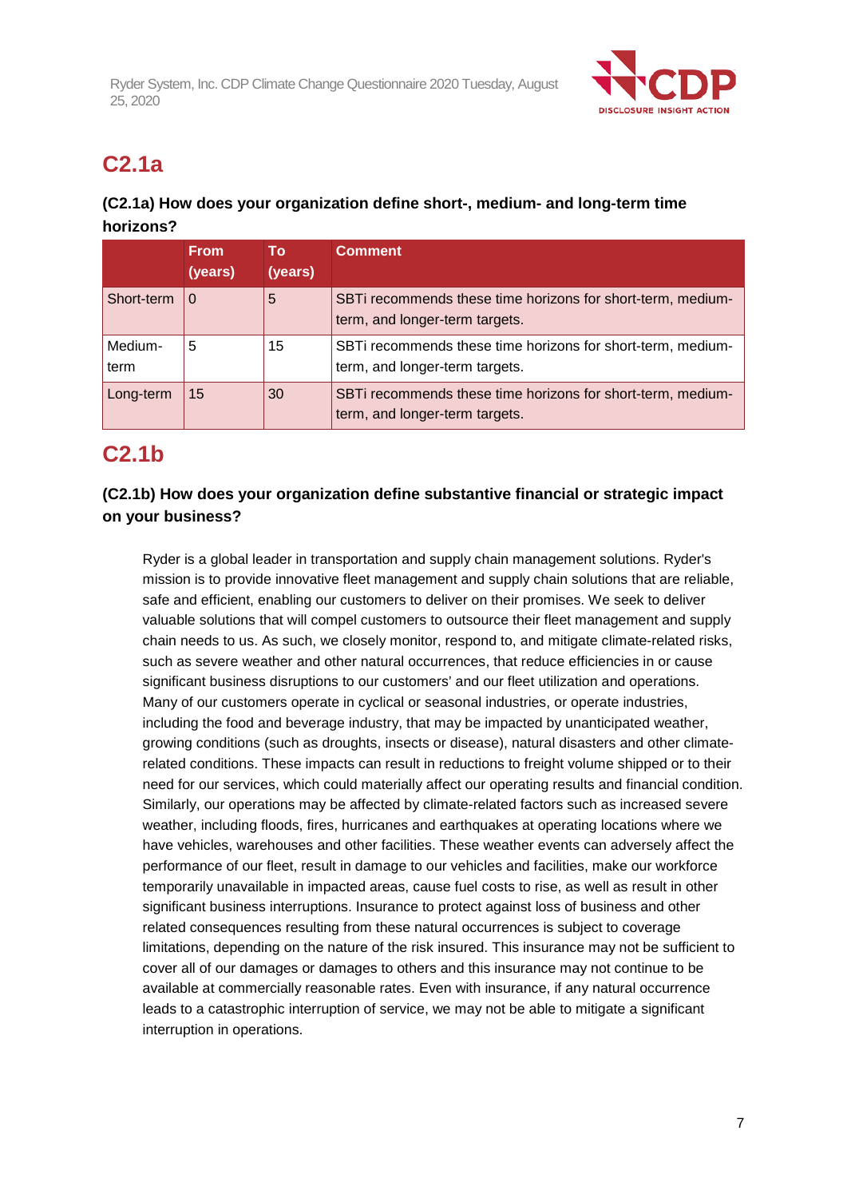## C2.1a

**(C2.1a) How does your organization define short-, medium- and long-term time horizons?**

| | From (years) | To (years) | Comment |
|---|---|---|---|
| Short-term | 0 | 5 | SBTi recommends these time horizons for short-term, medium-term, and longer-term targets. |
| Medium-term | 5 | 15 | SBTi recommends these time horizons for short-term, medium-term, and longer-term targets. |
| Long-term | 15 | 30 | SBTi recommends these time horizons for short-term, medium-term, and longer-term targets. |

## C2.1b

**(C2.1b) How does your organization define substantive financial or strategic impact on your business?**

Ryder is a global leader in transportation and supply chain management solutions. Ryder's mission is to provide innovative fleet management and supply chain solutions that are reliable, safe and efficient, enabling our customers to deliver on their promises. We seek to deliver valuable solutions that will compel customers to outsource their fleet management and supply chain needs to us. As such, we closely monitor, respond to, and mitigate climate-related risks, such as severe weather and other natural occurrences, that reduce efficiencies in or cause significant business disruptions to our customers' and our fleet utilization and operations. Many of our customers operate in cyclical or seasonal industries, or operate industries, including the food and beverage industry, that may be impacted by unanticipated weather, growing conditions (such as droughts, insects or disease), natural disasters and other climate-related conditions. These impacts can result in reductions to freight volume shipped or to their need for our services, which could materially affect our operating results and financial condition. Similarly, our operations may be affected by climate-related factors such as increased severe weather, including floods, fires, hurricanes and earthquakes at operating locations where we have vehicles, warehouses and other facilities. These weather events can adversely affect the performance of our fleet, result in damage to our vehicles and facilities, make our workforce temporarily unavailable in impacted areas, cause fuel costs to rise, as well as result in other significant business interruptions. Insurance to protect against loss of business and other related consequences resulting from these natural occurrences is subject to coverage limitations, depending on the nature of the risk insured. This insurance may not be sufficient to cover all of our damages or damages to others and this insurance may not continue to be available at commercially reasonable rates. Even with insurance, if any natural occurrence leads to a catastrophic interruption of service, we may not be able to mitigate a significant interruption in operations.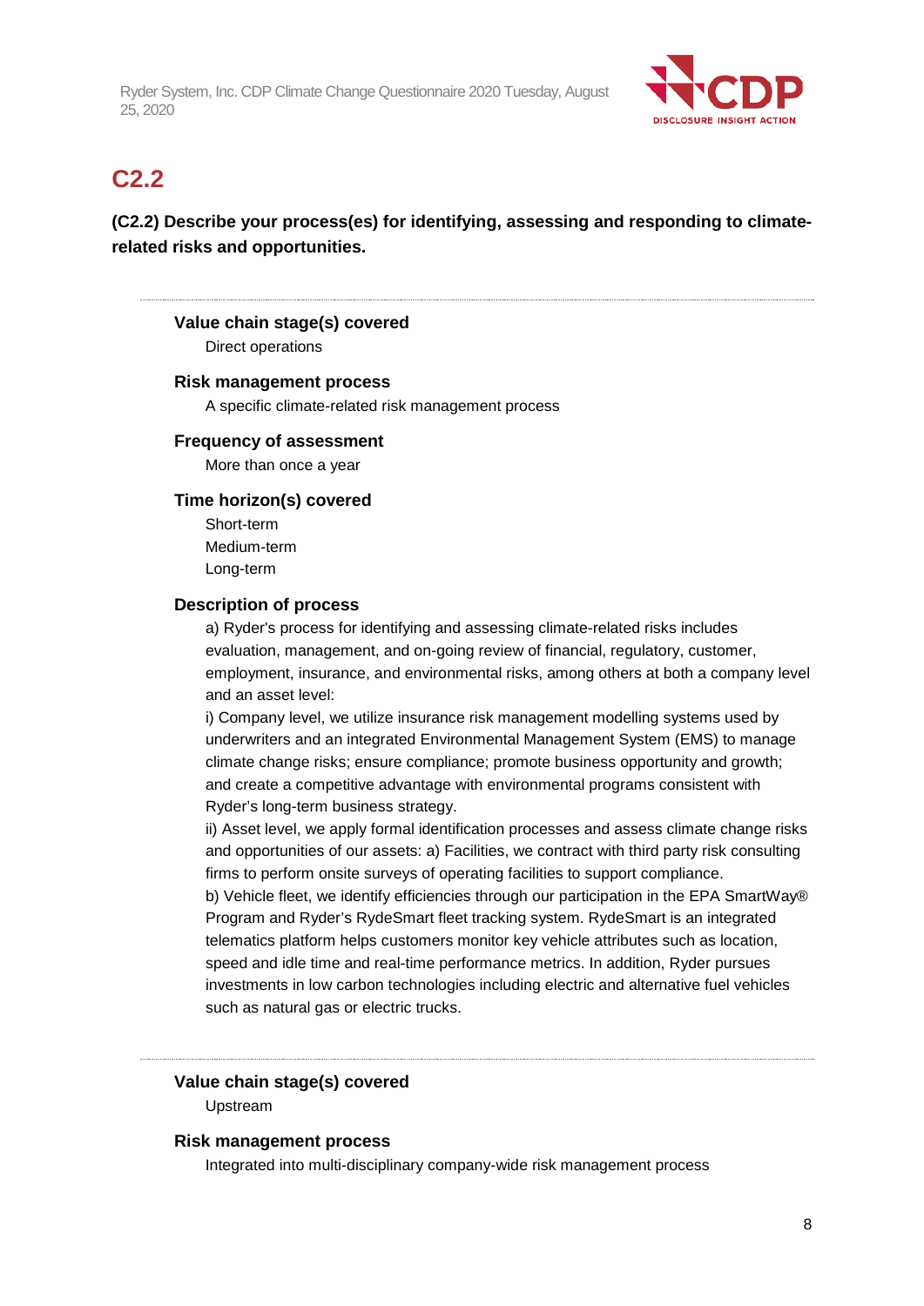## C2.2

**(C2.2) Describe your process(es) for identifying, assessing and responding to climate-related risks and opportunities.**

---

#### Value chain stage(s) covered

Direct operations

#### Risk management process

A specific climate-related risk management process

#### Frequency of assessment

More than once a year

#### Time horizon(s) covered

Short-term
Medium-term
Long-term

#### Description of process

a) Ryder's process for identifying and assessing climate-related risks includes evaluation, management, and on-going review of financial, regulatory, customer, employment, insurance, and environmental risks, among others at both a company level and an asset level:

i) Company level, we utilize insurance risk management modelling systems used by underwriters and an integrated Environmental Management System (EMS) to manage climate change risks; ensure compliance; promote business opportunity and growth; and create a competitive advantage with environmental programs consistent with Ryder's long-term business strategy.

ii) Asset level, we apply formal identification processes and assess climate change risks and opportunities of our assets: a) Facilities, we contract with third party risk consulting firms to perform onsite surveys of operating facilities to support compliance.

b) Vehicle fleet, we identify efficiencies through our participation in the EPA SmartWay® Program and Ryder's RydeSmart fleet tracking system. RydeSmart is an integrated telematics platform helps customers monitor key vehicle attributes such as location, speed and idle time and real-time performance metrics. In addition, Ryder pursues investments in low carbon technologies including electric and alternative fuel vehicles such as natural gas or electric trucks.

---

#### Value chain stage(s) covered

Upstream

#### Risk management process

Integrated into multi-disciplinary company-wide risk management process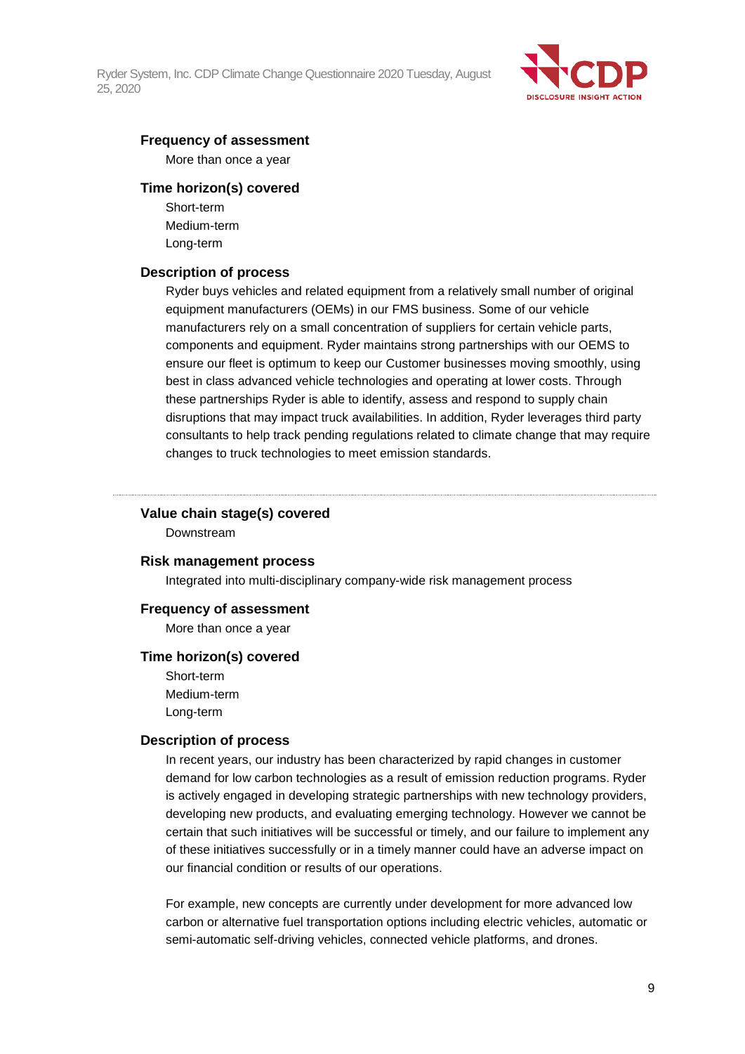### Frequency of assessment

More than once a year

### Time horizon(s) covered

Short-term
Medium-term
Long-term

### Description of process

Ryder buys vehicles and related equipment from a relatively small number of original equipment manufacturers (OEMs) in our FMS business. Some of our vehicle manufacturers rely on a small concentration of suppliers for certain vehicle parts, components and equipment. Ryder maintains strong partnerships with our OEMS to ensure our fleet is optimum to keep our Customer businesses moving smoothly, using best in class advanced vehicle technologies and operating at lower costs. Through these partnerships Ryder is able to identify, assess and respond to supply chain disruptions that may impact truck availabilities. In addition, Ryder leverages third party consultants to help track pending regulations related to climate change that may require changes to truck technologies to meet emission standards.

---

### Value chain stage(s) covered

Downstream

### Risk management process

Integrated into multi-disciplinary company-wide risk management process

### Frequency of assessment

More than once a year

### Time horizon(s) covered

Short-term
Medium-term
Long-term

### Description of process

In recent years, our industry has been characterized by rapid changes in customer demand for low carbon technologies as a result of emission reduction programs. Ryder is actively engaged in developing strategic partnerships with new technology providers, developing new products, and evaluating emerging technology. However we cannot be certain that such initiatives will be successful or timely, and our failure to implement any of these initiatives successfully or in a timely manner could have an adverse impact on our financial condition or results of our operations.

For example, new concepts are currently under development for more advanced low carbon or alternative fuel transportation options including electric vehicles, automatic or semi-automatic self-driving vehicles, connected vehicle platforms, and drones.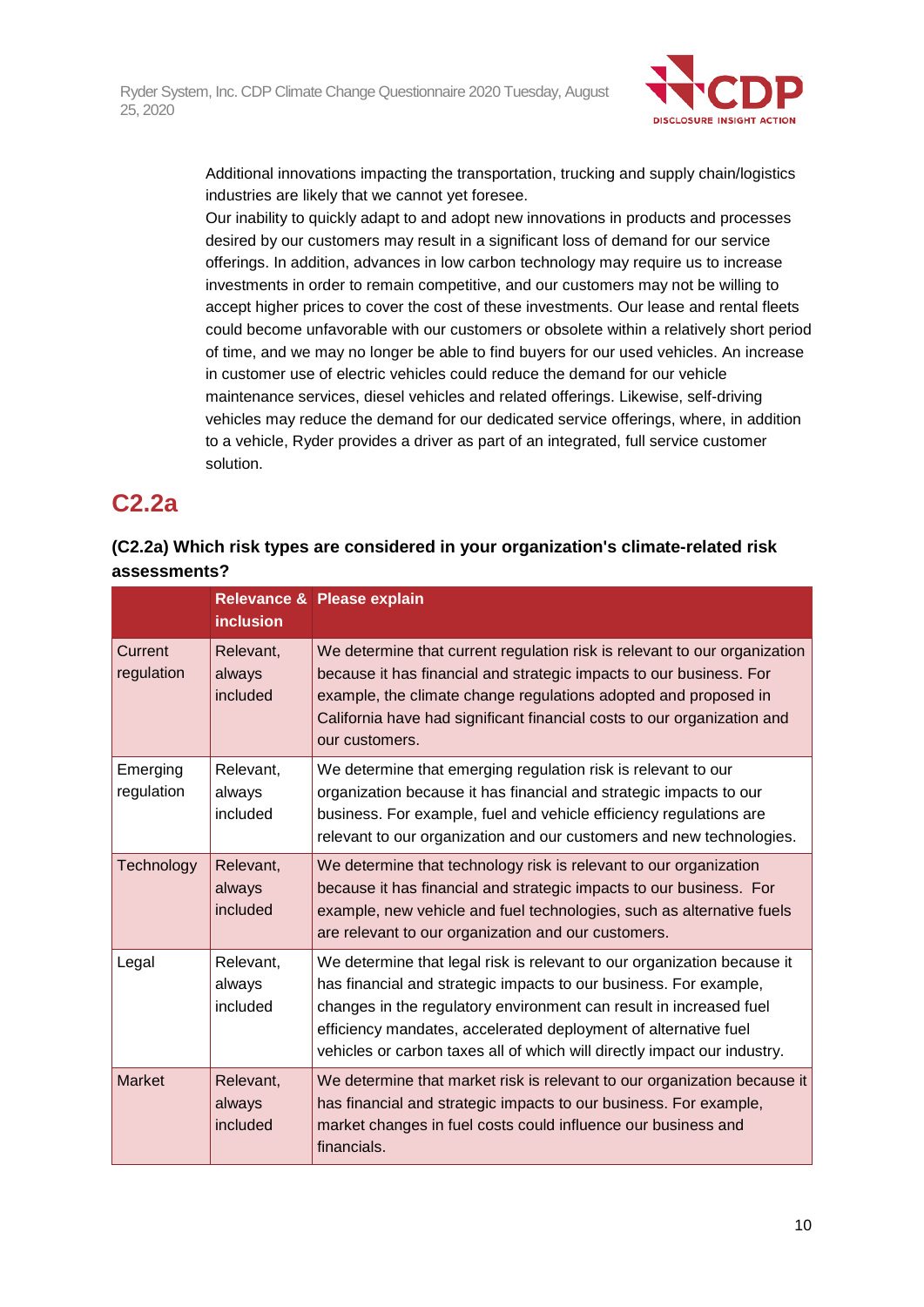Additional innovations impacting the transportation, trucking and supply chain/logistics industries are likely that we cannot yet foresee.
Our inability to quickly adapt to and adopt new innovations in products and processes desired by our customers may result in a significant loss of demand for our service offerings. In addition, advances in low carbon technology may require us to increase investments in order to remain competitive, and our customers may not be willing to accept higher prices to cover the cost of these investments. Our lease and rental fleets could become unfavorable with our customers or obsolete within a relatively short period of time, and we may no longer be able to find buyers for our used vehicles. An increase in customer use of electric vehicles could reduce the demand for our vehicle maintenance services, diesel vehicles and related offerings. Likewise, self-driving vehicles may reduce the demand for our dedicated service offerings, where, in addition to a vehicle, Ryder provides a driver as part of an integrated, full service customer solution.

## C2.2a

**(C2.2a) Which risk types are considered in your organization's climate-related risk assessments?**

| | Relevance & inclusion | Please explain |
|---|---|---|
| Current regulation | Relevant, always included | We determine that current regulation risk is relevant to our organization because it has financial and strategic impacts to our business. For example, the climate change regulations adopted and proposed in California have had significant financial costs to our organization and our customers. |
| Emerging regulation | Relevant, always included | We determine that emerging regulation risk is relevant to our organization because it has financial and strategic impacts to our business. For example, fuel and vehicle efficiency regulations are relevant to our organization and our customers and new technologies. |
| Technology | Relevant, always included | We determine that technology risk is relevant to our organization because it has financial and strategic impacts to our business. For example, new vehicle and fuel technologies, such as alternative fuels are relevant to our organization and our customers. |
| Legal | Relevant, always included | We determine that legal risk is relevant to our organization because it has financial and strategic impacts to our business. For example, changes in the regulatory environment can result in increased fuel efficiency mandates, accelerated deployment of alternative fuel vehicles or carbon taxes all of which will directly impact our industry. |
| Market | Relevant, always included | We determine that market risk is relevant to our organization because it has financial and strategic impacts to our business. For example, market changes in fuel costs could influence our business and financials. |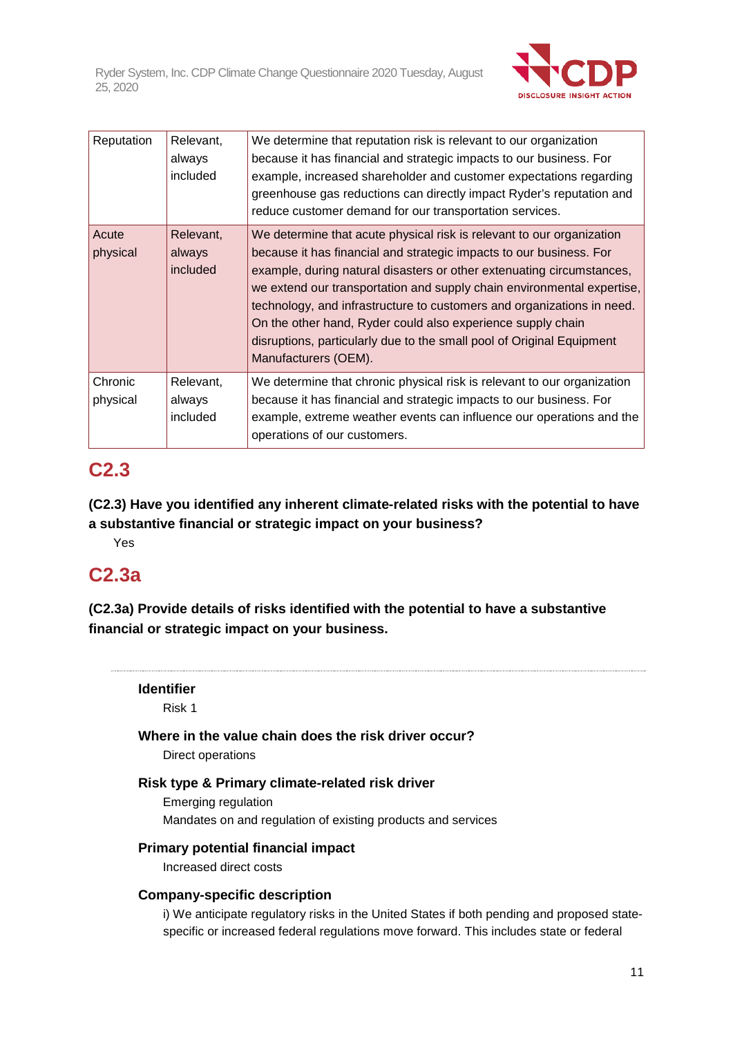| Reputation | Relevant, always included | We determine that reputation risk is relevant to our organization because it has financial and strategic impacts to our business. For example, increased shareholder and customer expectations regarding greenhouse gas reductions can directly impact Ryder's reputation and reduce customer demand for our transportation services. |
|---|---|---|
| Acute physical | Relevant, always included | We determine that acute physical risk is relevant to our organization because it has financial and strategic impacts to our business. For example, during natural disasters or other extenuating circumstances, we extend our transportation and supply chain environmental expertise, technology, and infrastructure to customers and organizations in need. On the other hand, Ryder could also experience supply chain disruptions, particularly due to the small pool of Original Equipment Manufacturers (OEM). |
| Chronic physical | Relevant, always included | We determine that chronic physical risk is relevant to our organization because it has financial and strategic impacts to our business. For example, extreme weather events can influence our operations and the operations of our customers. |

## C2.3

**(C2.3) Have you identified any inherent climate-related risks with the potential to have a substantive financial or strategic impact on your business?**

Yes

## C2.3a

**(C2.3a) Provide details of risks identified with the potential to have a substantive financial or strategic impact on your business.**

---

**Identifier**

Risk 1

**Where in the value chain does the risk driver occur?**

Direct operations

**Risk type & Primary climate-related risk driver**

Emerging regulation

Mandates on and regulation of existing products and services

**Primary potential financial impact**

Increased direct costs

**Company-specific description**

i) We anticipate regulatory risks in the United States if both pending and proposed state-specific or increased federal regulations move forward. This includes state or federal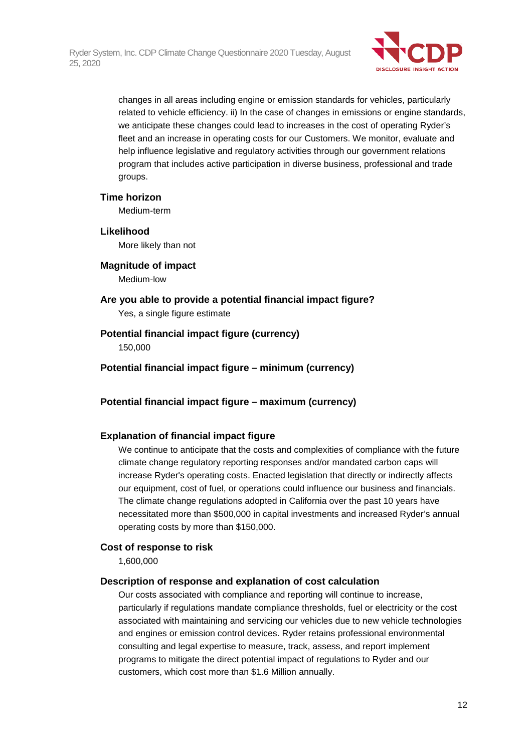changes in all areas including engine or emission standards for vehicles, particularly related to vehicle efficiency. ii) In the case of changes in emissions or engine standards, we anticipate these changes could lead to increases in the cost of operating Ryder's fleet and an increase in operating costs for our Customers. We monitor, evaluate and help influence legislative and regulatory activities through our government relations program that includes active participation in diverse business, professional and trade groups.

**Time horizon**

Medium-term

**Likelihood**

More likely than not

**Magnitude of impact**

Medium-low

**Are you able to provide a potential financial impact figure?**

Yes, a single figure estimate

**Potential financial impact figure (currency)**

150,000

**Potential financial impact figure – minimum (currency)**

**Potential financial impact figure – maximum (currency)**

**Explanation of financial impact figure**

We continue to anticipate that the costs and complexities of compliance with the future climate change regulatory reporting responses and/or mandated carbon caps will increase Ryder's operating costs. Enacted legislation that directly or indirectly affects our equipment, cost of fuel, or operations could influence our business and financials. The climate change regulations adopted in California over the past 10 years have necessitated more than $500,000 in capital investments and increased Ryder's annual operating costs by more than $150,000.

**Cost of response to risk**

1,600,000

**Description of response and explanation of cost calculation**

Our costs associated with compliance and reporting will continue to increase, particularly if regulations mandate compliance thresholds, fuel or electricity or the cost associated with maintaining and servicing our vehicles due to new vehicle technologies and engines or emission control devices. Ryder retains professional environmental consulting and legal expertise to measure, track, assess, and report implement programs to mitigate the direct potential impact of regulations to Ryder and our customers, which cost more than $1.6 Million annually.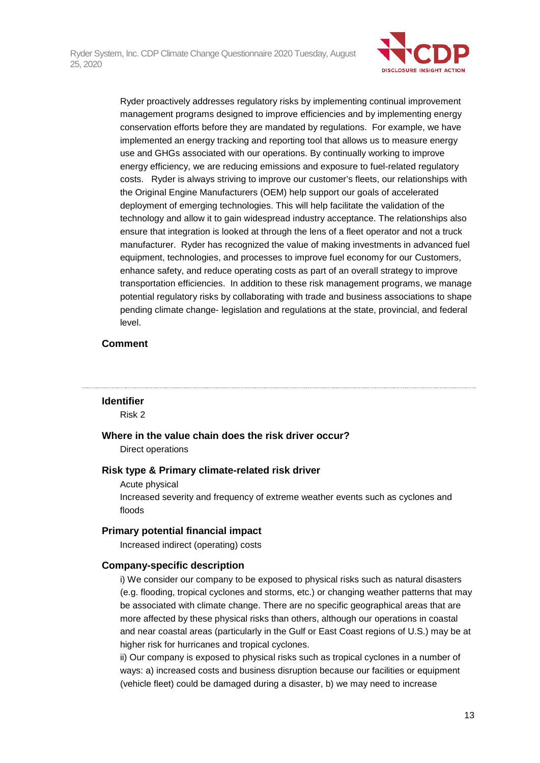Ryder proactively addresses regulatory risks by implementing continual improvement management programs designed to improve efficiencies and by implementing energy conservation efforts before they are mandated by regulations.  For example, we have implemented an energy tracking and reporting tool that allows us to measure energy use and GHGs associated with our operations. By continually working to improve energy efficiency, we are reducing emissions and exposure to fuel-related regulatory costs.   Ryder is always striving to improve our customer's fleets, our relationships with the Original Engine Manufacturers (OEM) help support our goals of accelerated deployment of emerging technologies. This will help facilitate the validation of the technology and allow it to gain widespread industry acceptance. The relationships also ensure that integration is looked at through the lens of a fleet operator and not a truck manufacturer.  Ryder has recognized the value of making investments in advanced fuel equipment, technologies, and processes to improve fuel economy for our Customers, enhance safety, and reduce operating costs as part of an overall strategy to improve transportation efficiencies.  In addition to these risk management programs, we manage potential regulatory risks by collaborating with trade and business associations to shape pending climate change- legislation and regulations at the state, provincial, and federal level.

**Comment**

---

**Identifier**

Risk 2

**Where in the value chain does the risk driver occur?**

Direct operations

**Risk type & Primary climate-related risk driver**

Acute physical

Increased severity and frequency of extreme weather events such as cyclones and floods

**Primary potential financial impact**

Increased indirect (operating) costs

**Company-specific description**

i) We consider our company to be exposed to physical risks such as natural disasters (e.g. flooding, tropical cyclones and storms, etc.) or changing weather patterns that may be associated with climate change. There are no specific geographical areas that are more affected by these physical risks than others, although our operations in coastal and near coastal areas (particularly in the Gulf or East Coast regions of U.S.) may be at higher risk for hurricanes and tropical cyclones.

ii) Our company is exposed to physical risks such as tropical cyclones in a number of ways: a) increased costs and business disruption because our facilities or equipment (vehicle fleet) could be damaged during a disaster, b) we may need to increase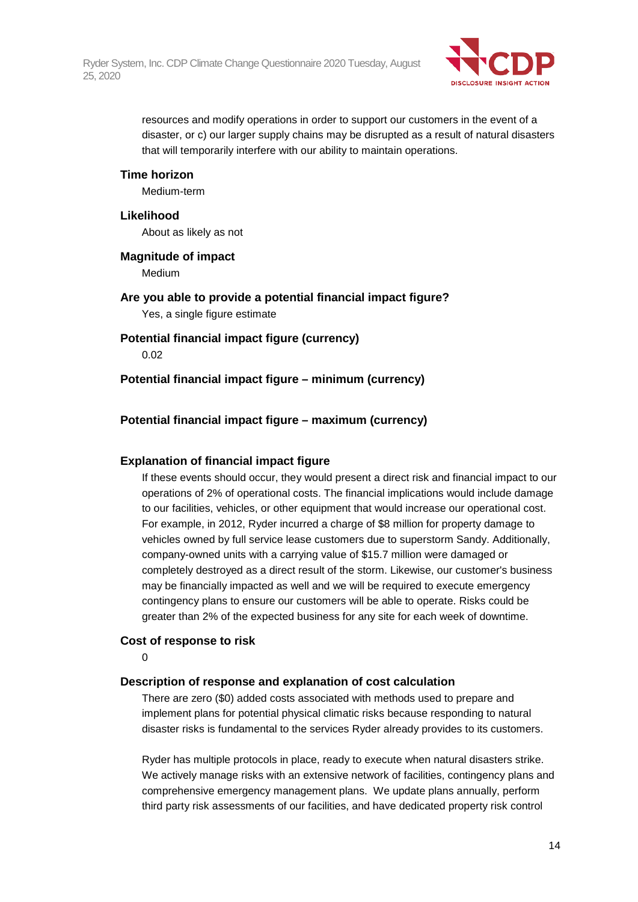resources and modify operations in order to support our customers in the event of a disaster, or c) our larger supply chains may be disrupted as a result of natural disasters that will temporarily interfere with our ability to maintain operations.

**Time horizon**

Medium-term

**Likelihood**

About as likely as not

**Magnitude of impact**

Medium

**Are you able to provide a potential financial impact figure?**

Yes, a single figure estimate

**Potential financial impact figure (currency)**

0.02

**Potential financial impact figure – minimum (currency)**

**Potential financial impact figure – maximum (currency)**

**Explanation of financial impact figure**

If these events should occur, they would present a direct risk and financial impact to our operations of 2% of operational costs. The financial implications would include damage to our facilities, vehicles, or other equipment that would increase our operational cost. For example, in 2012, Ryder incurred a charge of $8 million for property damage to vehicles owned by full service lease customers due to superstorm Sandy. Additionally, company-owned units with a carrying value of $15.7 million were damaged or completely destroyed as a direct result of the storm. Likewise, our customer's business may be financially impacted as well and we will be required to execute emergency contingency plans to ensure our customers will be able to operate. Risks could be greater than 2% of the expected business for any site for each week of downtime.

**Cost of response to risk**

0

**Description of response and explanation of cost calculation**

There are zero ($0) added costs associated with methods used to prepare and implement plans for potential physical climatic risks because responding to natural disaster risks is fundamental to the services Ryder already provides to its customers.

Ryder has multiple protocols in place, ready to execute when natural disasters strike. We actively manage risks with an extensive network of facilities, contingency plans and comprehensive emergency management plans. We update plans annually, perform third party risk assessments of our facilities, and have dedicated property risk control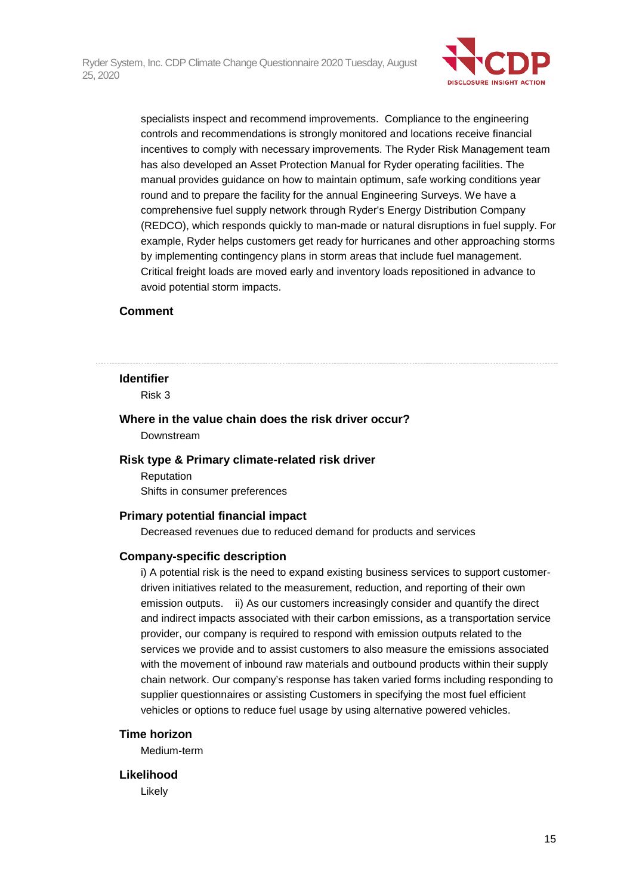specialists inspect and recommend improvements. Compliance to the engineering controls and recommendations is strongly monitored and locations receive financial incentives to comply with necessary improvements. The Ryder Risk Management team has also developed an Asset Protection Manual for Ryder operating facilities. The manual provides guidance on how to maintain optimum, safe working conditions year round and to prepare the facility for the annual Engineering Surveys. We have a comprehensive fuel supply network through Ryder's Energy Distribution Company (REDCO), which responds quickly to man-made or natural disruptions in fuel supply. For example, Ryder helps customers get ready for hurricanes and other approaching storms by implementing contingency plans in storm areas that include fuel management. Critical freight loads are moved early and inventory loads repositioned in advance to avoid potential storm impacts.

**Comment**

---

**Identifier**

Risk 3

**Where in the value chain does the risk driver occur?**

Downstream

**Risk type & Primary climate-related risk driver**

Reputation

Shifts in consumer preferences

**Primary potential financial impact**

Decreased revenues due to reduced demand for products and services

**Company-specific description**

i) A potential risk is the need to expand existing business services to support customer-driven initiatives related to the measurement, reduction, and reporting of their own emission outputs. ii) As our customers increasingly consider and quantify the direct and indirect impacts associated with their carbon emissions, as a transportation service provider, our company is required to respond with emission outputs related to the services we provide and to assist customers to also measure the emissions associated with the movement of inbound raw materials and outbound products within their supply chain network. Our company's response has taken varied forms including responding to supplier questionnaires or assisting Customers in specifying the most fuel efficient vehicles or options to reduce fuel usage by using alternative powered vehicles.

**Time horizon**

Medium-term

**Likelihood**

Likely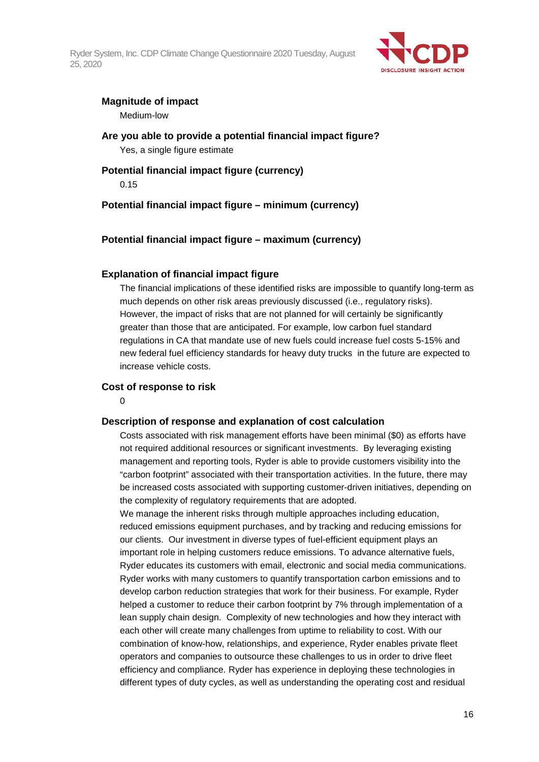**Magnitude of impact**

Medium-low

**Are you able to provide a potential financial impact figure?**

Yes, a single figure estimate

**Potential financial impact figure (currency)**

0.15

**Potential financial impact figure – minimum (currency)**

**Potential financial impact figure – maximum (currency)**

**Explanation of financial impact figure**

The financial implications of these identified risks are impossible to quantify long-term as much depends on other risk areas previously discussed (i.e., regulatory risks). However, the impact of risks that are not planned for will certainly be significantly greater than those that are anticipated. For example, low carbon fuel standard regulations in CA that mandate use of new fuels could increase fuel costs 5-15% and new federal fuel efficiency standards for heavy duty trucks in the future are expected to increase vehicle costs.

**Cost of response to risk**

0

**Description of response and explanation of cost calculation**

Costs associated with risk management efforts have been minimal ($0) as efforts have not required additional resources or significant investments. By leveraging existing management and reporting tools, Ryder is able to provide customers visibility into the "carbon footprint" associated with their transportation activities. In the future, there may be increased costs associated with supporting customer-driven initiatives, depending on the complexity of regulatory requirements that are adopted.

We manage the inherent risks through multiple approaches including education, reduced emissions equipment purchases, and by tracking and reducing emissions for our clients. Our investment in diverse types of fuel-efficient equipment plays an important role in helping customers reduce emissions. To advance alternative fuels, Ryder educates its customers with email, electronic and social media communications. Ryder works with many customers to quantify transportation carbon emissions and to develop carbon reduction strategies that work for their business. For example, Ryder helped a customer to reduce their carbon footprint by 7% through implementation of a lean supply chain design. Complexity of new technologies and how they interact with each other will create many challenges from uptime to reliability to cost. With our combination of know-how, relationships, and experience, Ryder enables private fleet operators and companies to outsource these challenges to us in order to drive fleet efficiency and compliance. Ryder has experience in deploying these technologies in different types of duty cycles, as well as understanding the operating cost and residual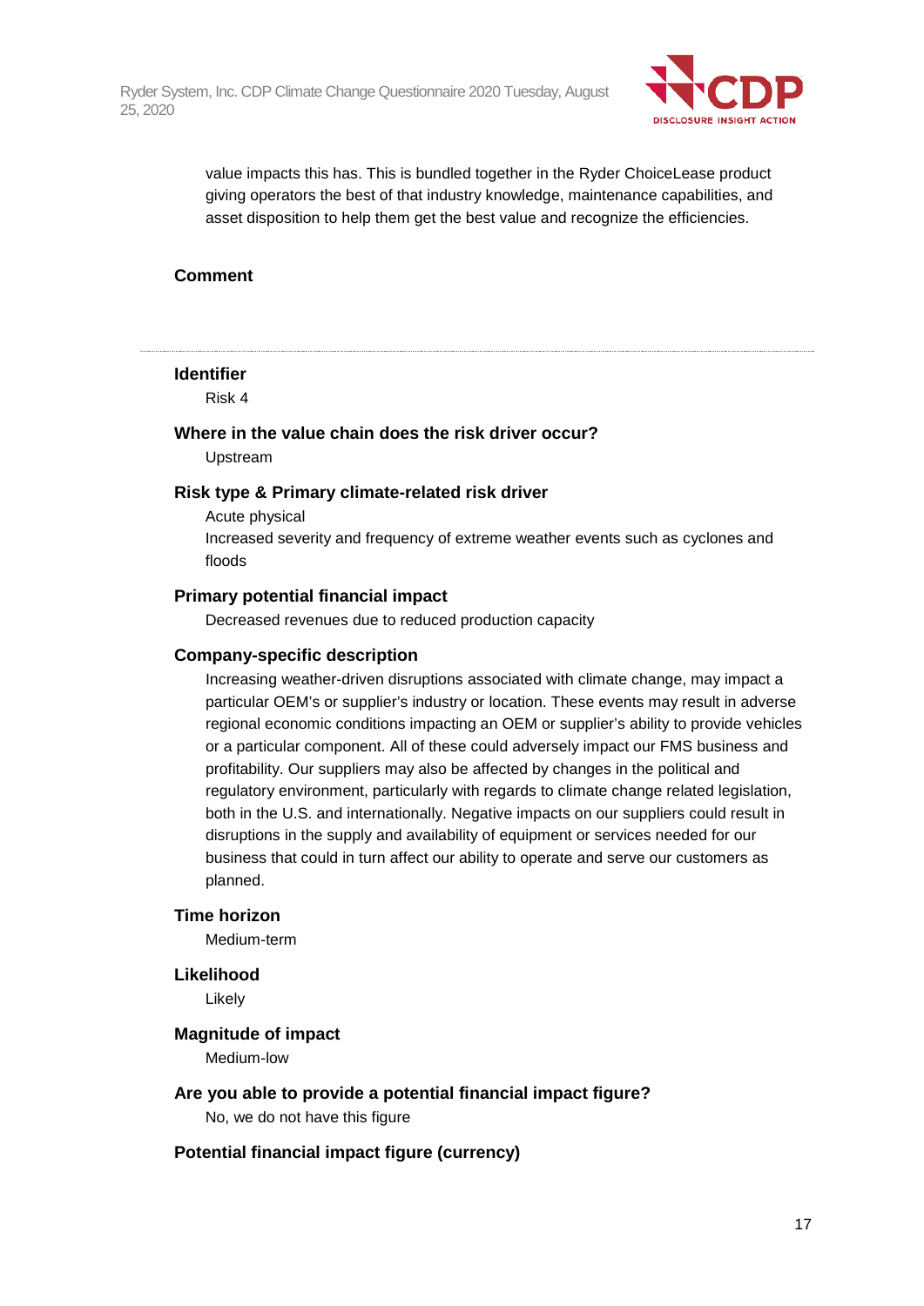value impacts this has. This is bundled together in the Ryder ChoiceLease product giving operators the best of that industry knowledge, maintenance capabilities, and asset disposition to help them get the best value and recognize the efficiencies.

**Comment**

---

**Identifier**

Risk 4

**Where in the value chain does the risk driver occur?**

Upstream

**Risk type & Primary climate-related risk driver**

Acute physical

Increased severity and frequency of extreme weather events such as cyclones and floods

**Primary potential financial impact**

Decreased revenues due to reduced production capacity

**Company-specific description**

Increasing weather-driven disruptions associated with climate change, may impact a particular OEM's or supplier's industry or location. These events may result in adverse regional economic conditions impacting an OEM or supplier's ability to provide vehicles or a particular component. All of these could adversely impact our FMS business and profitability. Our suppliers may also be affected by changes in the political and regulatory environment, particularly with regards to climate change related legislation, both in the U.S. and internationally. Negative impacts on our suppliers could result in disruptions in the supply and availability of equipment or services needed for our business that could in turn affect our ability to operate and serve our customers as planned.

**Time horizon**

Medium-term

**Likelihood**

Likely

**Magnitude of impact**

Medium-low

**Are you able to provide a potential financial impact figure?**

No, we do not have this figure

**Potential financial impact figure (currency)**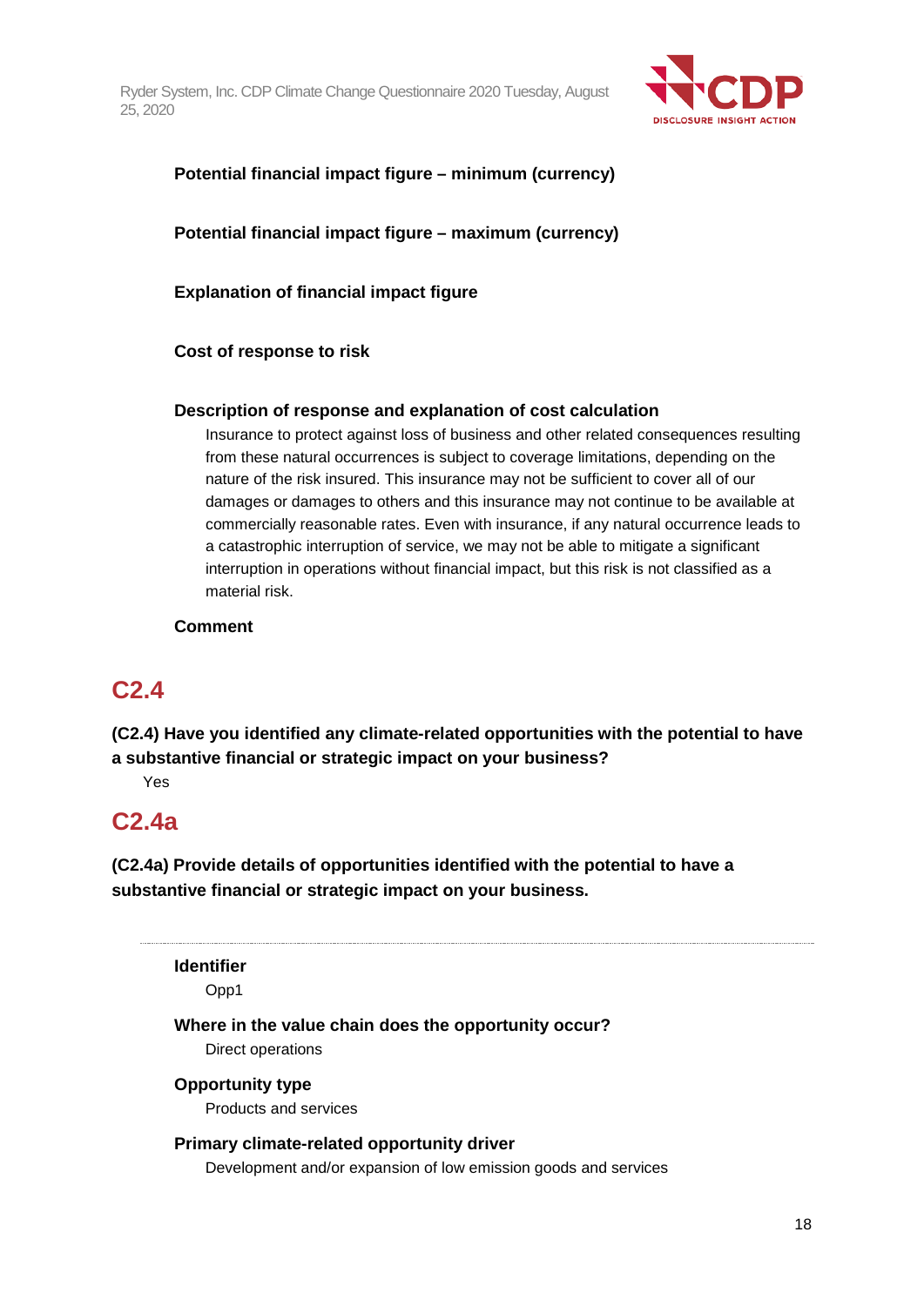**Potential financial impact figure – minimum (currency)**

**Potential financial impact figure – maximum (currency)**

**Explanation of financial impact figure**

**Cost of response to risk**

**Description of response and explanation of cost calculation**

Insurance to protect against loss of business and other related consequences resulting from these natural occurrences is subject to coverage limitations, depending on the nature of the risk insured. This insurance may not be sufficient to cover all of our damages or damages to others and this insurance may not continue to be available at commercially reasonable rates. Even with insurance, if any natural occurrence leads to a catastrophic interruption of service, we may not be able to mitigate a significant interruption in operations without financial impact, but this risk is not classified as a material risk.

**Comment**

## C2.4

**(C2.4) Have you identified any climate-related opportunities with the potential to have a substantive financial or strategic impact on your business?**

Yes

## C2.4a

**(C2.4a) Provide details of opportunities identified with the potential to have a substantive financial or strategic impact on your business.**

---

**Identifier**

Opp1

**Where in the value chain does the opportunity occur?**

Direct operations

**Opportunity type**

Products and services

**Primary climate-related opportunity driver**

Development and/or expansion of low emission goods and services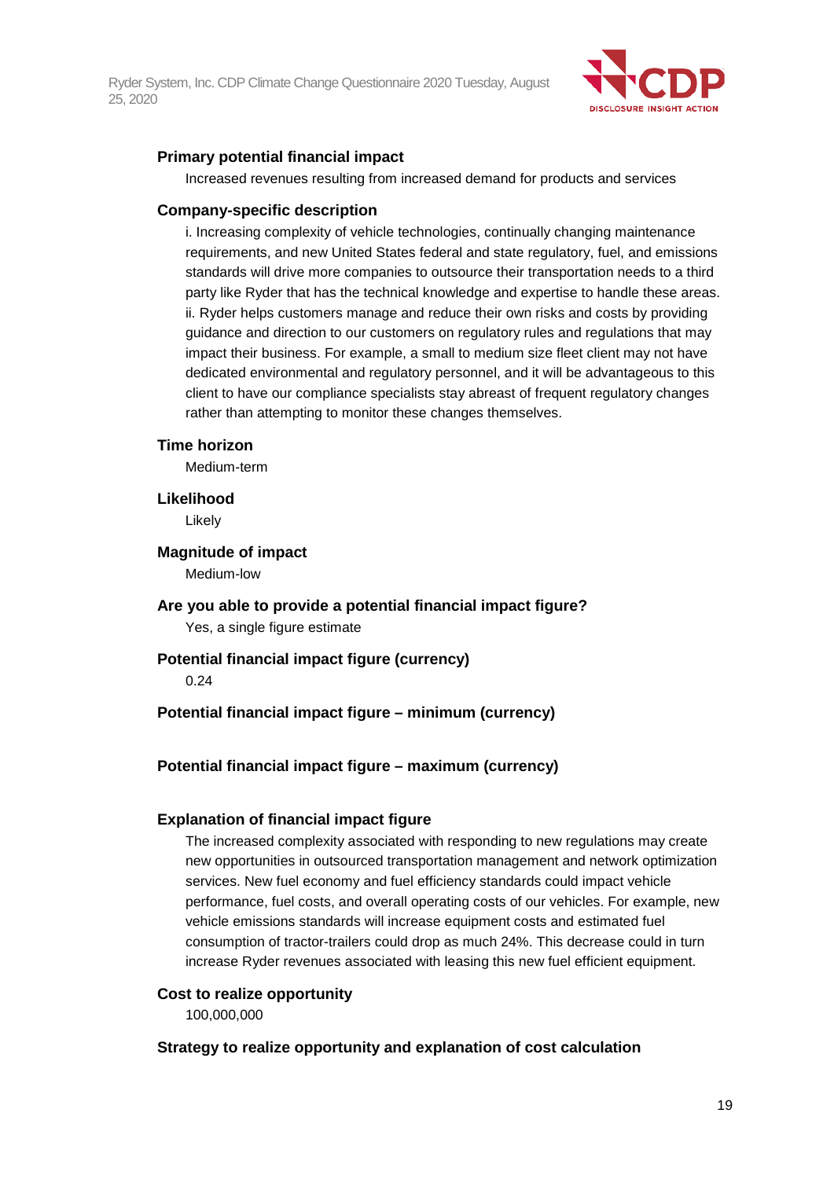**Primary potential financial impact**

Increased revenues resulting from increased demand for products and services

**Company-specific description**

i. Increasing complexity of vehicle technologies, continually changing maintenance requirements, and new United States federal and state regulatory, fuel, and emissions standards will drive more companies to outsource their transportation needs to a third party like Ryder that has the technical knowledge and expertise to handle these areas. ii. Ryder helps customers manage and reduce their own risks and costs by providing guidance and direction to our customers on regulatory rules and regulations that may impact their business. For example, a small to medium size fleet client may not have dedicated environmental and regulatory personnel, and it will be advantageous to this client to have our compliance specialists stay abreast of frequent regulatory changes rather than attempting to monitor these changes themselves.

**Time horizon**

Medium-term

**Likelihood**

Likely

**Magnitude of impact**

Medium-low

**Are you able to provide a potential financial impact figure?**

Yes, a single figure estimate

**Potential financial impact figure (currency)**

0.24

**Potential financial impact figure – minimum (currency)**

**Potential financial impact figure – maximum (currency)**

**Explanation of financial impact figure**

The increased complexity associated with responding to new regulations may create new opportunities in outsourced transportation management and network optimization services. New fuel economy and fuel efficiency standards could impact vehicle performance, fuel costs, and overall operating costs of our vehicles. For example, new vehicle emissions standards will increase equipment costs and estimated fuel consumption of tractor-trailers could drop as much 24%. This decrease could in turn increase Ryder revenues associated with leasing this new fuel efficient equipment.

**Cost to realize opportunity**

100,000,000

**Strategy to realize opportunity and explanation of cost calculation**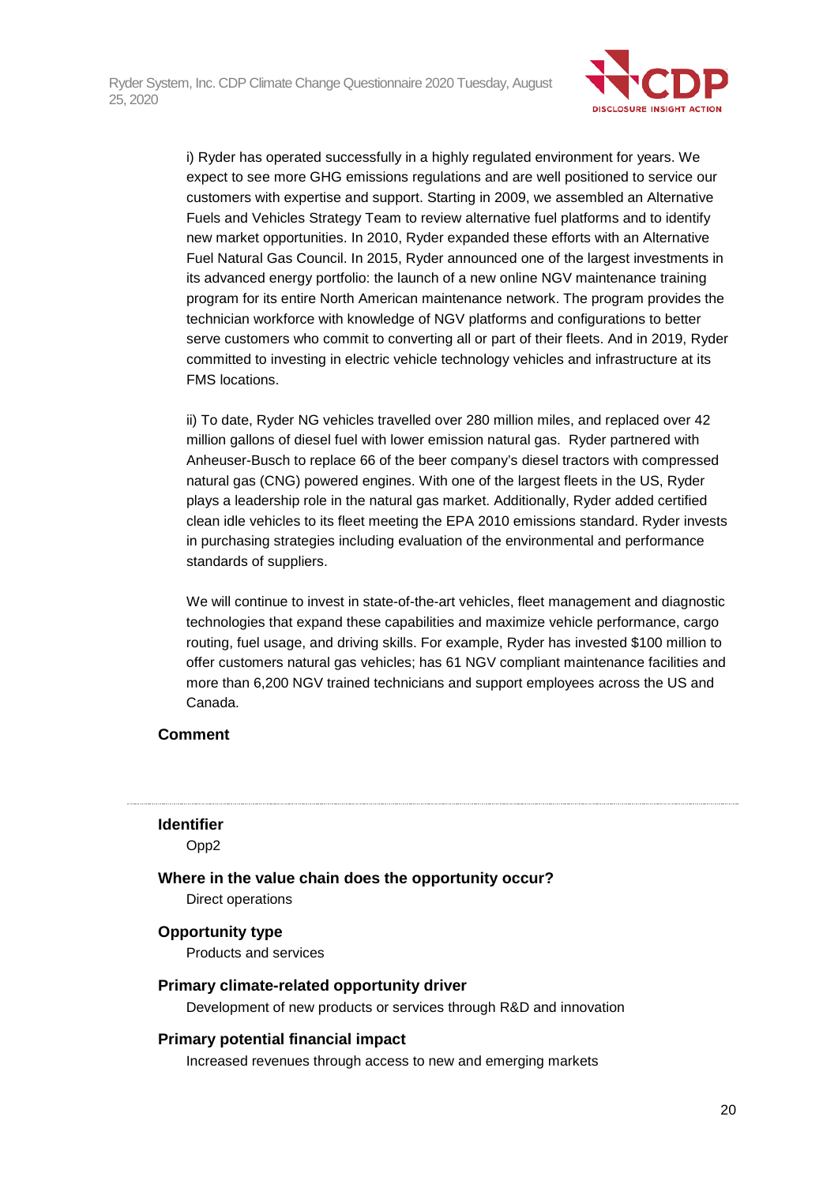i) Ryder has operated successfully in a highly regulated environment for years. We expect to see more GHG emissions regulations and are well positioned to service our customers with expertise and support. Starting in 2009, we assembled an Alternative Fuels and Vehicles Strategy Team to review alternative fuel platforms and to identify new market opportunities. In 2010, Ryder expanded these efforts with an Alternative Fuel Natural Gas Council. In 2015, Ryder announced one of the largest investments in its advanced energy portfolio: the launch of a new online NGV maintenance training program for its entire North American maintenance network. The program provides the technician workforce with knowledge of NGV platforms and configurations to better serve customers who commit to converting all or part of their fleets. And in 2019, Ryder committed to investing in electric vehicle technology vehicles and infrastructure at its FMS locations.

ii) To date, Ryder NG vehicles travelled over 280 million miles, and replaced over 42 million gallons of diesel fuel with lower emission natural gas. Ryder partnered with Anheuser-Busch to replace 66 of the beer company's diesel tractors with compressed natural gas (CNG) powered engines. With one of the largest fleets in the US, Ryder plays a leadership role in the natural gas market. Additionally, Ryder added certified clean idle vehicles to its fleet meeting the EPA 2010 emissions standard. Ryder invests in purchasing strategies including evaluation of the environmental and performance standards of suppliers.

We will continue to invest in state-of-the-art vehicles, fleet management and diagnostic technologies that expand these capabilities and maximize vehicle performance, cargo routing, fuel usage, and driving skills. For example, Ryder has invested $100 million to offer customers natural gas vehicles; has 61 NGV compliant maintenance facilities and more than 6,200 NGV trained technicians and support employees across the US and Canada.

**Comment**

---

**Identifier**

Opp2

**Where in the value chain does the opportunity occur?**

Direct operations

**Opportunity type**

Products and services

**Primary climate-related opportunity driver**

Development of new products or services through R&D and innovation

**Primary potential financial impact**

Increased revenues through access to new and emerging markets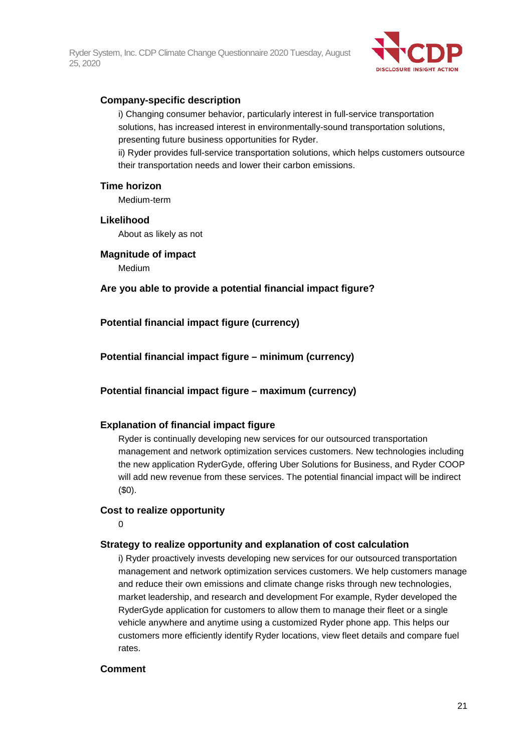### Company-specific description

i) Changing consumer behavior, particularly interest in full-service transportation solutions, has increased interest in environmentally-sound transportation solutions, presenting future business opportunities for Ryder.

ii) Ryder provides full-service transportation solutions, which helps customers outsource their transportation needs and lower their carbon emissions.

### Time horizon

Medium-term

### Likelihood

About as likely as not

### Magnitude of impact

Medium

### Are you able to provide a potential financial impact figure?

### Potential financial impact figure (currency)

### Potential financial impact figure – minimum (currency)

### Potential financial impact figure – maximum (currency)

### Explanation of financial impact figure

Ryder is continually developing new services for our outsourced transportation management and network optimization services customers. New technologies including the new application RyderGyde, offering Uber Solutions for Business, and Ryder COOP will add new revenue from these services. The potential financial impact will be indirect ($0).

### Cost to realize opportunity

0

### Strategy to realize opportunity and explanation of cost calculation

i) Ryder proactively invests developing new services for our outsourced transportation management and network optimization services customers. We help customers manage and reduce their own emissions and climate change risks through new technologies, market leadership, and research and development For example, Ryder developed the RyderGyde application for customers to allow them to manage their fleet or a single vehicle anywhere and anytime using a customized Ryder phone app. This helps our customers more efficiently identify Ryder locations, view fleet details and compare fuel rates.

### Comment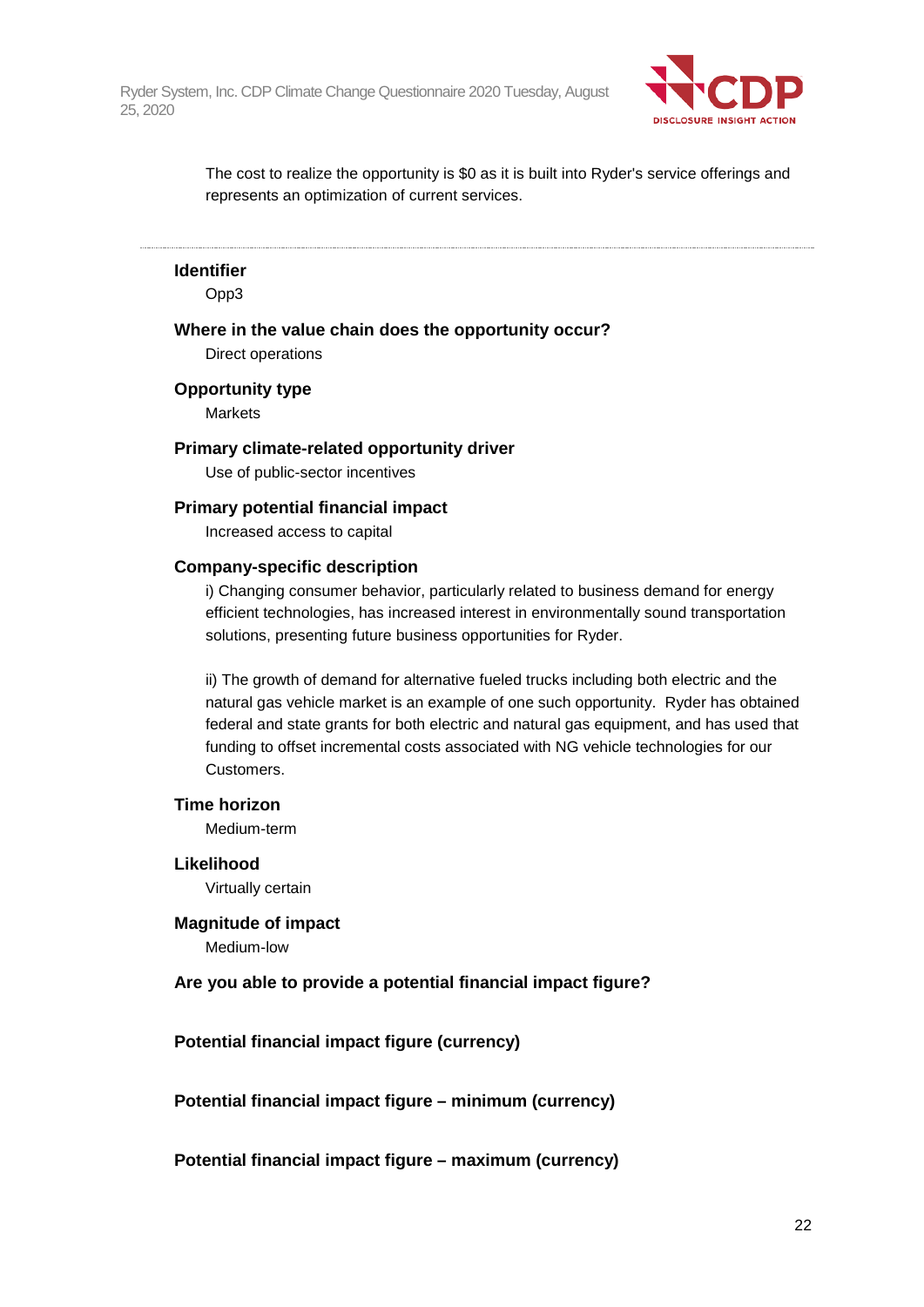The cost to realize the opportunity is $0 as it is built into Ryder's service offerings and represents an optimization of current services.

---

**Identifier**

Opp3

**Where in the value chain does the opportunity occur?**

Direct operations

**Opportunity type**

Markets

**Primary climate-related opportunity driver**

Use of public-sector incentives

**Primary potential financial impact**

Increased access to capital

**Company-specific description**

i) Changing consumer behavior, particularly related to business demand for energy efficient technologies, has increased interest in environmentally sound transportation solutions, presenting future business opportunities for Ryder.

ii) The growth of demand for alternative fueled trucks including both electric and the natural gas vehicle market is an example of one such opportunity. Ryder has obtained federal and state grants for both electric and natural gas equipment, and has used that funding to offset incremental costs associated with NG vehicle technologies for our Customers.

**Time horizon**

Medium-term

**Likelihood**

Virtually certain

**Magnitude of impact**

Medium-low

**Are you able to provide a potential financial impact figure?**

**Potential financial impact figure (currency)**

**Potential financial impact figure – minimum (currency)**

**Potential financial impact figure – maximum (currency)**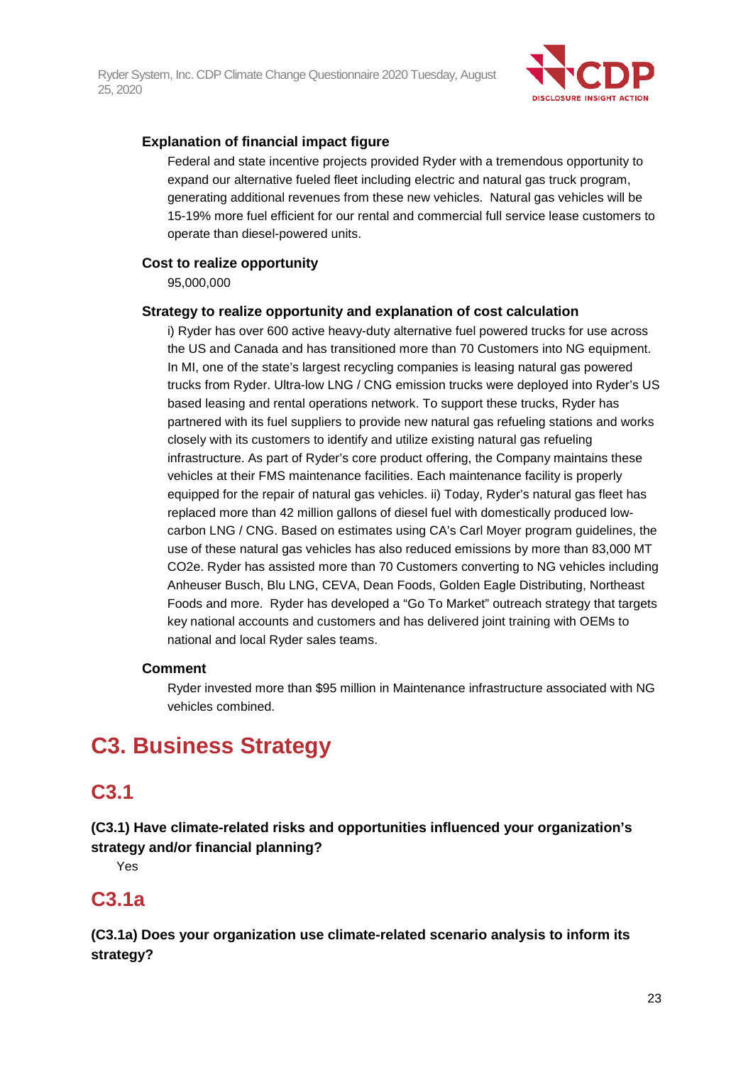#### Explanation of financial impact figure

Federal and state incentive projects provided Ryder with a tremendous opportunity to expand our alternative fueled fleet including electric and natural gas truck program, generating additional revenues from these new vehicles. Natural gas vehicles will be 15-19% more fuel efficient for our rental and commercial full service lease customers to operate than diesel-powered units.

#### Cost to realize opportunity

95,000,000

#### Strategy to realize opportunity and explanation of cost calculation

i) Ryder has over 600 active heavy-duty alternative fuel powered trucks for use across the US and Canada and has transitioned more than 70 Customers into NG equipment. In MI, one of the state's largest recycling companies is leasing natural gas powered trucks from Ryder. Ultra-low LNG / CNG emission trucks were deployed into Ryder's US based leasing and rental operations network. To support these trucks, Ryder has partnered with its fuel suppliers to provide new natural gas refueling stations and works closely with its customers to identify and utilize existing natural gas refueling infrastructure. As part of Ryder's core product offering, the Company maintains these vehicles at their FMS maintenance facilities. Each maintenance facility is properly equipped for the repair of natural gas vehicles. ii) Today, Ryder's natural gas fleet has replaced more than 42 million gallons of diesel fuel with domestically produced low-carbon LNG / CNG. Based on estimates using CA's Carl Moyer program guidelines, the use of these natural gas vehicles has also reduced emissions by more than 83,000 MT CO2e. Ryder has assisted more than 70 Customers converting to NG vehicles including Anheuser Busch, Blu LNG, CEVA, Dean Foods, Golden Eagle Distributing, Northeast Foods and more. Ryder has developed a "Go To Market" outreach strategy that targets key national accounts and customers and has delivered joint training with OEMs to national and local Ryder sales teams.

#### Comment

Ryder invested more than $95 million in Maintenance infrastructure associated with NG vehicles combined.

# C3. Business Strategy

## C3.1

**(C3.1) Have climate-related risks and opportunities influenced your organization's strategy and/or financial planning?**

Yes

## C3.1a

**(C3.1a) Does your organization use climate-related scenario analysis to inform its strategy?**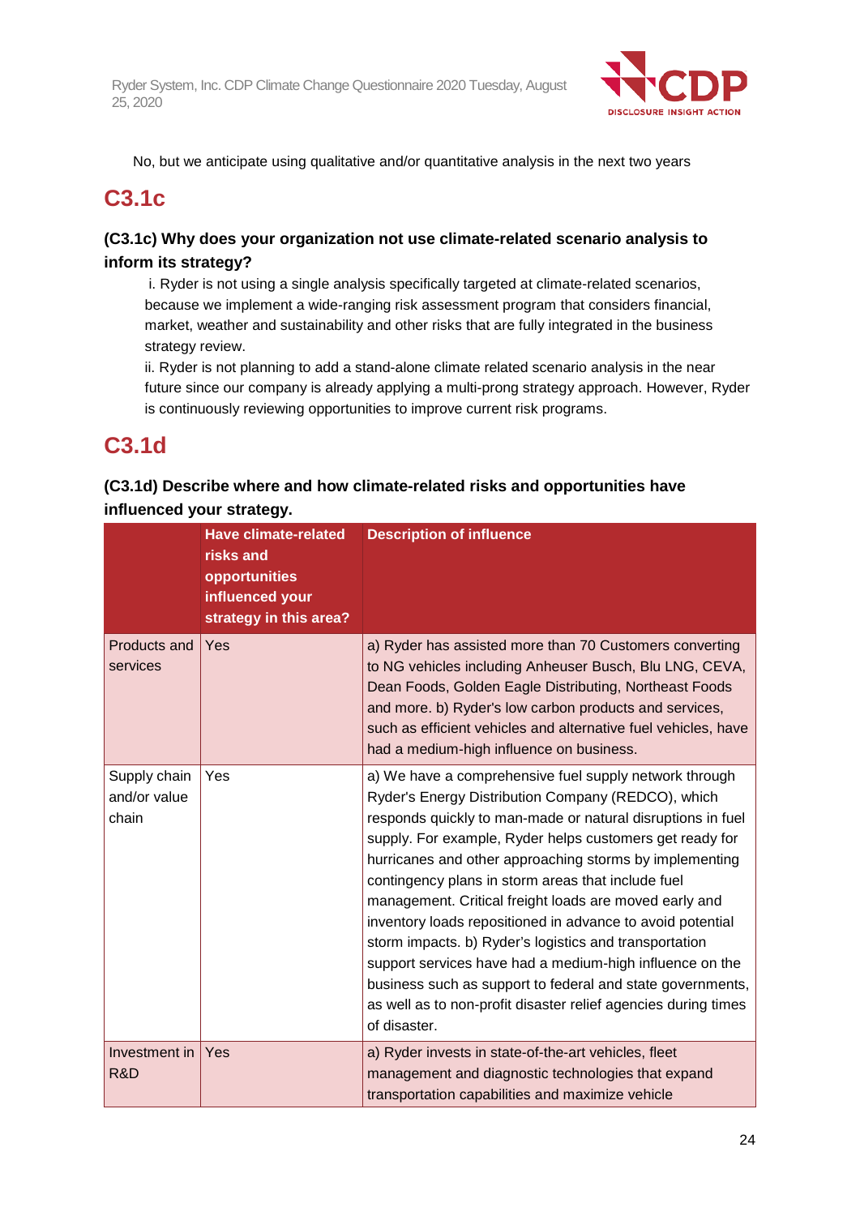No, but we anticipate using qualitative and/or quantitative analysis in the next two years

## C3.1c

**(C3.1c) Why does your organization not use climate-related scenario analysis to inform its strategy?**

i. Ryder is not using a single analysis specifically targeted at climate-related scenarios, because we implement a wide-ranging risk assessment program that considers financial, market, weather and sustainability and other risks that are fully integrated in the business strategy review.

ii. Ryder is not planning to add a stand-alone climate related scenario analysis in the near future since our company is already applying a multi-prong strategy approach. However, Ryder is continuously reviewing opportunities to improve current risk programs.

## C3.1d

**(C3.1d) Describe where and how climate-related risks and opportunities have influenced your strategy.**

| | Have climate-related risks and opportunities influenced your strategy in this area? | Description of influence |
|---|---|---|
| Products and services | Yes | a) Ryder has assisted more than 70 Customers converting to NG vehicles including Anheuser Busch, Blu LNG, CEVA, Dean Foods, Golden Eagle Distributing, Northeast Foods and more. b) Ryder's low carbon products and services, such as efficient vehicles and alternative fuel vehicles, have had a medium-high influence on business. |
| Supply chain and/or value chain | Yes | a) We have a comprehensive fuel supply network through Ryder's Energy Distribution Company (REDCO), which responds quickly to man-made or natural disruptions in fuel supply. For example, Ryder helps customers get ready for hurricanes and other approaching storms by implementing contingency plans in storm areas that include fuel management. Critical freight loads are moved early and inventory loads repositioned in advance to avoid potential storm impacts. b) Ryder's logistics and transportation support services have had a medium-high influence on the business such as support to federal and state governments, as well as to non-profit disaster relief agencies during times of disaster. |
| Investment in R&D | Yes | a) Ryder invests in state-of-the-art vehicles, fleet management and diagnostic technologies that expand transportation capabilities and maximize vehicle |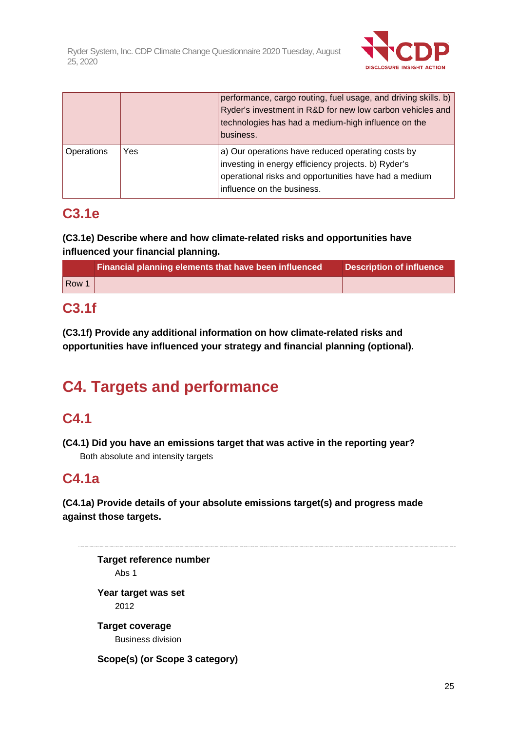| | | performance, cargo routing, fuel usage, and driving skills. b) Ryder's investment in R&D for new low carbon vehicles and technologies has had a medium-high influence on the business. |
|---|---|---|
| Operations | Yes | a) Our operations have reduced operating costs by investing in energy efficiency projects. b) Ryder's operational risks and opportunities have had a medium influence on the business. |

## C3.1e

**(C3.1e) Describe where and how climate-related risks and opportunities have influenced your financial planning.**

| | Financial planning elements that have been influenced | Description of influence |
|---|---|---|
| Row 1 | | |

## C3.1f

**(C3.1f) Provide any additional information on how climate-related risks and opportunities have influenced your strategy and financial planning (optional).**

# C4. Targets and performance

## C4.1

**(C4.1) Did you have an emissions target that was active in the reporting year?**

Both absolute and intensity targets

## C4.1a

**(C4.1a) Provide details of your absolute emissions target(s) and progress made against those targets.**

**Target reference number**
Abs 1

**Year target was set**
2012

**Target coverage**
Business division

**Scope(s) (or Scope 3 category)**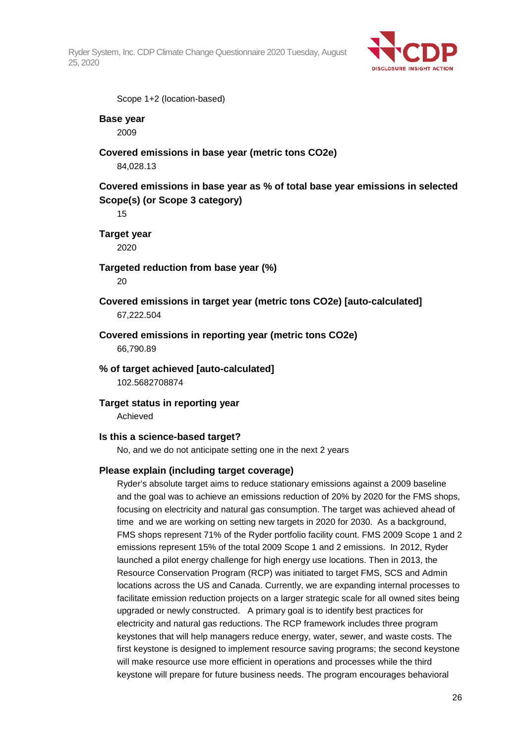Scope 1+2 (location-based)

**Base year**

2009

**Covered emissions in base year (metric tons CO2e)**

84,028.13

**Covered emissions in base year as % of total base year emissions in selected Scope(s) (or Scope 3 category)**

15

**Target year**

2020

**Targeted reduction from base year (%)**

20

**Covered emissions in target year (metric tons CO2e) [auto-calculated]**

67,222.504

**Covered emissions in reporting year (metric tons CO2e)**

66,790.89

**% of target achieved [auto-calculated]**

102.5682708874

**Target status in reporting year**

Achieved

**Is this a science-based target?**

No, and we do not anticipate setting one in the next 2 years

**Please explain (including target coverage)**

Ryder's absolute target aims to reduce stationary emissions against a 2009 baseline and the goal was to achieve an emissions reduction of 20% by 2020 for the FMS shops, focusing on electricity and natural gas consumption. The target was achieved ahead of time and we are working on setting new targets in 2020 for 2030. As a background, FMS shops represent 71% of the Ryder portfolio facility count. FMS 2009 Scope 1 and 2 emissions represent 15% of the total 2009 Scope 1 and 2 emissions. In 2012, Ryder launched a pilot energy challenge for high energy use locations. Then in 2013, the Resource Conservation Program (RCP) was initiated to target FMS, SCS and Admin locations across the US and Canada. Currently, we are expanding internal processes to facilitate emission reduction projects on a larger strategic scale for all owned sites being upgraded or newly constructed. A primary goal is to identify best practices for electricity and natural gas reductions. The RCP framework includes three program keystones that will help managers reduce energy, water, sewer, and waste costs. The first keystone is designed to implement resource saving programs; the second keystone will make resource use more efficient in operations and processes while the third keystone will prepare for future business needs. The program encourages behavioral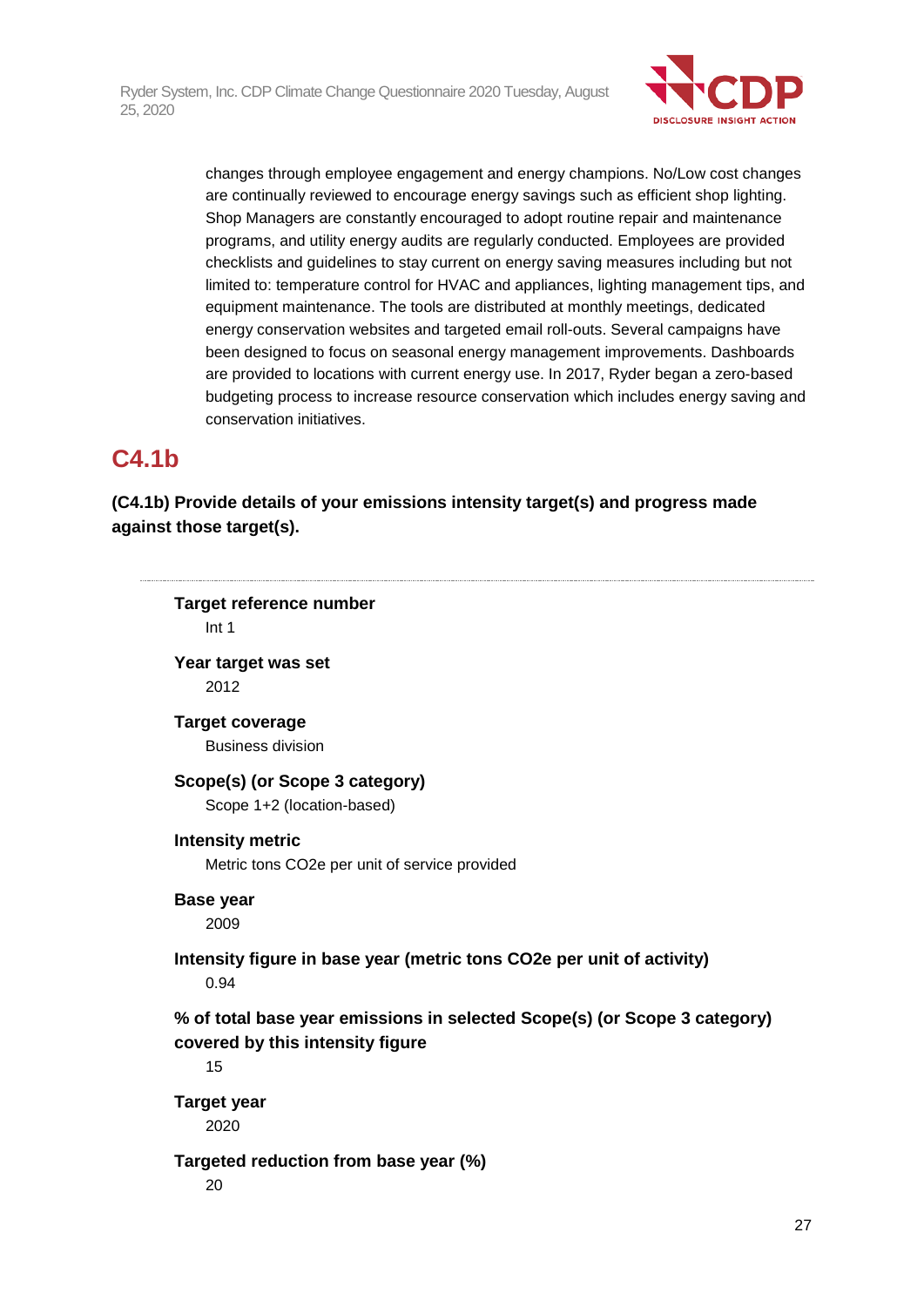changes through employee engagement and energy champions. No/Low cost changes are continually reviewed to encourage energy savings such as efficient shop lighting. Shop Managers are constantly encouraged to adopt routine repair and maintenance programs, and utility energy audits are regularly conducted. Employees are provided checklists and guidelines to stay current on energy saving measures including but not limited to: temperature control for HVAC and appliances, lighting management tips, and equipment maintenance. The tools are distributed at monthly meetings, dedicated energy conservation websites and targeted email roll-outs. Several campaigns have been designed to focus on seasonal energy management improvements. Dashboards are provided to locations with current energy use. In 2017, Ryder began a zero-based budgeting process to increase resource conservation which includes energy saving and conservation initiatives.

## C4.1b

**(C4.1b) Provide details of your emissions intensity target(s) and progress made against those target(s).**

---

**Target reference number**

Int 1

**Year target was set**

2012

**Target coverage**

Business division

**Scope(s) (or Scope 3 category)**

Scope 1+2 (location-based)

**Intensity metric**

Metric tons CO2e per unit of service provided

**Base year**

2009

**Intensity figure in base year (metric tons CO2e per unit of activity)**

0.94

**% of total base year emissions in selected Scope(s) (or Scope 3 category) covered by this intensity figure**

15

**Target year**

2020

**Targeted reduction from base year (%)**

20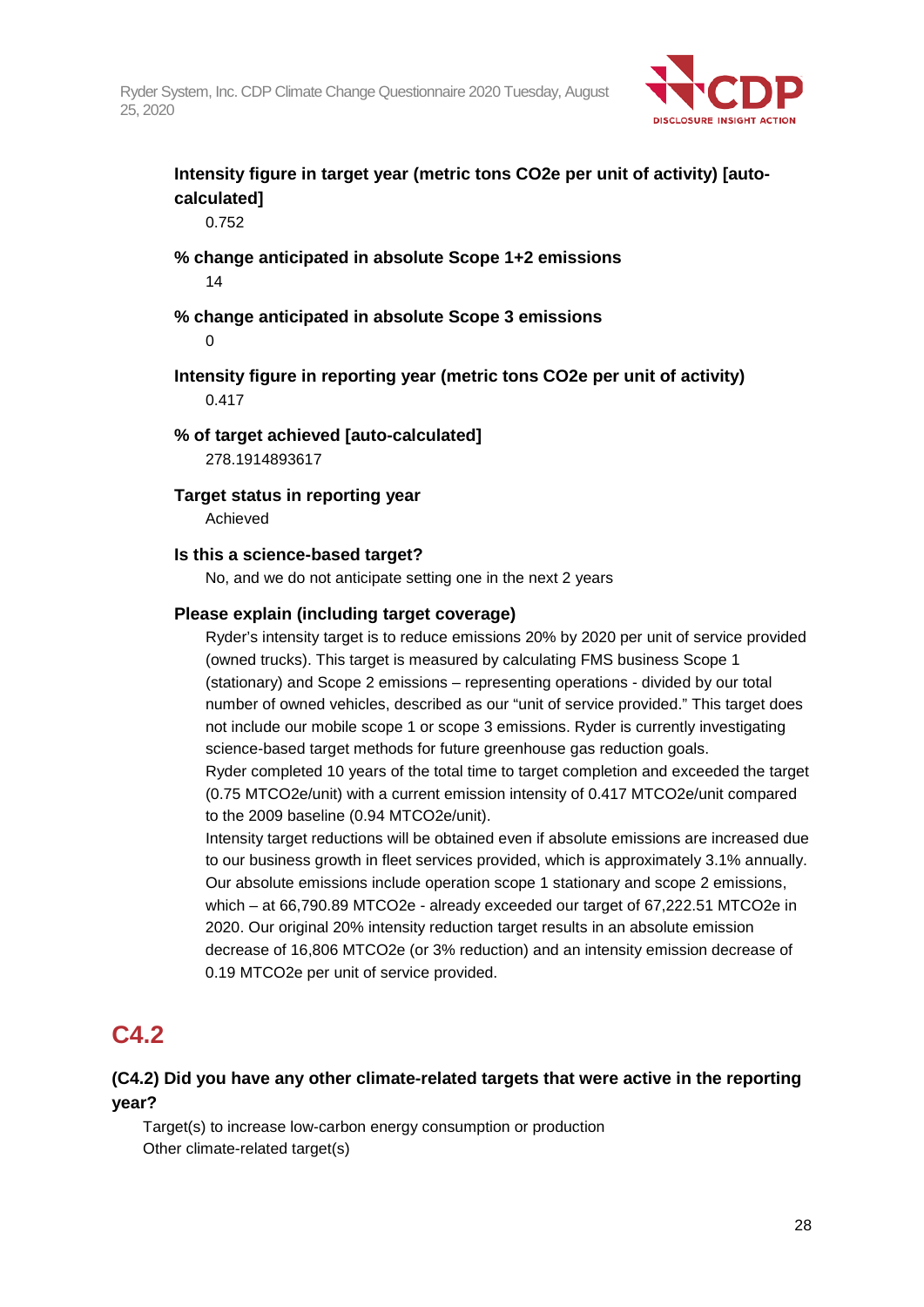**Intensity figure in target year (metric tons CO2e per unit of activity) [auto-calculated]**

0.752

**% change anticipated in absolute Scope 1+2 emissions**

14

**% change anticipated in absolute Scope 3 emissions**

0

**Intensity figure in reporting year (metric tons CO2e per unit of activity)**

0.417

**% of target achieved [auto-calculated]**

278.1914893617

**Target status in reporting year**

Achieved

**Is this a science-based target?**

No, and we do not anticipate setting one in the next 2 years

**Please explain (including target coverage)**

Ryder's intensity target is to reduce emissions 20% by 2020 per unit of service provided (owned trucks). This target is measured by calculating FMS business Scope 1 (stationary) and Scope 2 emissions – representing operations - divided by our total number of owned vehicles, described as our "unit of service provided." This target does not include our mobile scope 1 or scope 3 emissions. Ryder is currently investigating science-based target methods for future greenhouse gas reduction goals.

Ryder completed 10 years of the total time to target completion and exceeded the target (0.75 MTCO2e/unit) with a current emission intensity of 0.417 MTCO2e/unit compared to the 2009 baseline (0.94 MTCO2e/unit).

Intensity target reductions will be obtained even if absolute emissions are increased due to our business growth in fleet services provided, which is approximately 3.1% annually. Our absolute emissions include operation scope 1 stationary and scope 2 emissions, which – at 66,790.89 MTCO2e - already exceeded our target of 67,222.51 MTCO2e in 2020. Our original 20% intensity reduction target results in an absolute emission decrease of 16,806 MTCO2e (or 3% reduction) and an intensity emission decrease of 0.19 MTCO2e per unit of service provided.

## C4.2

### (C4.2) Did you have any other climate-related targets that were active in the reporting year?

Target(s) to increase low-carbon energy consumption or production
Other climate-related target(s)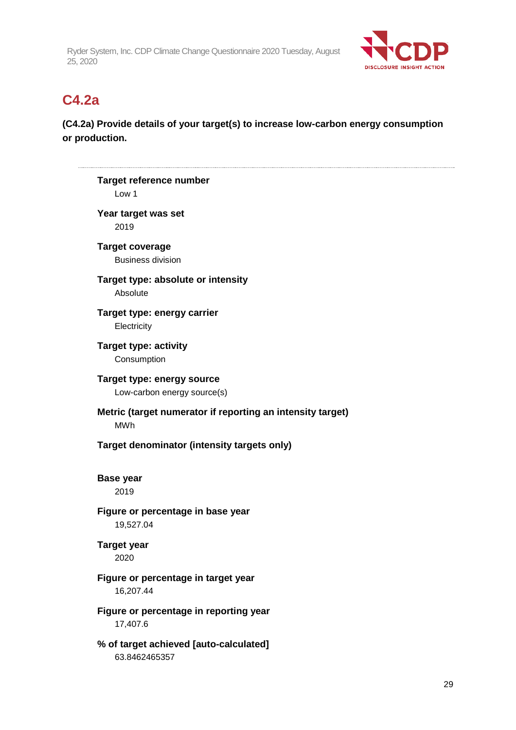## C4.2a

**(C4.2a) Provide details of your target(s) to increase low-carbon energy consumption or production.**

---

**Target reference number**
Low 1

**Year target was set**
2019

**Target coverage**
Business division

**Target type: absolute or intensity**
Absolute

**Target type: energy carrier**
Electricity

**Target type: activity**
Consumption

**Target type: energy source**
Low-carbon energy source(s)

**Metric (target numerator if reporting an intensity target)**
MWh

**Target denominator (intensity targets only)**

**Base year**
2019

**Figure or percentage in base year**
19,527.04

**Target year**
2020

**Figure or percentage in target year**
16,207.44

**Figure or percentage in reporting year**
17,407.6

**% of target achieved [auto-calculated]**
63.8462465357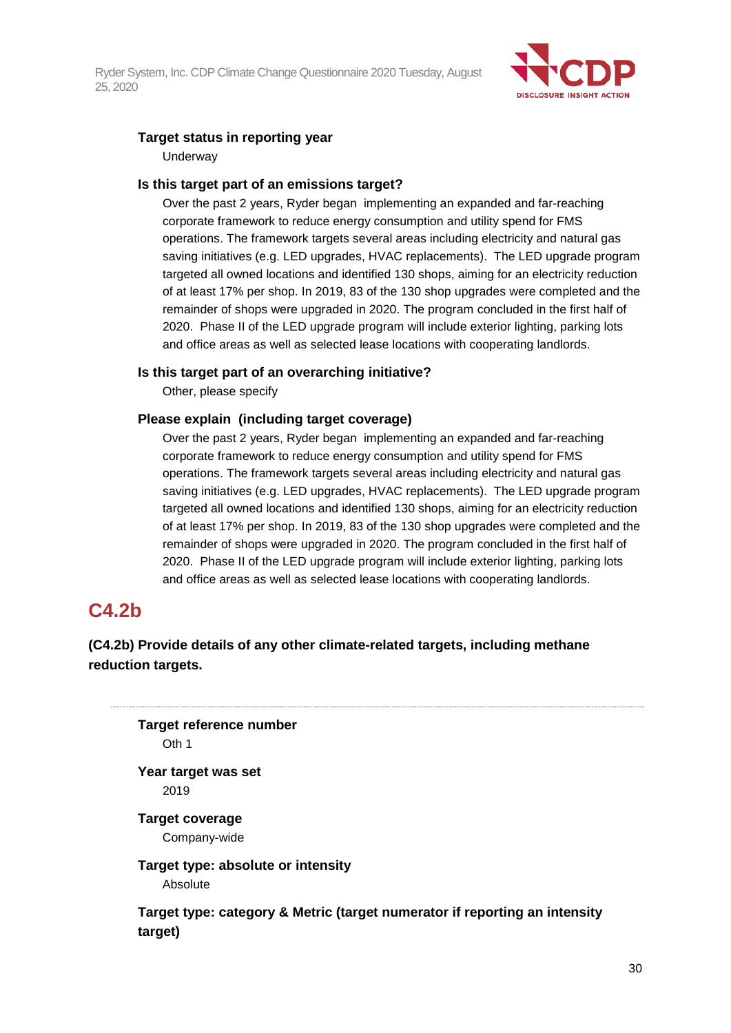**Target status in reporting year**

Underway

**Is this target part of an emissions target?**

Over the past 2 years, Ryder began implementing an expanded and far-reaching corporate framework to reduce energy consumption and utility spend for FMS operations. The framework targets several areas including electricity and natural gas saving initiatives (e.g. LED upgrades, HVAC replacements). The LED upgrade program targeted all owned locations and identified 130 shops, aiming for an electricity reduction of at least 17% per shop. In 2019, 83 of the 130 shop upgrades were completed and the remainder of shops were upgraded in 2020. The program concluded in the first half of 2020. Phase II of the LED upgrade program will include exterior lighting, parking lots and office areas as well as selected lease locations with cooperating landlords.

**Is this target part of an overarching initiative?**

Other, please specify

**Please explain (including target coverage)**

Over the past 2 years, Ryder began implementing an expanded and far-reaching corporate framework to reduce energy consumption and utility spend for FMS operations. The framework targets several areas including electricity and natural gas saving initiatives (e.g. LED upgrades, HVAC replacements). The LED upgrade program targeted all owned locations and identified 130 shops, aiming for an electricity reduction of at least 17% per shop. In 2019, 83 of the 130 shop upgrades were completed and the remainder of shops were upgraded in 2020. The program concluded in the first half of 2020. Phase II of the LED upgrade program will include exterior lighting, parking lots and office areas as well as selected lease locations with cooperating landlords.

## C4.2b

**(C4.2b) Provide details of any other climate-related targets, including methane reduction targets.**

---

**Target reference number**

Oth 1

**Year target was set**

2019

**Target coverage**

Company-wide

**Target type: absolute or intensity**

Absolute

**Target type: category & Metric (target numerator if reporting an intensity target)**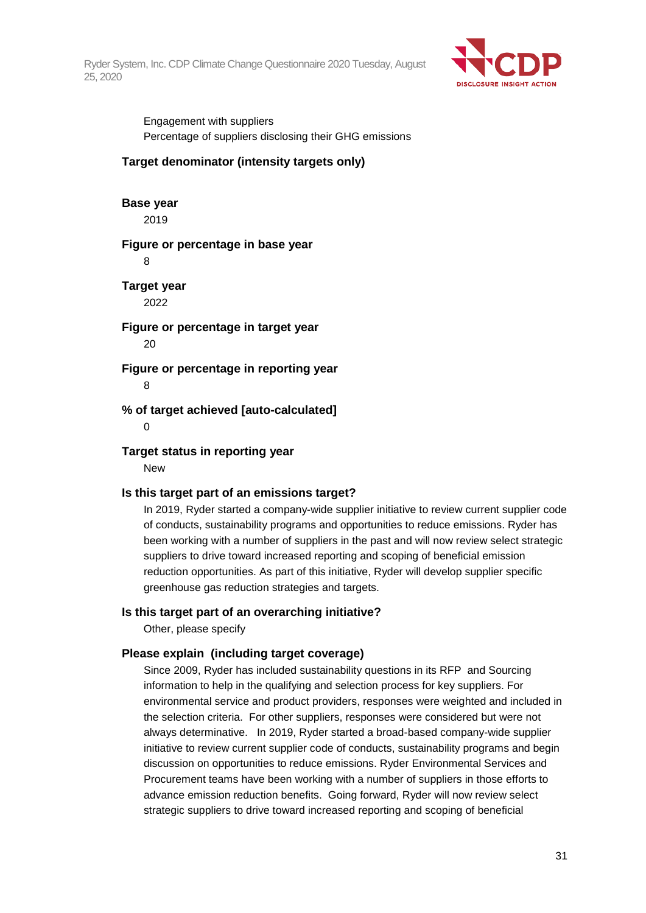Engagement with suppliers
Percentage of suppliers disclosing their GHG emissions

**Target denominator (intensity targets only)**

**Base year**
2019

**Figure or percentage in base year**
8

**Target year**
2022

**Figure or percentage in target year**
20

**Figure or percentage in reporting year**
8

**% of target achieved [auto-calculated]**
0

**Target status in reporting year**
New

**Is this target part of an emissions target?**
In 2019, Ryder started a company-wide supplier initiative to review current supplier code of conducts, sustainability programs and opportunities to reduce emissions. Ryder has been working with a number of suppliers in the past and will now review select strategic suppliers to drive toward increased reporting and scoping of beneficial emission reduction opportunities. As part of this initiative, Ryder will develop supplier specific greenhouse gas reduction strategies and targets.

**Is this target part of an overarching initiative?**
Other, please specify

**Please explain (including target coverage)**
Since 2009, Ryder has included sustainability questions in its RFP and Sourcing information to help in the qualifying and selection process for key suppliers. For environmental service and product providers, responses were weighted and included in the selection criteria. For other suppliers, responses were considered but were not always determinative. In 2019, Ryder started a broad-based company-wide supplier initiative to review current supplier code of conducts, sustainability programs and begin discussion on opportunities to reduce emissions. Ryder Environmental Services and Procurement teams have been working with a number of suppliers in those efforts to advance emission reduction benefits. Going forward, Ryder will now review select strategic suppliers to drive toward increased reporting and scoping of beneficial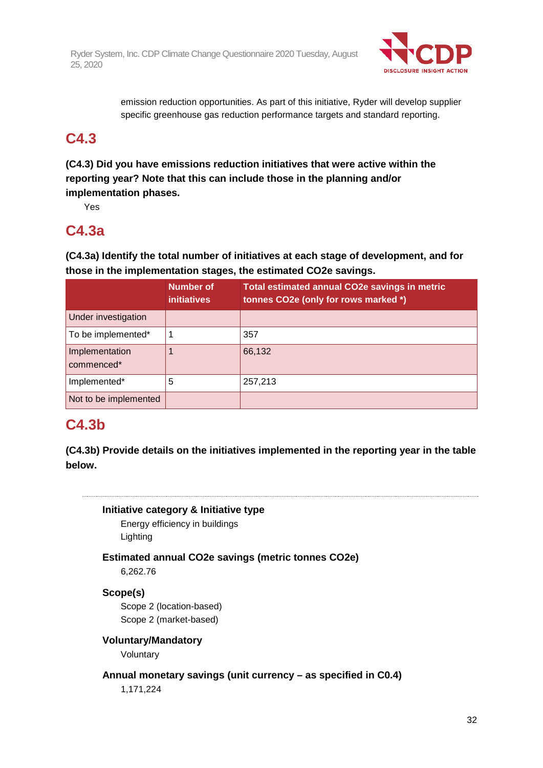emission reduction opportunities. As part of this initiative, Ryder will develop supplier specific greenhouse gas reduction performance targets and standard reporting.

## C4.3

**(C4.3) Did you have emissions reduction initiatives that were active within the reporting year? Note that this can include those in the planning and/or implementation phases.**

Yes

## C4.3a

**(C4.3a) Identify the total number of initiatives at each stage of development, and for those in the implementation stages, the estimated CO2e savings.**

| | Number of initiatives | Total estimated annual CO2e savings in metric tonnes CO2e (only for rows marked *) |
|---|---|---|
| Under investigation | | |
| To be implemented* | 1 | 357 |
| Implementation commenced* | 1 | 66,132 |
| Implemented* | 5 | 257,213 |
| Not to be implemented | | |

## C4.3b

**(C4.3b) Provide details on the initiatives implemented in the reporting year in the table below.**

---

**Initiative category & Initiative type**

Energy efficiency in buildings

Lighting

**Estimated annual CO2e savings (metric tonnes CO2e)**

6,262.76

**Scope(s)**

Scope 2 (location-based)

Scope 2 (market-based)

**Voluntary/Mandatory**

Voluntary

**Annual monetary savings (unit currency – as specified in C0.4)**

1,171,224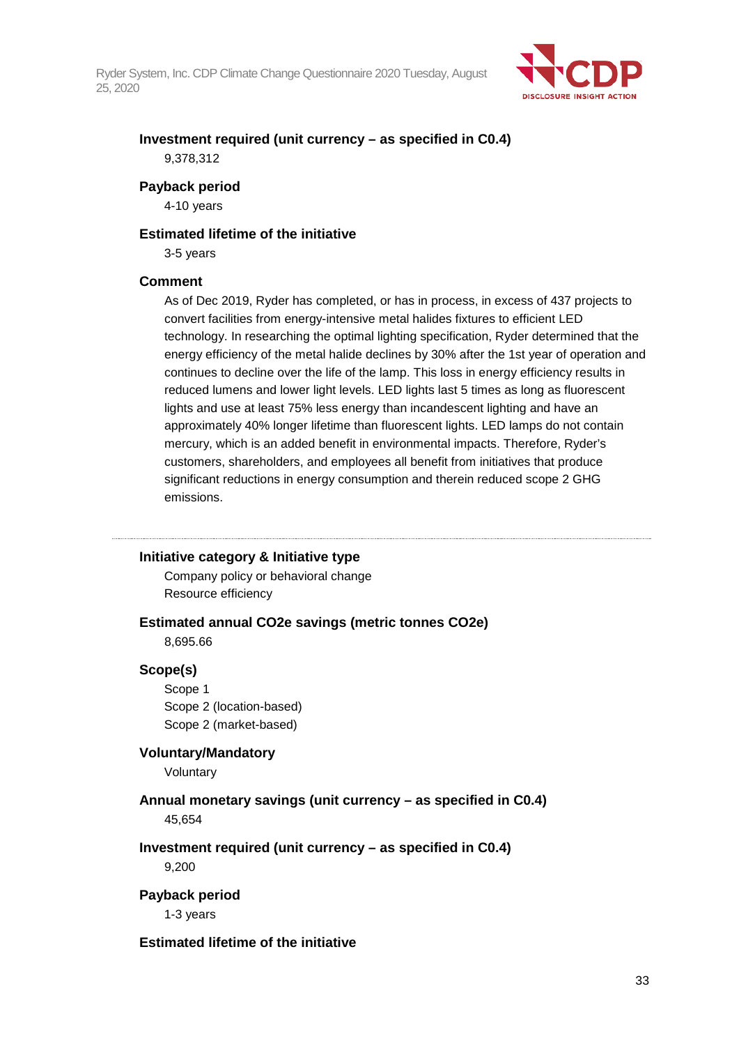**Investment required (unit currency – as specified in C0.4)**

9,378,312

**Payback period**

4-10 years

**Estimated lifetime of the initiative**

3-5 years

**Comment**

As of Dec 2019, Ryder has completed, or has in process, in excess of 437 projects to convert facilities from energy-intensive metal halides fixtures to efficient LED technology. In researching the optimal lighting specification, Ryder determined that the energy efficiency of the metal halide declines by 30% after the 1st year of operation and continues to decline over the life of the lamp. This loss in energy efficiency results in reduced lumens and lower light levels. LED lights last 5 times as long as fluorescent lights and use at least 75% less energy than incandescent lighting and have an approximately 40% longer lifetime than fluorescent lights. LED lamps do not contain mercury, which is an added benefit in environmental impacts. Therefore, Ryder's customers, shareholders, and employees all benefit from initiatives that produce significant reductions in energy consumption and therein reduced scope 2 GHG emissions.

---

**Initiative category & Initiative type**

Company policy or behavioral change

Resource efficiency

**Estimated annual CO2e savings (metric tonnes CO2e)**

8,695.66

**Scope(s)**

Scope 1

Scope 2 (location-based)

Scope 2 (market-based)

**Voluntary/Mandatory**

Voluntary

**Annual monetary savings (unit currency – as specified in C0.4)**

45,654

**Investment required (unit currency – as specified in C0.4)**

9,200

**Payback period**

1-3 years

**Estimated lifetime of the initiative**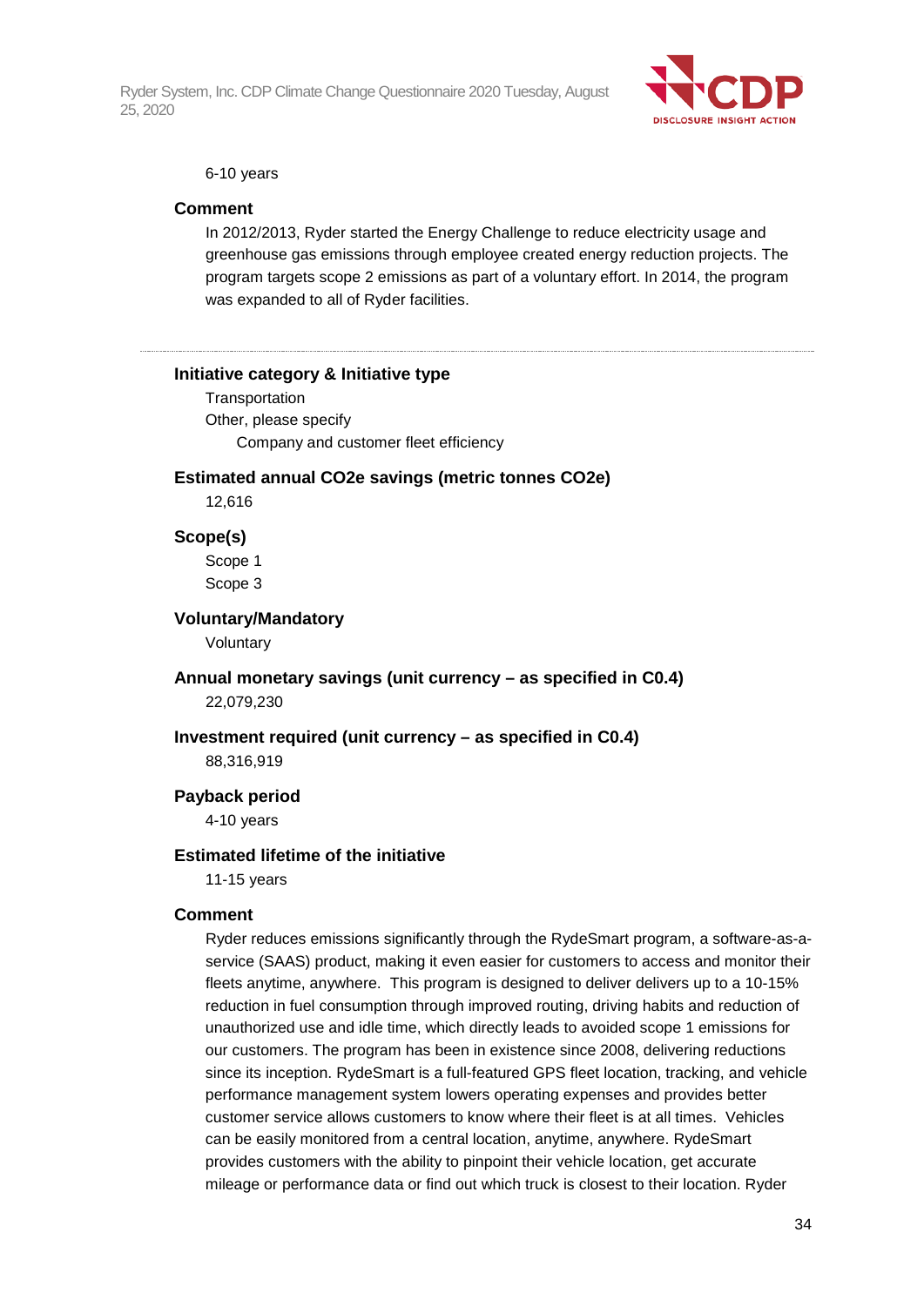6-10 years

**Comment**

In 2012/2013, Ryder started the Energy Challenge to reduce electricity usage and greenhouse gas emissions through employee created energy reduction projects. The program targets scope 2 emissions as part of a voluntary effort. In 2014, the program was expanded to all of Ryder facilities.

---

**Initiative category & Initiative type**

Transportation

Other, please specify

Company and customer fleet efficiency

**Estimated annual CO2e savings (metric tonnes CO2e)**

12,616

**Scope(s)**

Scope 1

Scope 3

**Voluntary/Mandatory**

Voluntary

**Annual monetary savings (unit currency – as specified in C0.4)**

22,079,230

**Investment required (unit currency – as specified in C0.4)**

88,316,919

**Payback period**

4-10 years

**Estimated lifetime of the initiative**

11-15 years

**Comment**

Ryder reduces emissions significantly through the RydeSmart program, a software-as-a-service (SAAS) product, making it even easier for customers to access and monitor their fleets anytime, anywhere. This program is designed to deliver delivers up to a 10-15% reduction in fuel consumption through improved routing, driving habits and reduction of unauthorized use and idle time, which directly leads to avoided scope 1 emissions for our customers. The program has been in existence since 2008, delivering reductions since its inception. RydeSmart is a full-featured GPS fleet location, tracking, and vehicle performance management system lowers operating expenses and provides better customer service allows customers to know where their fleet is at all times. Vehicles can be easily monitored from a central location, anytime, anywhere. RydeSmart provides customers with the ability to pinpoint their vehicle location, get accurate mileage or performance data or find out which truck is closest to their location. Ryder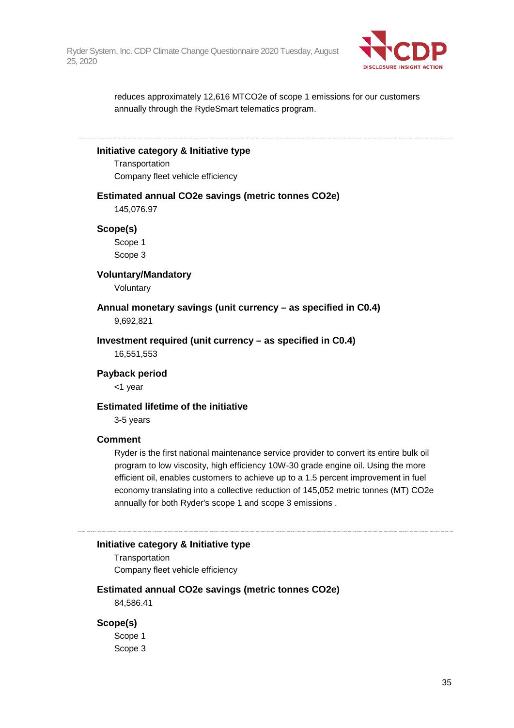reduces approximately 12,616 MTCO2e of scope 1 emissions for our customers annually through the RydeSmart telematics program.

---

**Initiative category & Initiative type**

Transportation
Company fleet vehicle efficiency

**Estimated annual CO2e savings (metric tonnes CO2e)**

145,076.97

**Scope(s)**

Scope 1
Scope 3

**Voluntary/Mandatory**

Voluntary

**Annual monetary savings (unit currency – as specified in C0.4)**

9,692,821

**Investment required (unit currency – as specified in C0.4)**

16,551,553

**Payback period**

<1 year

**Estimated lifetime of the initiative**

3-5 years

**Comment**

Ryder is the first national maintenance service provider to convert its entire bulk oil program to low viscosity, high efficiency 10W-30 grade engine oil. Using the more efficient oil, enables customers to achieve up to a 1.5 percent improvement in fuel economy translating into a collective reduction of 145,052 metric tonnes (MT) CO2e annually for both Ryder's scope 1 and scope 3 emissions .

---

**Initiative category & Initiative type**

Transportation
Company fleet vehicle efficiency

**Estimated annual CO2e savings (metric tonnes CO2e)**

84,586.41

**Scope(s)**

Scope 1
Scope 3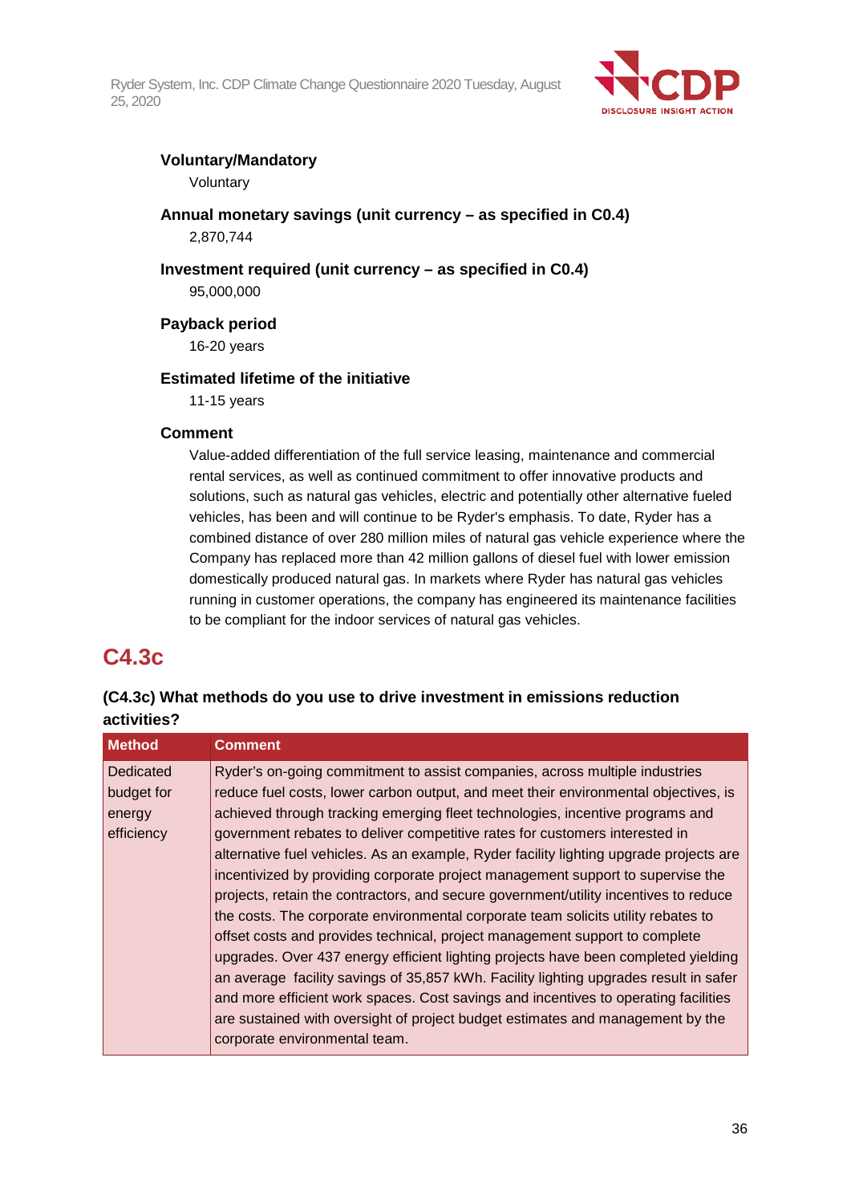**Voluntary/Mandatory**

Voluntary

**Annual monetary savings (unit currency – as specified in C0.4)**

2,870,744

**Investment required (unit currency – as specified in C0.4)**

95,000,000

**Payback period**

16-20 years

**Estimated lifetime of the initiative**

11-15 years

**Comment**

Value-added differentiation of the full service leasing, maintenance and commercial rental services, as well as continued commitment to offer innovative products and solutions, such as natural gas vehicles, electric and potentially other alternative fueled vehicles, has been and will continue to be Ryder's emphasis. To date, Ryder has a combined distance of over 280 million miles of natural gas vehicle experience where the Company has replaced more than 42 million gallons of diesel fuel with lower emission domestically produced natural gas. In markets where Ryder has natural gas vehicles running in customer operations, the company has engineered its maintenance facilities to be compliant for the indoor services of natural gas vehicles.

## C4.3c

**(C4.3c) What methods do you use to drive investment in emissions reduction activities?**

| Method | Comment |
|---|---|
| Dedicated budget for energy efficiency | Ryder's on-going commitment to assist companies, across multiple industries reduce fuel costs, lower carbon output, and meet their environmental objectives, is achieved through tracking emerging fleet technologies, incentive programs and government rebates to deliver competitive rates for customers interested in alternative fuel vehicles. As an example, Ryder facility lighting upgrade projects are incentivized by providing corporate project management support to supervise the projects, retain the contractors, and secure government/utility incentives to reduce the costs. The corporate environmental corporate team solicits utility rebates to offset costs and provides technical, project management support to complete upgrades. Over 437 energy efficient lighting projects have been completed yielding an average facility savings of 35,857 kWh. Facility lighting upgrades result in safer and more efficient work spaces. Cost savings and incentives to operating facilities are sustained with oversight of project budget estimates and management by the corporate environmental team. |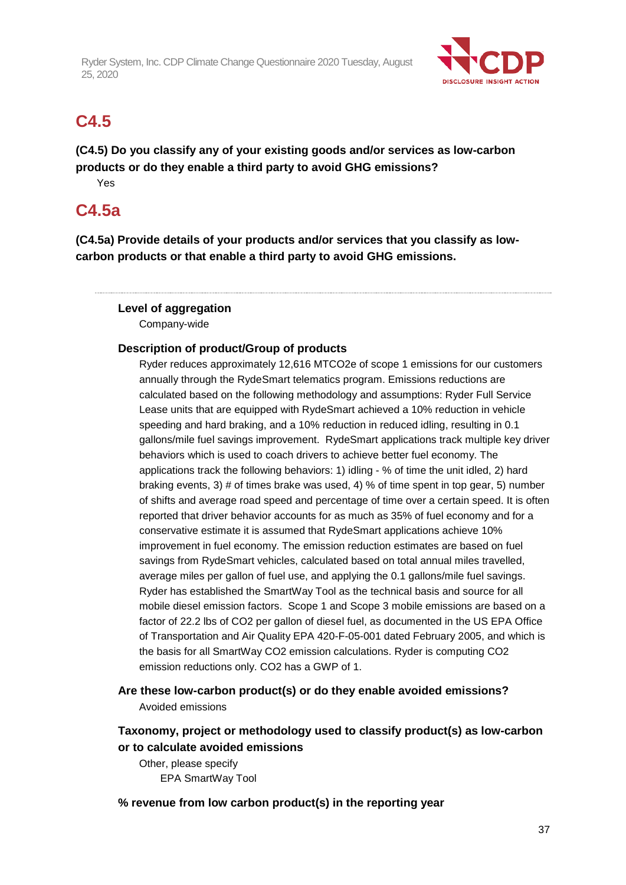## C4.5

**(C4.5) Do you classify any of your existing goods and/or services as low-carbon products or do they enable a third party to avoid GHG emissions?**

Yes

## C4.5a

**(C4.5a) Provide details of your products and/or services that you classify as low-carbon products or that enable a third party to avoid GHG emissions.**

---

**Level of aggregation**

Company-wide

**Description of product/Group of products**

Ryder reduces approximately 12,616 MTCO2e of scope 1 emissions for our customers annually through the RydeSmart telematics program. Emissions reductions are calculated based on the following methodology and assumptions: Ryder Full Service Lease units that are equipped with RydeSmart achieved a 10% reduction in vehicle speeding and hard braking, and a 10% reduction in reduced idling, resulting in 0.1 gallons/mile fuel savings improvement. RydeSmart applications track multiple key driver behaviors which is used to coach drivers to achieve better fuel economy. The applications track the following behaviors: 1) idling - % of time the unit idled, 2) hard braking events, 3) # of times brake was used, 4) % of time spent in top gear, 5) number of shifts and average road speed and percentage of time over a certain speed. It is often reported that driver behavior accounts for as much as 35% of fuel economy and for a conservative estimate it is assumed that RydeSmart applications achieve 10% improvement in fuel economy. The emission reduction estimates are based on fuel savings from RydeSmart vehicles, calculated based on total annual miles travelled, average miles per gallon of fuel use, and applying the 0.1 gallons/mile fuel savings. Ryder has established the SmartWay Tool as the technical basis and source for all mobile diesel emission factors. Scope 1 and Scope 3 mobile emissions are based on a factor of 22.2 lbs of CO2 per gallon of diesel fuel, as documented in the US EPA Office of Transportation and Air Quality EPA 420-F-05-001 dated February 2005, and which is the basis for all SmartWay CO2 emission calculations. Ryder is computing CO2 emission reductions only. CO2 has a GWP of 1.

**Are these low-carbon product(s) or do they enable avoided emissions?**

Avoided emissions

**Taxonomy, project or methodology used to classify product(s) as low-carbon or to calculate avoided emissions**

Other, please specify

EPA SmartWay Tool

**% revenue from low carbon product(s) in the reporting year**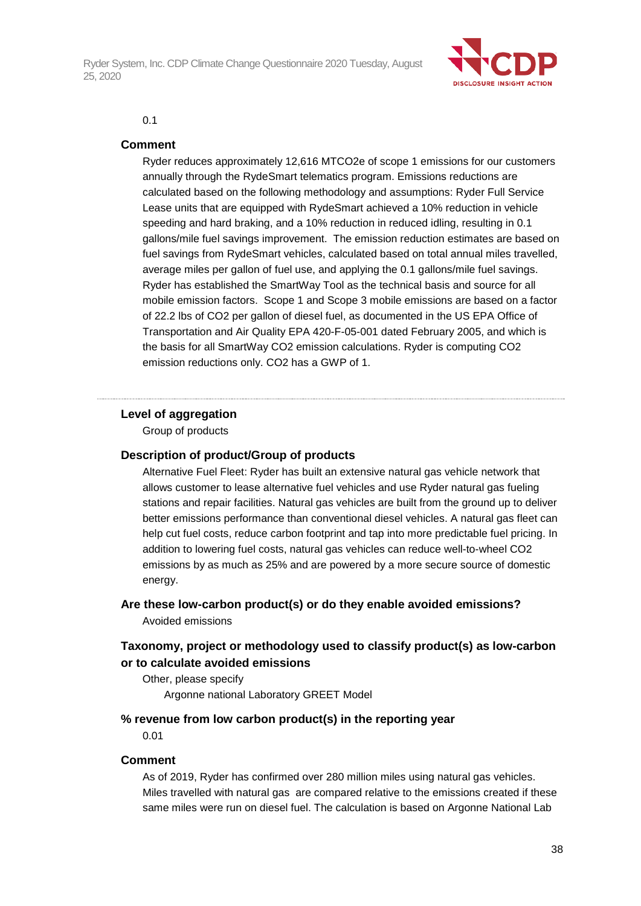0.1

**Comment**

Ryder reduces approximately 12,616 MTCO2e of scope 1 emissions for our customers annually through the RydeSmart telematics program. Emissions reductions are calculated based on the following methodology and assumptions: Ryder Full Service Lease units that are equipped with RydeSmart achieved a 10% reduction in vehicle speeding and hard braking, and a 10% reduction in reduced idling, resulting in 0.1 gallons/mile fuel savings improvement. The emission reduction estimates are based on fuel savings from RydeSmart vehicles, calculated based on total annual miles travelled, average miles per gallon of fuel use, and applying the 0.1 gallons/mile fuel savings. Ryder has established the SmartWay Tool as the technical basis and source for all mobile emission factors. Scope 1 and Scope 3 mobile emissions are based on a factor of 22.2 lbs of CO2 per gallon of diesel fuel, as documented in the US EPA Office of Transportation and Air Quality EPA 420-F-05-001 dated February 2005, and which is the basis for all SmartWay CO2 emission calculations. Ryder is computing CO2 emission reductions only. CO2 has a GWP of 1.

---

**Level of aggregation**

Group of products

**Description of product/Group of products**

Alternative Fuel Fleet: Ryder has built an extensive natural gas vehicle network that allows customer to lease alternative fuel vehicles and use Ryder natural gas fueling stations and repair facilities. Natural gas vehicles are built from the ground up to deliver better emissions performance than conventional diesel vehicles. A natural gas fleet can help cut fuel costs, reduce carbon footprint and tap into more predictable fuel pricing. In addition to lowering fuel costs, natural gas vehicles can reduce well-to-wheel CO2 emissions by as much as 25% and are powered by a more secure source of domestic energy.

**Are these low-carbon product(s) or do they enable avoided emissions?**

Avoided emissions

**Taxonomy, project or methodology used to classify product(s) as low-carbon or to calculate avoided emissions**

Other, please specify

Argonne national Laboratory GREET Model

**% revenue from low carbon product(s) in the reporting year**

0.01

**Comment**

As of 2019, Ryder has confirmed over 280 million miles using natural gas vehicles. Miles travelled with natural gas are compared relative to the emissions created if these same miles were run on diesel fuel. The calculation is based on Argonne National Lab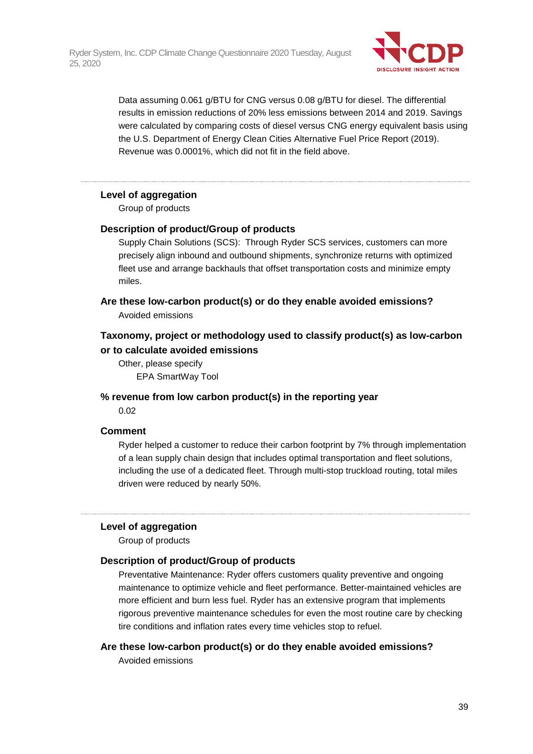Data assuming 0.061 g/BTU for CNG versus 0.08 g/BTU for diesel. The differential results in emission reductions of 20% less emissions between 2014 and 2019. Savings were calculated by comparing costs of diesel versus CNG energy equivalent basis using the U.S. Department of Energy Clean Cities Alternative Fuel Price Report (2019). Revenue was 0.0001%, which did not fit in the field above.

---

**Level of aggregation**

Group of products

**Description of product/Group of products**

Supply Chain Solutions (SCS): Through Ryder SCS services, customers can more precisely align inbound and outbound shipments, synchronize returns with optimized fleet use and arrange backhauls that offset transportation costs and minimize empty miles.

**Are these low-carbon product(s) or do they enable avoided emissions?**

Avoided emissions

**Taxonomy, project or methodology used to classify product(s) as low-carbon or to calculate avoided emissions**

Other, please specify

EPA SmartWay Tool

**% revenue from low carbon product(s) in the reporting year**

0.02

**Comment**

Ryder helped a customer to reduce their carbon footprint by 7% through implementation of a lean supply chain design that includes optimal transportation and fleet solutions, including the use of a dedicated fleet. Through multi-stop truckload routing, total miles driven were reduced by nearly 50%.

---

**Level of aggregation**

Group of products

**Description of product/Group of products**

Preventative Maintenance: Ryder offers customers quality preventive and ongoing maintenance to optimize vehicle and fleet performance. Better-maintained vehicles are more efficient and burn less fuel. Ryder has an extensive program that implements rigorous preventive maintenance schedules for even the most routine care by checking tire conditions and inflation rates every time vehicles stop to refuel.

**Are these low-carbon product(s) or do they enable avoided emissions?**

Avoided emissions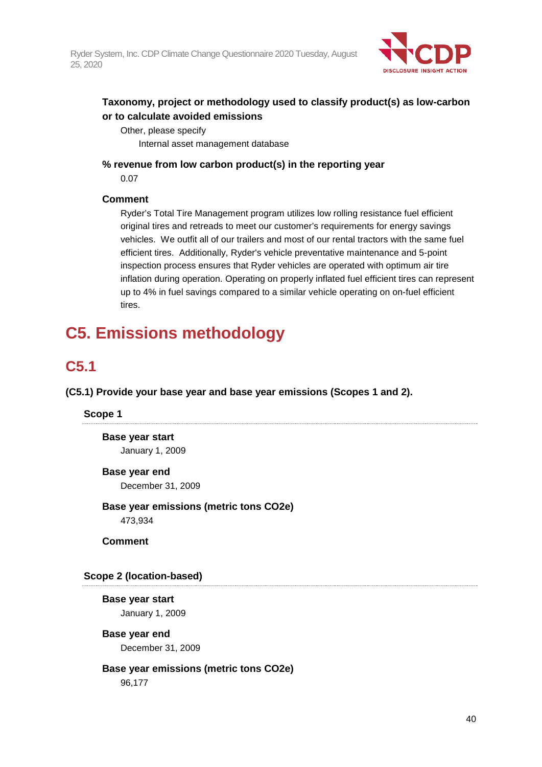#### Taxonomy, project or methodology used to classify product(s) as low-carbon or to calculate avoided emissions

Other, please specify

Internal asset management database

#### % revenue from low carbon product(s) in the reporting year

0.07

#### Comment

Ryder's Total Tire Management program utilizes low rolling resistance fuel efficient original tires and retreads to meet our customer's requirements for energy savings vehicles.  We outfit all of our trailers and most of our rental tractors with the same fuel efficient tires.  Additionally, Ryder's vehicle preventative maintenance and 5-point inspection process ensures that Ryder vehicles are operated with optimum air tire inflation during operation. Operating on properly inflated fuel efficient tires can represent up to 4% in fuel savings compared to a similar vehicle operating on on-fuel efficient tires.

# C5. Emissions methodology

## C5.1

**(C5.1) Provide your base year and base year emissions (Scopes 1 and 2).**

### Scope 1

#### Base year start

January 1, 2009

#### Base year end

December 31, 2009

#### Base year emissions (metric tons CO2e)

473,934

#### Comment

### Scope 2 (location-based)

#### Base year start

January 1, 2009

#### Base year end

December 31, 2009

#### Base year emissions (metric tons CO2e)

96,177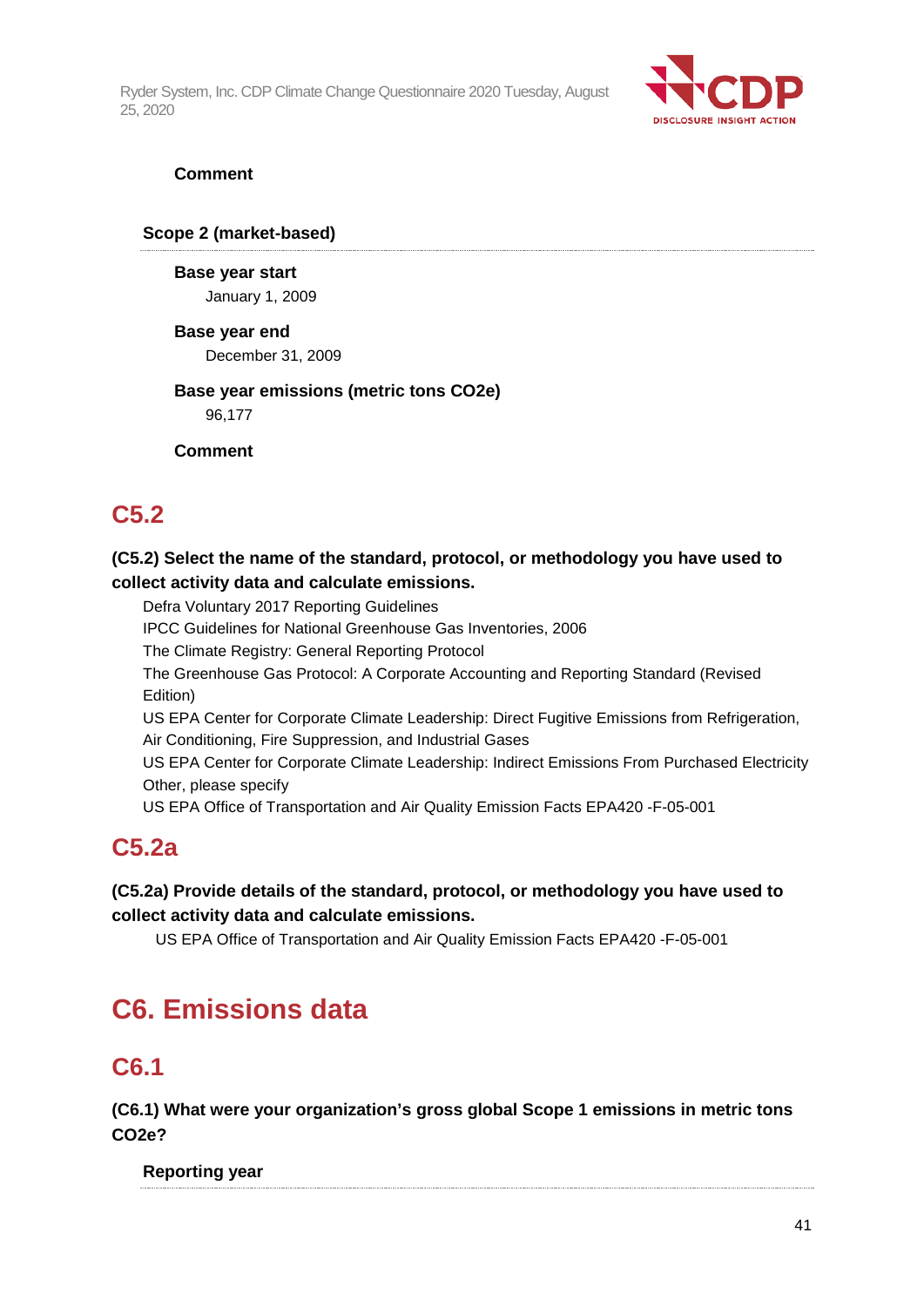**Comment**

**Scope 2 (market-based)**

**Base year start**

January 1, 2009

**Base year end**

December 31, 2009

**Base year emissions (metric tons CO2e)**

96,177

**Comment**

## C5.2

**(C5.2) Select the name of the standard, protocol, or methodology you have used to collect activity data and calculate emissions.**

Defra Voluntary 2017 Reporting Guidelines
IPCC Guidelines for National Greenhouse Gas Inventories, 2006
The Climate Registry: General Reporting Protocol
The Greenhouse Gas Protocol: A Corporate Accounting and Reporting Standard (Revised Edition)
US EPA Center for Corporate Climate Leadership: Direct Fugitive Emissions from Refrigeration, Air Conditioning, Fire Suppression, and Industrial Gases
US EPA Center for Corporate Climate Leadership: Indirect Emissions From Purchased Electricity
Other, please specify
US EPA Office of Transportation and Air Quality Emission Facts EPA420 -F-05-001

## C5.2a

**(C5.2a) Provide details of the standard, protocol, or methodology you have used to collect activity data and calculate emissions.**

US EPA Office of Transportation and Air Quality Emission Facts EPA420 -F-05-001

# C6. Emissions data

## C6.1

**(C6.1) What were your organization's gross global Scope 1 emissions in metric tons CO2e?**

**Reporting year**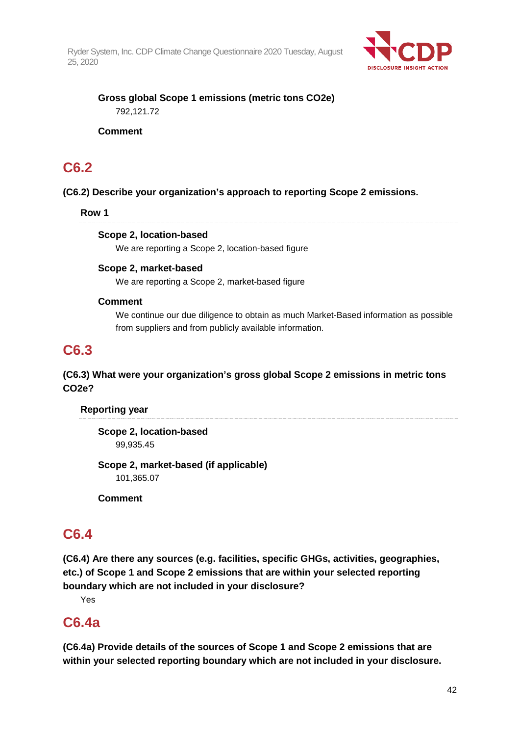**Gross global Scope 1 emissions (metric tons CO2e)**

792,121.72

**Comment**

## C6.2

**(C6.2) Describe your organization's approach to reporting Scope 2 emissions.**

**Row 1**

**Scope 2, location-based**

We are reporting a Scope 2, location-based figure

**Scope 2, market-based**

We are reporting a Scope 2, market-based figure

**Comment**

We continue our due diligence to obtain as much Market-Based information as possible from suppliers and from publicly available information.

## C6.3

**(C6.3) What were your organization's gross global Scope 2 emissions in metric tons CO2e?**

**Reporting year**

**Scope 2, location-based**

99,935.45

**Scope 2, market-based (if applicable)**

101,365.07

**Comment**

## C6.4

**(C6.4) Are there any sources (e.g. facilities, specific GHGs, activities, geographies, etc.) of Scope 1 and Scope 2 emissions that are within your selected reporting boundary which are not included in your disclosure?**

Yes

## C6.4a

**(C6.4a) Provide details of the sources of Scope 1 and Scope 2 emissions that are within your selected reporting boundary which are not included in your disclosure.**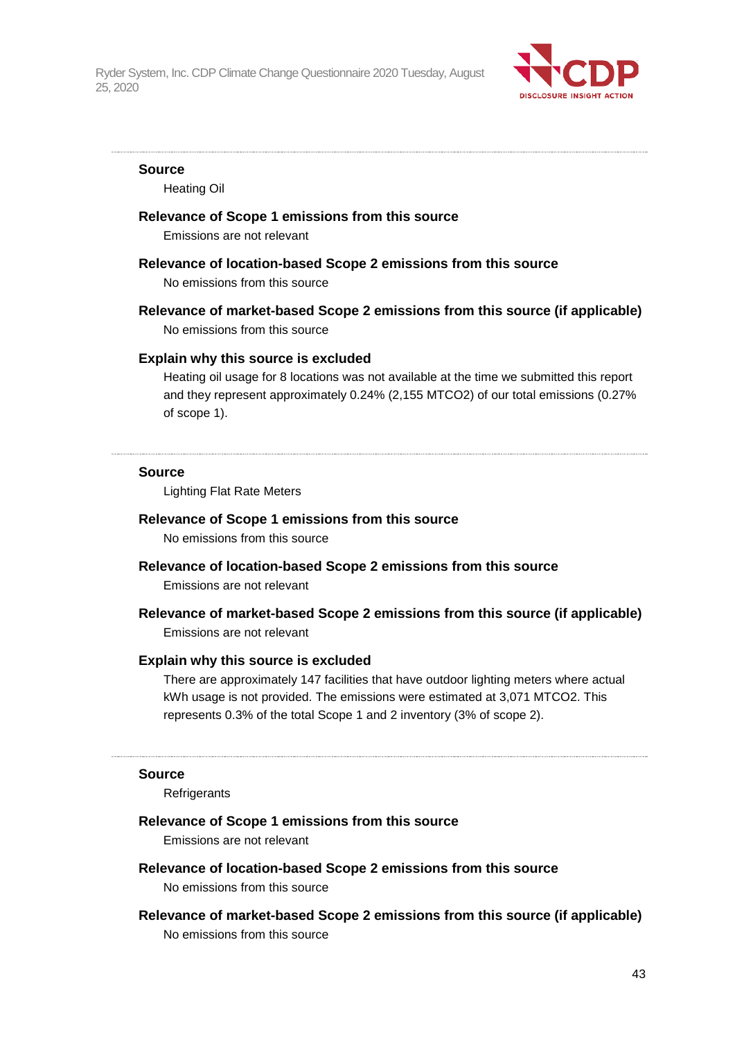**Source**

Heating Oil

**Relevance of Scope 1 emissions from this source**

Emissions are not relevant

**Relevance of location-based Scope 2 emissions from this source**

No emissions from this source

**Relevance of market-based Scope 2 emissions from this source (if applicable)**

No emissions from this source

**Explain why this source is excluded**

Heating oil usage for 8 locations was not available at the time we submitted this report and they represent approximately 0.24% (2,155 MTCO2) of our total emissions (0.27% of scope 1).

---

**Source**

Lighting Flat Rate Meters

**Relevance of Scope 1 emissions from this source**

No emissions from this source

**Relevance of location-based Scope 2 emissions from this source**

Emissions are not relevant

**Relevance of market-based Scope 2 emissions from this source (if applicable)**

Emissions are not relevant

**Explain why this source is excluded**

There are approximately 147 facilities that have outdoor lighting meters where actual kWh usage is not provided. The emissions were estimated at 3,071 MTCO2. This represents 0.3% of the total Scope 1 and 2 inventory (3% of scope 2).

---

**Source**

Refrigerants

**Relevance of Scope 1 emissions from this source**

Emissions are not relevant

**Relevance of location-based Scope 2 emissions from this source**

No emissions from this source

**Relevance of market-based Scope 2 emissions from this source (if applicable)**

No emissions from this source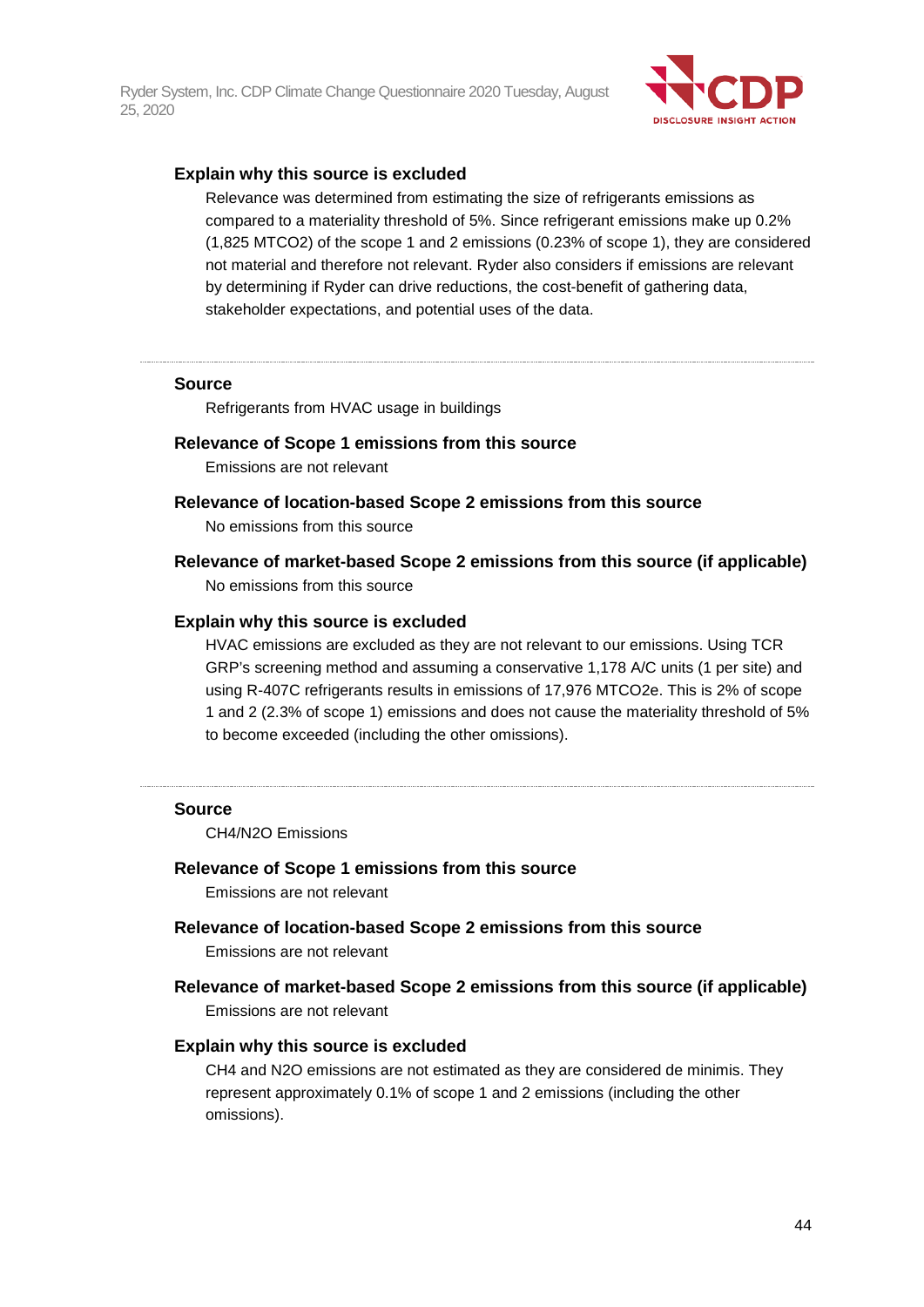#### Explain why this source is excluded

Relevance was determined from estimating the size of refrigerants emissions as compared to a materiality threshold of 5%. Since refrigerant emissions make up 0.2% (1,825 MTCO2) of the scope 1 and 2 emissions (0.23% of scope 1), they are considered not material and therefore not relevant. Ryder also considers if emissions are relevant by determining if Ryder can drive reductions, the cost-benefit of gathering data, stakeholder expectations, and potential uses of the data.

---

#### Source

Refrigerants from HVAC usage in buildings

#### Relevance of Scope 1 emissions from this source

Emissions are not relevant

#### Relevance of location-based Scope 2 emissions from this source

No emissions from this source

#### Relevance of market-based Scope 2 emissions from this source (if applicable)

No emissions from this source

#### Explain why this source is excluded

HVAC emissions are excluded as they are not relevant to our emissions. Using TCR GRP's screening method and assuming a conservative 1,178 A/C units (1 per site) and using R-407C refrigerants results in emissions of 17,976 MTCO2e. This is 2% of scope 1 and 2 (2.3% of scope 1) emissions and does not cause the materiality threshold of 5% to become exceeded (including the other omissions).

---

#### Source

CH4/N2O Emissions

#### Relevance of Scope 1 emissions from this source

Emissions are not relevant

#### Relevance of location-based Scope 2 emissions from this source

Emissions are not relevant

#### Relevance of market-based Scope 2 emissions from this source (if applicable)

Emissions are not relevant

#### Explain why this source is excluded

CH4 and N2O emissions are not estimated as they are considered de minimis. They represent approximately 0.1% of scope 1 and 2 emissions (including the other omissions).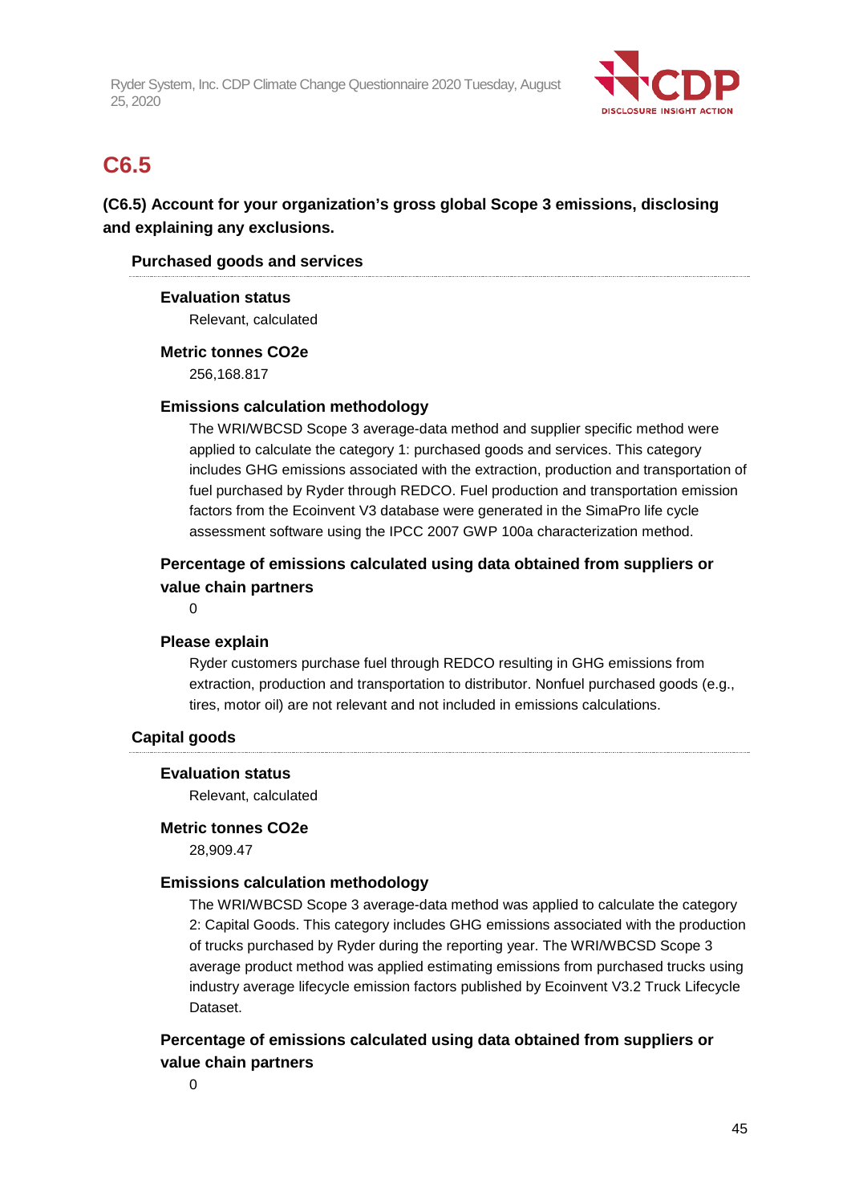## C6.5

**(C6.5) Account for your organization's gross global Scope 3 emissions, disclosing and explaining any exclusions.**

### Purchased goods and services

**Evaluation status**

Relevant, calculated

**Metric tonnes CO2e**

256,168.817

**Emissions calculation methodology**

The WRI/WBCSD Scope 3 average-data method and supplier specific method were applied to calculate the category 1: purchased goods and services. This category includes GHG emissions associated with the extraction, production and transportation of fuel purchased by Ryder through REDCO. Fuel production and transportation emission factors from the Ecoinvent V3 database were generated in the SimaPro life cycle assessment software using the IPCC 2007 GWP 100a characterization method.

**Percentage of emissions calculated using data obtained from suppliers or value chain partners**

0

**Please explain**

Ryder customers purchase fuel through REDCO resulting in GHG emissions from extraction, production and transportation to distributor. Nonfuel purchased goods (e.g., tires, motor oil) are not relevant and not included in emissions calculations.

### Capital goods

**Evaluation status**

Relevant, calculated

**Metric tonnes CO2e**

28,909.47

**Emissions calculation methodology**

The WRI/WBCSD Scope 3 average-data method was applied to calculate the category 2: Capital Goods. This category includes GHG emissions associated with the production of trucks purchased by Ryder during the reporting year. The WRI/WBCSD Scope 3 average product method was applied estimating emissions from purchased trucks using industry average lifecycle emission factors published by Ecoinvent V3.2 Truck Lifecycle Dataset.

**Percentage of emissions calculated using data obtained from suppliers or value chain partners**

0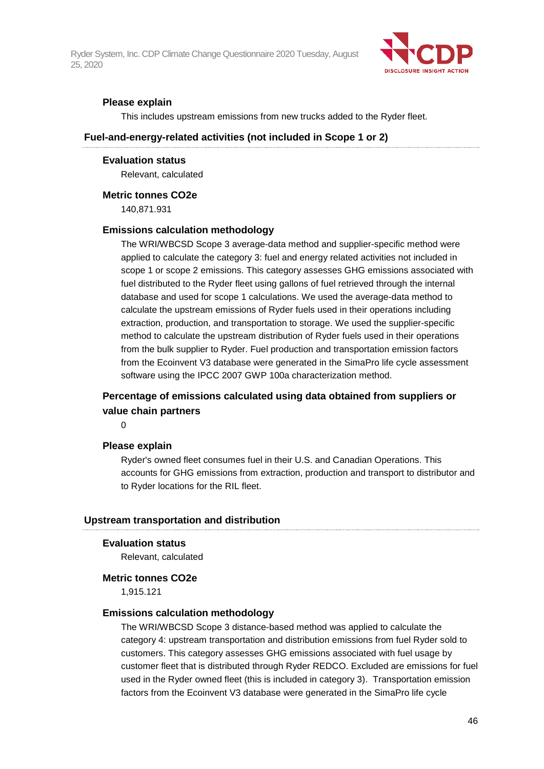#### Please explain

This includes upstream emissions from new trucks added to the Ryder fleet.

### Fuel-and-energy-related activities (not included in Scope 1 or 2)

#### Evaluation status

Relevant, calculated

#### Metric tonnes CO2e

140,871.931

#### Emissions calculation methodology

The WRI/WBCSD Scope 3 average-data method and supplier-specific method were applied to calculate the category 3: fuel and energy related activities not included in scope 1 or scope 2 emissions. This category assesses GHG emissions associated with fuel distributed to the Ryder fleet using gallons of fuel retrieved through the internal database and used for scope 1 calculations. We used the average-data method to calculate the upstream emissions of Ryder fuels used in their operations including extraction, production, and transportation to storage. We used the supplier-specific method to calculate the upstream distribution of Ryder fuels used in their operations from the bulk supplier to Ryder. Fuel production and transportation emission factors from the Ecoinvent V3 database were generated in the SimaPro life cycle assessment software using the IPCC 2007 GWP 100a characterization method.

#### Percentage of emissions calculated using data obtained from suppliers or value chain partners

0

#### Please explain

Ryder's owned fleet consumes fuel in their U.S. and Canadian Operations. This accounts for GHG emissions from extraction, production and transport to distributor and to Ryder locations for the RIL fleet.

### Upstream transportation and distribution

#### Evaluation status

Relevant, calculated

#### Metric tonnes CO2e

1,915.121

#### Emissions calculation methodology

The WRI/WBCSD Scope 3 distance-based method was applied to calculate the category 4: upstream transportation and distribution emissions from fuel Ryder sold to customers. This category assesses GHG emissions associated with fuel usage by customer fleet that is distributed through Ryder REDCO. Excluded are emissions for fuel used in the Ryder owned fleet (this is included in category 3). Transportation emission factors from the Ecoinvent V3 database were generated in the SimaPro life cycle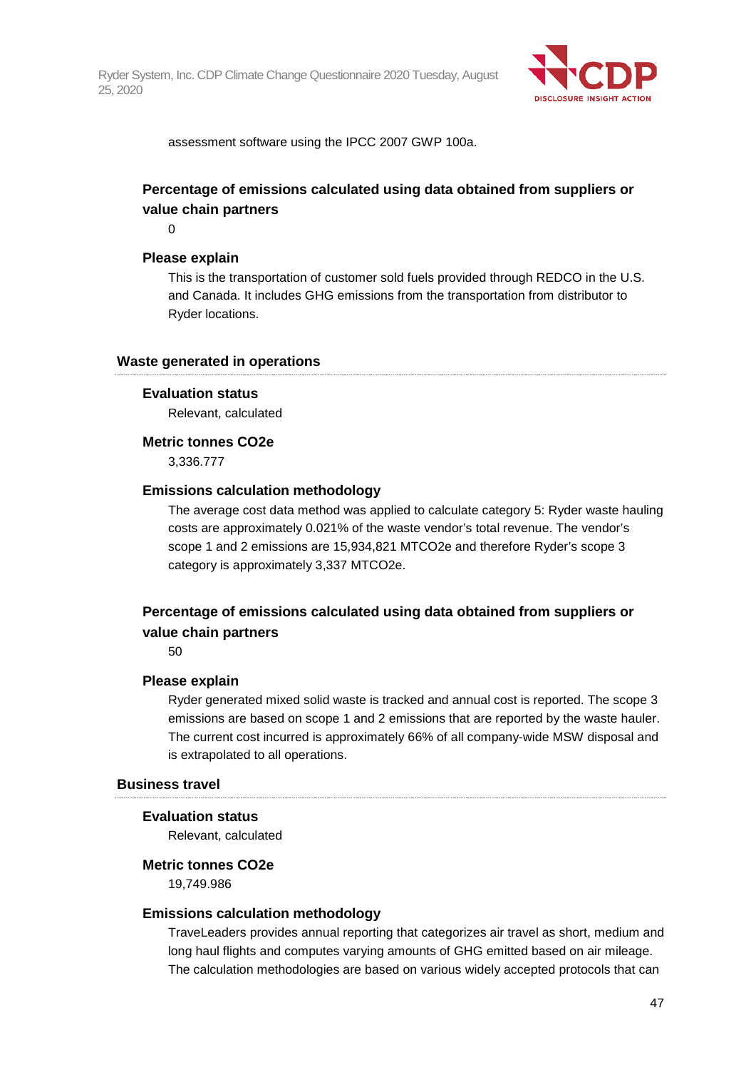assessment software using the IPCC 2007 GWP 100a.

#### Percentage of emissions calculated using data obtained from suppliers or value chain partners

0

#### Please explain

This is the transportation of customer sold fuels provided through REDCO in the U.S. and Canada. It includes GHG emissions from the transportation from distributor to Ryder locations.

### Waste generated in operations

#### Evaluation status

Relevant, calculated

#### Metric tonnes CO2e

3,336.777

#### Emissions calculation methodology

The average cost data method was applied to calculate category 5: Ryder waste hauling costs are approximately 0.021% of the waste vendor's total revenue. The vendor's scope 1 and 2 emissions are 15,934,821 MTCO2e and therefore Ryder's scope 3 category is approximately 3,337 MTCO2e.

#### Percentage of emissions calculated using data obtained from suppliers or value chain partners

50

#### Please explain

Ryder generated mixed solid waste is tracked and annual cost is reported. The scope 3 emissions are based on scope 1 and 2 emissions that are reported by the waste hauler. The current cost incurred is approximately 66% of all company-wide MSW disposal and is extrapolated to all operations.

### Business travel

#### Evaluation status

Relevant, calculated

#### Metric tonnes CO2e

19,749.986

#### Emissions calculation methodology

TraveLeaders provides annual reporting that categorizes air travel as short, medium and long haul flights and computes varying amounts of GHG emitted based on air mileage. The calculation methodologies are based on various widely accepted protocols that can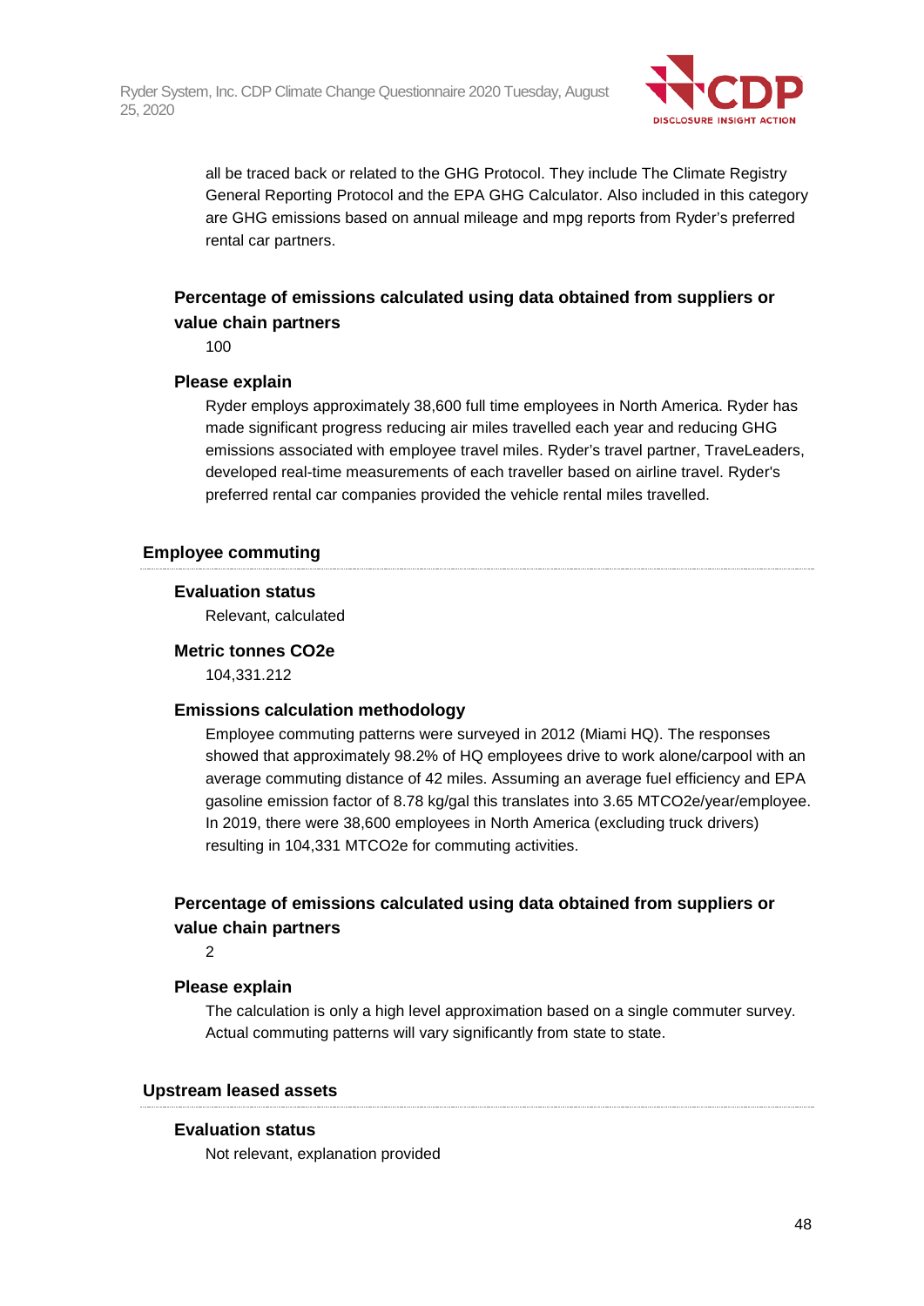all be traced back or related to the GHG Protocol. They include The Climate Registry General Reporting Protocol and the EPA GHG Calculator. Also included in this category are GHG emissions based on annual mileage and mpg reports from Ryder's preferred rental car partners.

**Percentage of emissions calculated using data obtained from suppliers or value chain partners**

100

**Please explain**

Ryder employs approximately 38,600 full time employees in North America. Ryder has made significant progress reducing air miles travelled each year and reducing GHG emissions associated with employee travel miles. Ryder's travel partner, TraveLeaders, developed real-time measurements of each traveller based on airline travel. Ryder's preferred rental car companies provided the vehicle rental miles travelled.

### Employee commuting

**Evaluation status**

Relevant, calculated

**Metric tonnes CO2e**

104,331.212

**Emissions calculation methodology**

Employee commuting patterns were surveyed in 2012 (Miami HQ). The responses showed that approximately 98.2% of HQ employees drive to work alone/carpool with an average commuting distance of 42 miles. Assuming an average fuel efficiency and EPA gasoline emission factor of 8.78 kg/gal this translates into 3.65 MTCO2e/year/employee. In 2019, there were 38,600 employees in North America (excluding truck drivers) resulting in 104,331 MTCO2e for commuting activities.

**Percentage of emissions calculated using data obtained from suppliers or value chain partners**

2

**Please explain**

The calculation is only a high level approximation based on a single commuter survey. Actual commuting patterns will vary significantly from state to state.

### Upstream leased assets

**Evaluation status**

Not relevant, explanation provided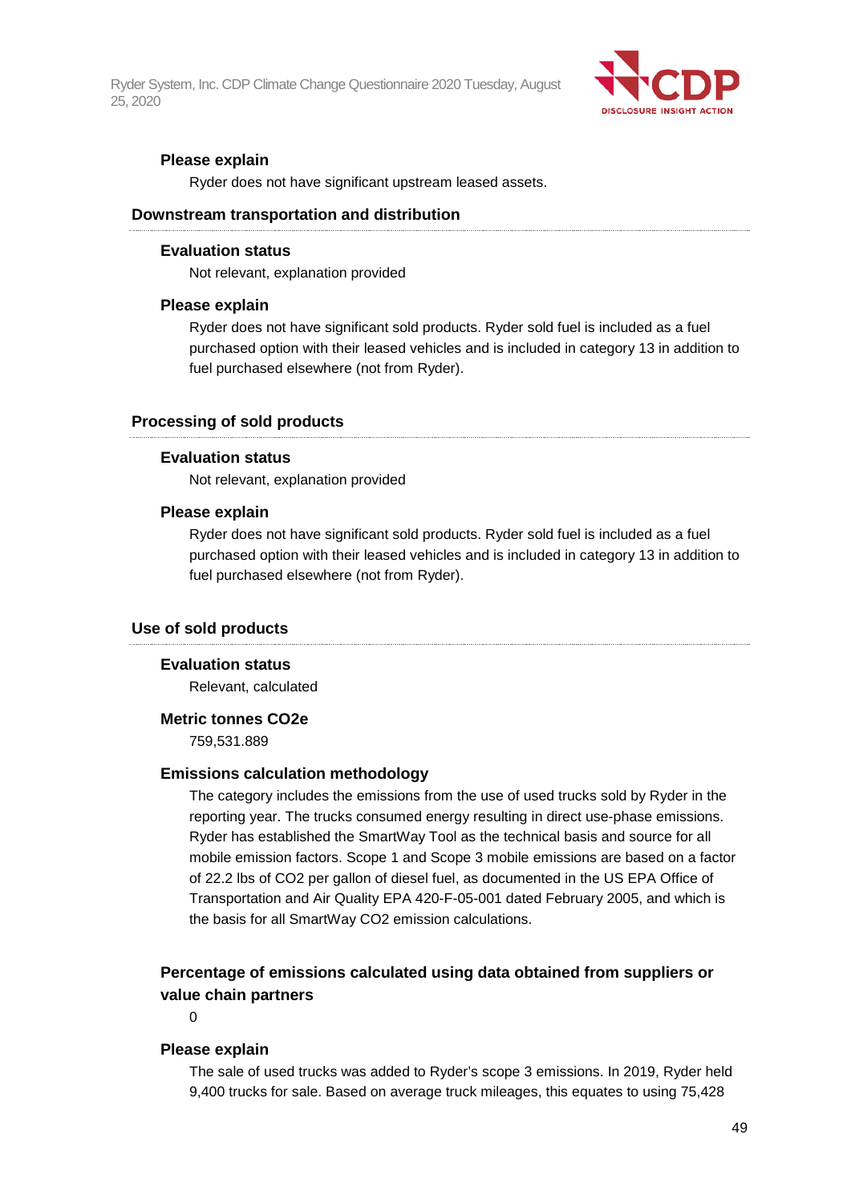#### Please explain

Ryder does not have significant upstream leased assets.

### Downstream transportation and distribution

#### Evaluation status

Not relevant, explanation provided

#### Please explain

Ryder does not have significant sold products. Ryder sold fuel is included as a fuel purchased option with their leased vehicles and is included in category 13 in addition to fuel purchased elsewhere (not from Ryder).

### Processing of sold products

#### Evaluation status

Not relevant, explanation provided

#### Please explain

Ryder does not have significant sold products. Ryder sold fuel is included as a fuel purchased option with their leased vehicles and is included in category 13 in addition to fuel purchased elsewhere (not from Ryder).

### Use of sold products

#### Evaluation status

Relevant, calculated

#### Metric tonnes CO2e

759,531.889

#### Emissions calculation methodology

The category includes the emissions from the use of used trucks sold by Ryder in the reporting year. The trucks consumed energy resulting in direct use-phase emissions. Ryder has established the SmartWay Tool as the technical basis and source for all mobile emission factors. Scope 1 and Scope 3 mobile emissions are based on a factor of 22.2 lbs of CO2 per gallon of diesel fuel, as documented in the US EPA Office of Transportation and Air Quality EPA 420-F-05-001 dated February 2005, and which is the basis for all SmartWay CO2 emission calculations.

#### Percentage of emissions calculated using data obtained from suppliers or value chain partners

0

#### Please explain

The sale of used trucks was added to Ryder's scope 3 emissions. In 2019, Ryder held 9,400 trucks for sale. Based on average truck mileages, this equates to using 75,428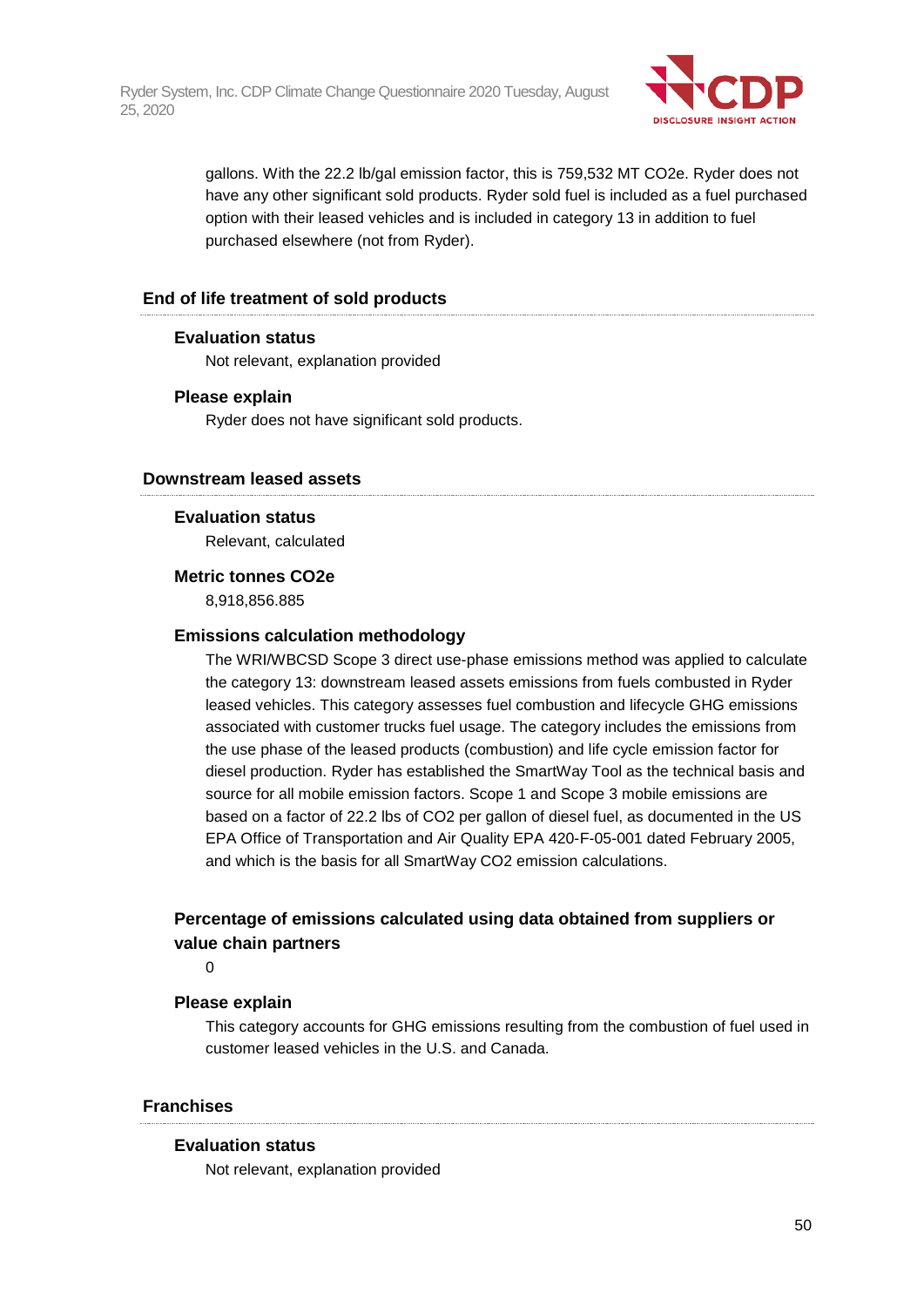gallons. With the 22.2 lb/gal emission factor, this is 759,532 MT CO2e. Ryder does not have any other significant sold products. Ryder sold fuel is included as a fuel purchased option with their leased vehicles and is included in category 13 in addition to fuel purchased elsewhere (not from Ryder).

### End of life treatment of sold products

**Evaluation status**

Not relevant, explanation provided

**Please explain**

Ryder does not have significant sold products.

### Downstream leased assets

**Evaluation status**

Relevant, calculated

**Metric tonnes CO2e**

8,918,856.885

**Emissions calculation methodology**

The WRI/WBCSD Scope 3 direct use-phase emissions method was applied to calculate the category 13: downstream leased assets emissions from fuels combusted in Ryder leased vehicles. This category assesses fuel combustion and lifecycle GHG emissions associated with customer trucks fuel usage. The category includes the emissions from the use phase of the leased products (combustion) and life cycle emission factor for diesel production. Ryder has established the SmartWay Tool as the technical basis and source for all mobile emission factors. Scope 1 and Scope 3 mobile emissions are based on a factor of 22.2 lbs of CO2 per gallon of diesel fuel, as documented in the US EPA Office of Transportation and Air Quality EPA 420-F-05-001 dated February 2005, and which is the basis for all SmartWay CO2 emission calculations.

**Percentage of emissions calculated using data obtained from suppliers or value chain partners**

0

**Please explain**

This category accounts for GHG emissions resulting from the combustion of fuel used in customer leased vehicles in the U.S. and Canada.

### Franchises

**Evaluation status**

Not relevant, explanation provided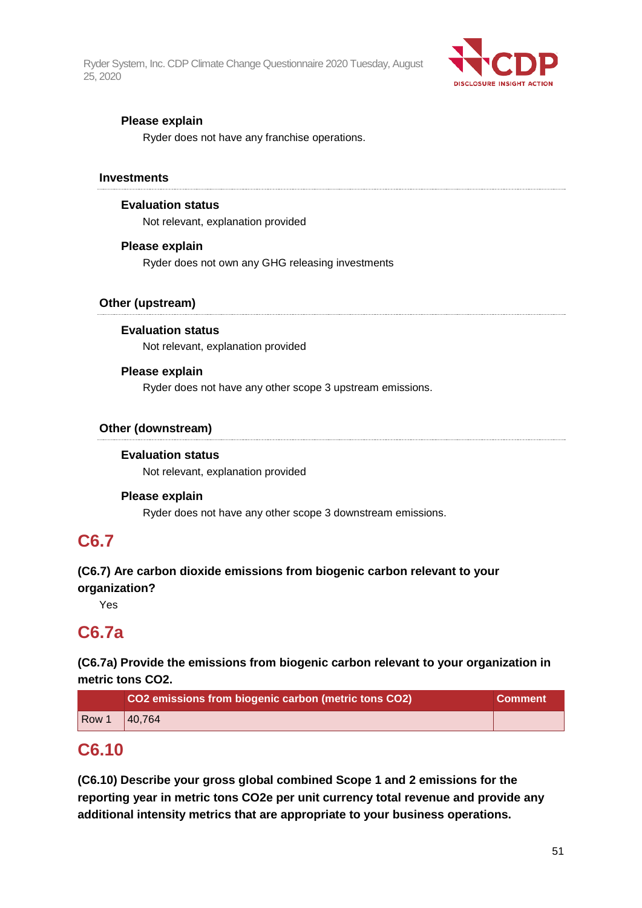**Please explain**

Ryder does not have any franchise operations.

### Investments

**Evaluation status**

Not relevant, explanation provided

**Please explain**

Ryder does not own any GHG releasing investments

### Other (upstream)

**Evaluation status**

Not relevant, explanation provided

**Please explain**

Ryder does not have any other scope 3 upstream emissions.

### Other (downstream)

**Evaluation status**

Not relevant, explanation provided

**Please explain**

Ryder does not have any other scope 3 downstream emissions.

## C6.7

**(C6.7) Are carbon dioxide emissions from biogenic carbon relevant to your organization?**

Yes

## C6.7a

**(C6.7a) Provide the emissions from biogenic carbon relevant to your organization in metric tons CO2.**

| | CO2 emissions from biogenic carbon (metric tons CO2) | Comment |
|---|---|---|
| Row 1 | 40,764 | |

## C6.10

**(C6.10) Describe your gross global combined Scope 1 and 2 emissions for the reporting year in metric tons CO2e per unit currency total revenue and provide any additional intensity metrics that are appropriate to your business operations.**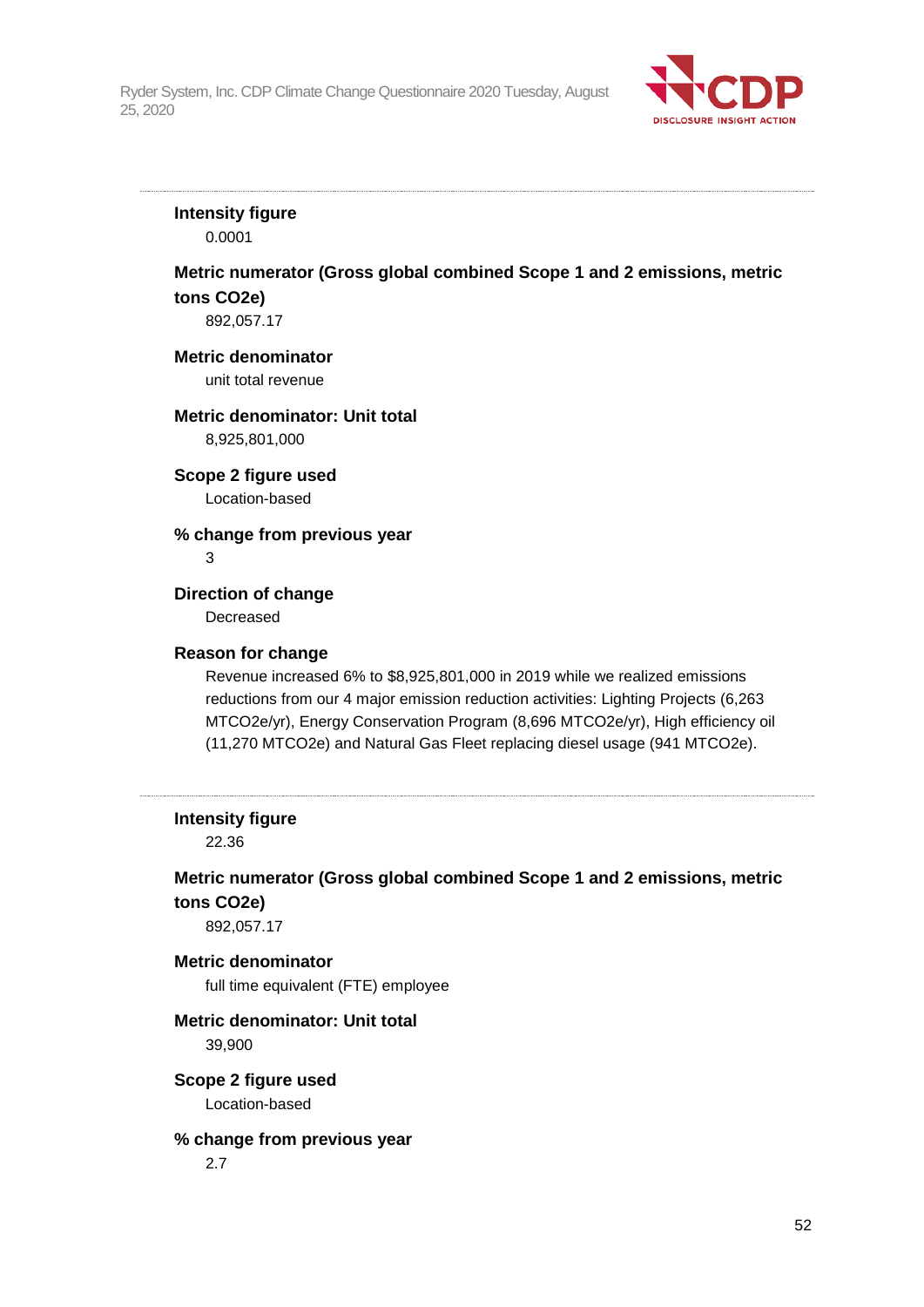---

**Intensity figure**

0.0001

**Metric numerator (Gross global combined Scope 1 and 2 emissions, metric tons CO2e)**

892,057.17

**Metric denominator**

unit total revenue

**Metric denominator: Unit total**

8,925,801,000

**Scope 2 figure used**

Location-based

**% change from previous year**

3

**Direction of change**

Decreased

**Reason for change**

Revenue increased 6% to $8,925,801,000 in 2019 while we realized emissions reductions from our 4 major emission reduction activities: Lighting Projects (6,263 MTCO2e/yr), Energy Conservation Program (8,696 MTCO2e/yr), High efficiency oil (11,270 MTCO2e) and Natural Gas Fleet replacing diesel usage (941 MTCO2e).

---

**Intensity figure**

22.36

**Metric numerator (Gross global combined Scope 1 and 2 emissions, metric tons CO2e)**

892,057.17

**Metric denominator**

full time equivalent (FTE) employee

**Metric denominator: Unit total**

39,900

**Scope 2 figure used**

Location-based

**% change from previous year**

2.7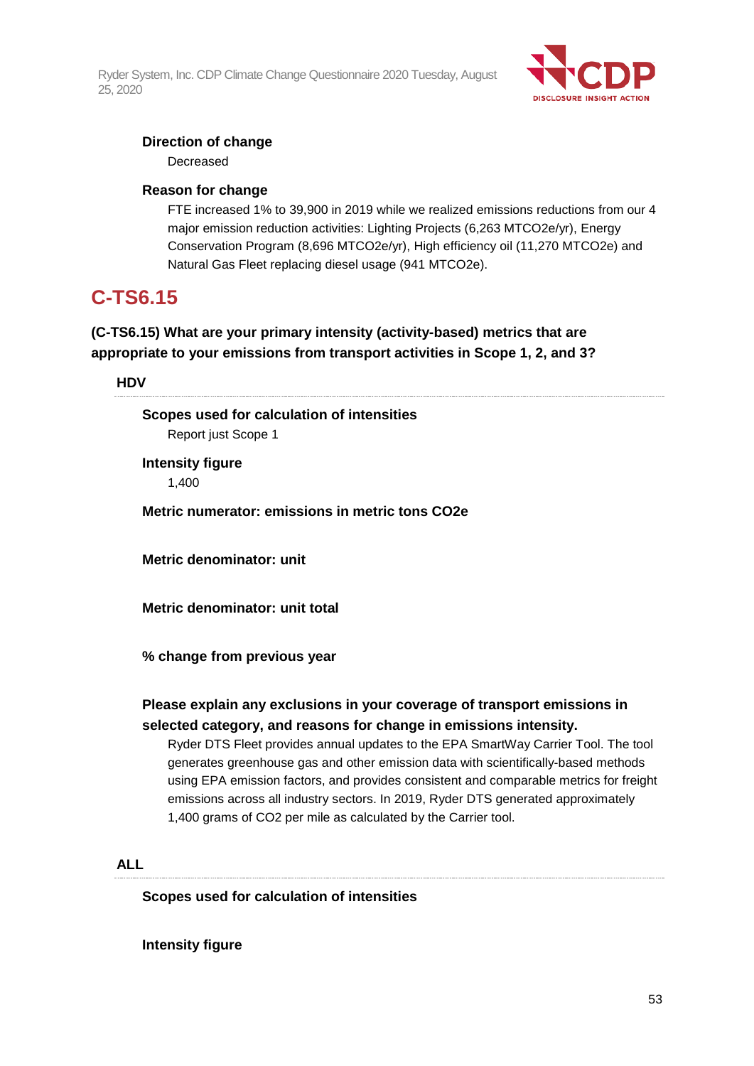**Direction of change**

Decreased

**Reason for change**

FTE increased 1% to 39,900 in 2019 while we realized emissions reductions from our 4 major emission reduction activities: Lighting Projects (6,263 MTCO2e/yr), Energy Conservation Program (8,696 MTCO2e/yr), High efficiency oil (11,270 MTCO2e) and Natural Gas Fleet replacing diesel usage (941 MTCO2e).

## C-TS6.15

**(C-TS6.15) What are your primary intensity (activity-based) metrics that are appropriate to your emissions from transport activities in Scope 1, 2, and 3?**

### HDV

**Scopes used for calculation of intensities**

Report just Scope 1

**Intensity figure**

1,400

**Metric numerator: emissions in metric tons CO2e**

**Metric denominator: unit**

**Metric denominator: unit total**

**% change from previous year**

**Please explain any exclusions in your coverage of transport emissions in selected category, and reasons for change in emissions intensity.**

Ryder DTS Fleet provides annual updates to the EPA SmartWay Carrier Tool. The tool generates greenhouse gas and other emission data with scientifically-based methods using EPA emission factors, and provides consistent and comparable metrics for freight emissions across all industry sectors. In 2019, Ryder DTS generated approximately 1,400 grams of CO2 per mile as calculated by the Carrier tool.

### ALL

**Scopes used for calculation of intensities**

**Intensity figure**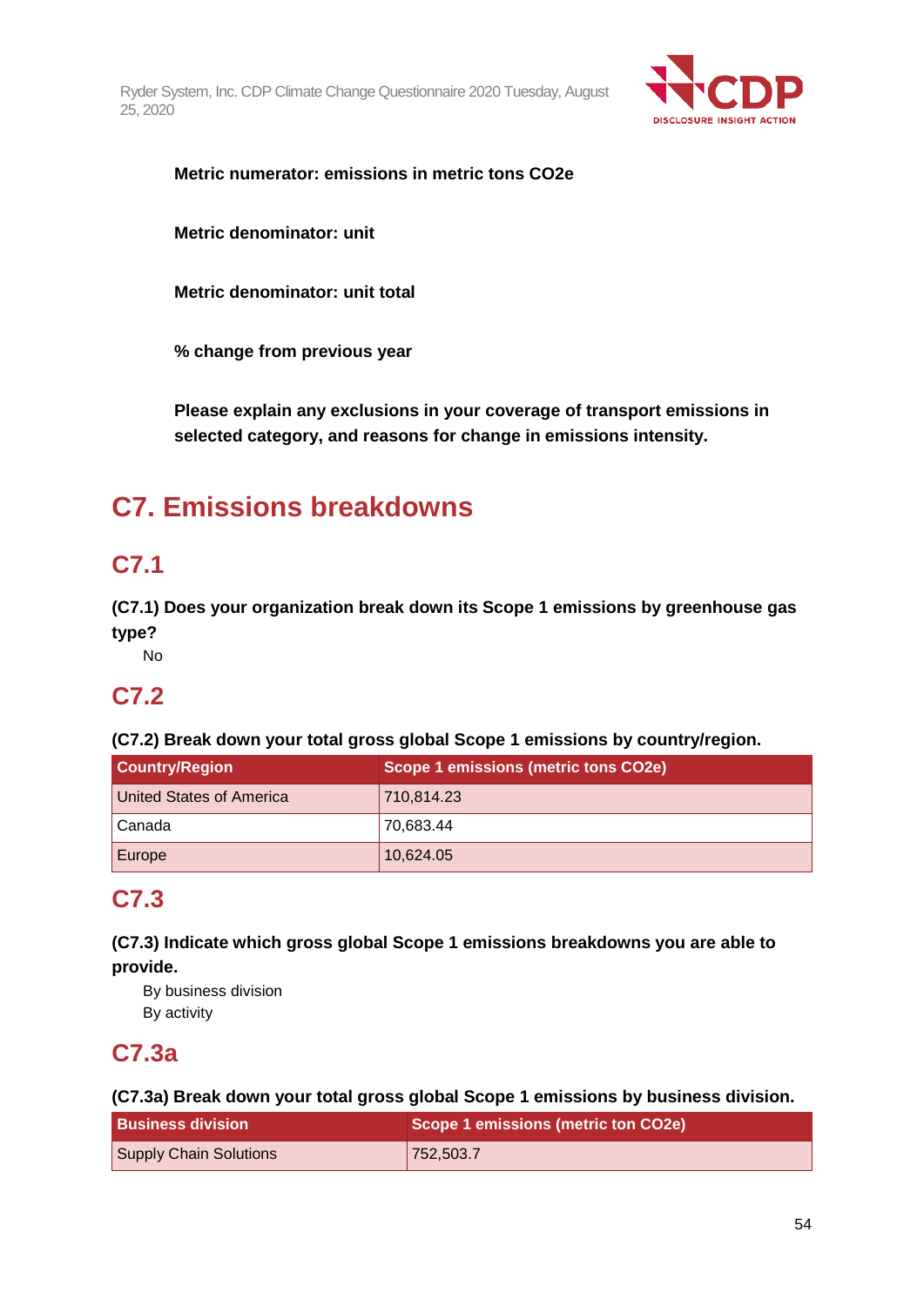**Metric numerator: emissions in metric tons CO2e**

**Metric denominator: unit**

**Metric denominator: unit total**

**% change from previous year**

**Please explain any exclusions in your coverage of transport emissions in selected category, and reasons for change in emissions intensity.**

# C7. Emissions breakdowns

## C7.1

**(C7.1) Does your organization break down its Scope 1 emissions by greenhouse gas type?**

No

## C7.2

**(C7.2) Break down your total gross global Scope 1 emissions by country/region.**

| Country/Region | Scope 1 emissions (metric tons CO2e) |
|---|---|
| United States of America | 710,814.23 |
| Canada | 70,683.44 |
| Europe | 10,624.05 |

## C7.3

**(C7.3) Indicate which gross global Scope 1 emissions breakdowns you are able to provide.**

By business division
By activity

## C7.3a

**(C7.3a) Break down your total gross global Scope 1 emissions by business division.**

| Business division | Scope 1 emissions (metric ton CO2e) |
|---|---|
| Supply Chain Solutions | 752,503.7 |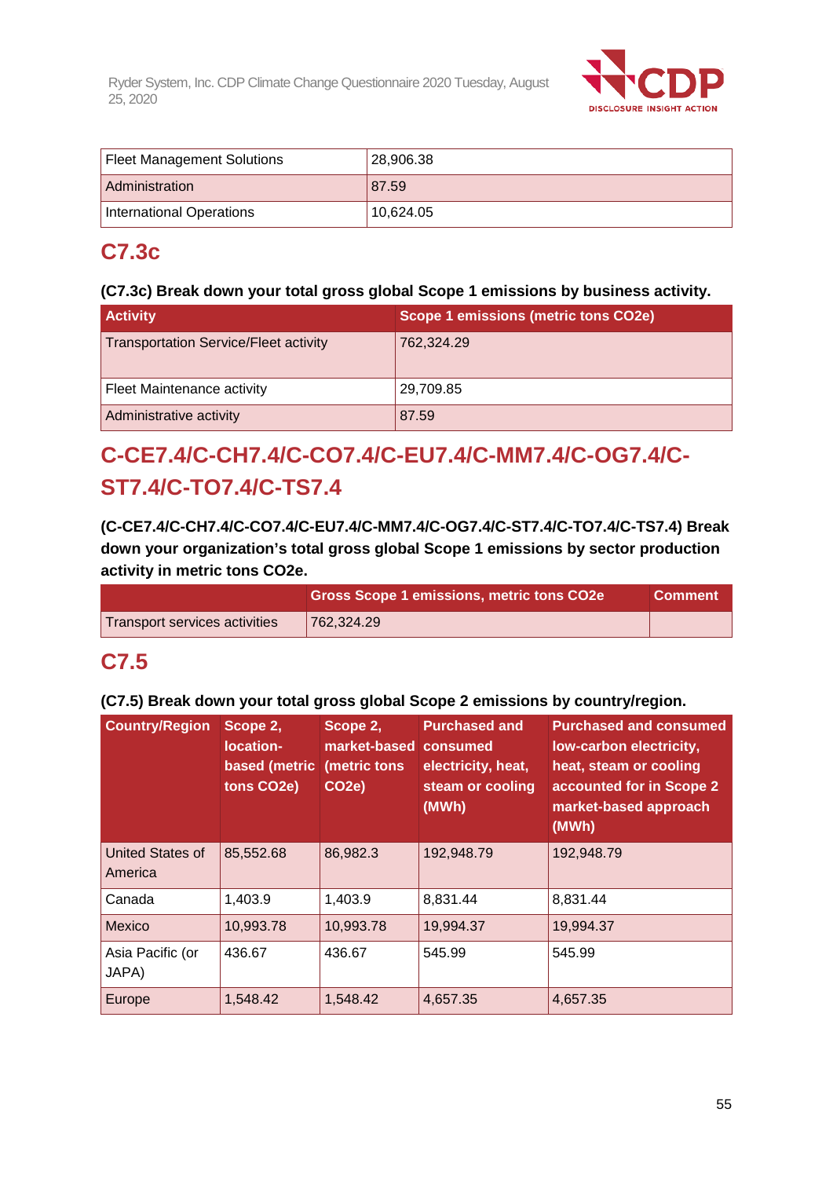| Fleet Management Solutions | 28,906.38 |
|---|---|
| Administration | 87.59 |
| International Operations | 10,624.05 |

## C7.3c

**(C7.3c) Break down your total gross global Scope 1 emissions by business activity.**

| Activity | Scope 1 emissions (metric tons CO2e) |
|---|---|
| Transportation Service/Fleet activity | 762,324.29 |
| Fleet Maintenance activity | 29,709.85 |
| Administrative activity | 87.59 |

## C-CE7.4/C-CH7.4/C-CO7.4/C-EU7.4/C-MM7.4/C-OG7.4/C-ST7.4/C-TO7.4/C-TS7.4

**(C-CE7.4/C-CH7.4/C-CO7.4/C-EU7.4/C-MM7.4/C-OG7.4/C-ST7.4/C-TO7.4/C-TS7.4) Break down your organization's total gross global Scope 1 emissions by sector production activity in metric tons CO2e.**

| | Gross Scope 1 emissions, metric tons CO2e | Comment |
|---|---|---|
| Transport services activities | 762,324.29 | |

## C7.5

**(C7.5) Break down your total gross global Scope 2 emissions by country/region.**

| Country/Region | Scope 2, location-based (metric tons CO2e) | Scope 2, market-based (metric tons CO2e) | Purchased and consumed electricity, heat, steam or cooling (MWh) | Purchased and consumed low-carbon electricity, heat, steam or cooling accounted for in Scope 2 market-based approach (MWh) |
|---|---|---|---|---|
| United States of America | 85,552.68 | 86,982.3 | 192,948.79 | 192,948.79 |
| Canada | 1,403.9 | 1,403.9 | 8,831.44 | 8,831.44 |
| Mexico | 10,993.78 | 10,993.78 | 19,994.37 | 19,994.37 |
| Asia Pacific (or JAPA) | 436.67 | 436.67 | 545.99 | 545.99 |
| Europe | 1,548.42 | 1,548.42 | 4,657.35 | 4,657.35 |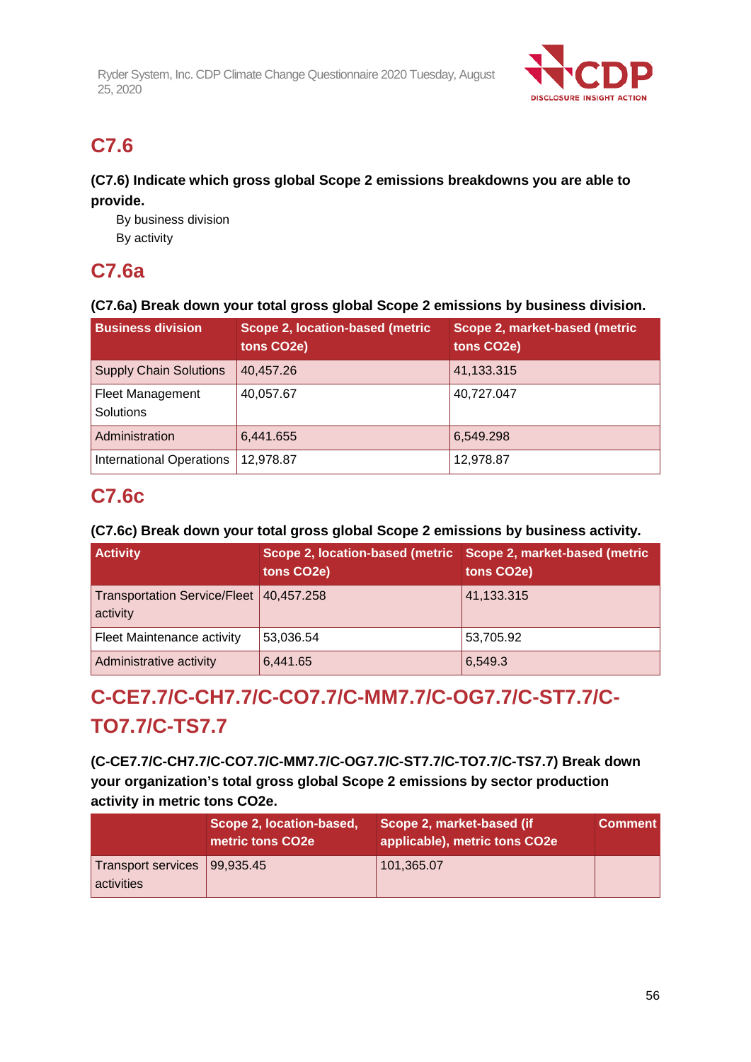## C7.6

**(C7.6) Indicate which gross global Scope 2 emissions breakdowns you are able to provide.**

By business division

By activity

## C7.6a

**(C7.6a) Break down your total gross global Scope 2 emissions by business division.**

| Business division | Scope 2, location-based (metric tons CO2e) | Scope 2, market-based (metric tons CO2e) |
|---|---|---|
| Supply Chain Solutions | 40,457.26 | 41,133.315 |
| Fleet Management Solutions | 40,057.67 | 40,727.047 |
| Administration | 6,441.655 | 6,549.298 |
| International Operations | 12,978.87 | 12,978.87 |

## C7.6c

**(C7.6c) Break down your total gross global Scope 2 emissions by business activity.**

| Activity | Scope 2, location-based (metric tons CO2e) | Scope 2, market-based (metric tons CO2e) |
|---|---|---|
| Transportation Service/Fleet activity | 40,457.258 | 41,133.315 |
| Fleet Maintenance activity | 53,036.54 | 53,705.92 |
| Administrative activity | 6,441.65 | 6,549.3 |

## C-CE7.7/C-CH7.7/C-CO7.7/C-MM7.7/C-OG7.7/C-ST7.7/C-TO7.7/C-TS7.7

**(C-CE7.7/C-CH7.7/C-CO7.7/C-MM7.7/C-OG7.7/C-ST7.7/C-TO7.7/C-TS7.7) Break down your organization's total gross global Scope 2 emissions by sector production activity in metric tons CO2e.**

| | Scope 2, location-based, metric tons CO2e | Scope 2, market-based (if applicable), metric tons CO2e | Comment |
|---|---|---|---|
| Transport services activities | 99,935.45 | 101,365.07 | |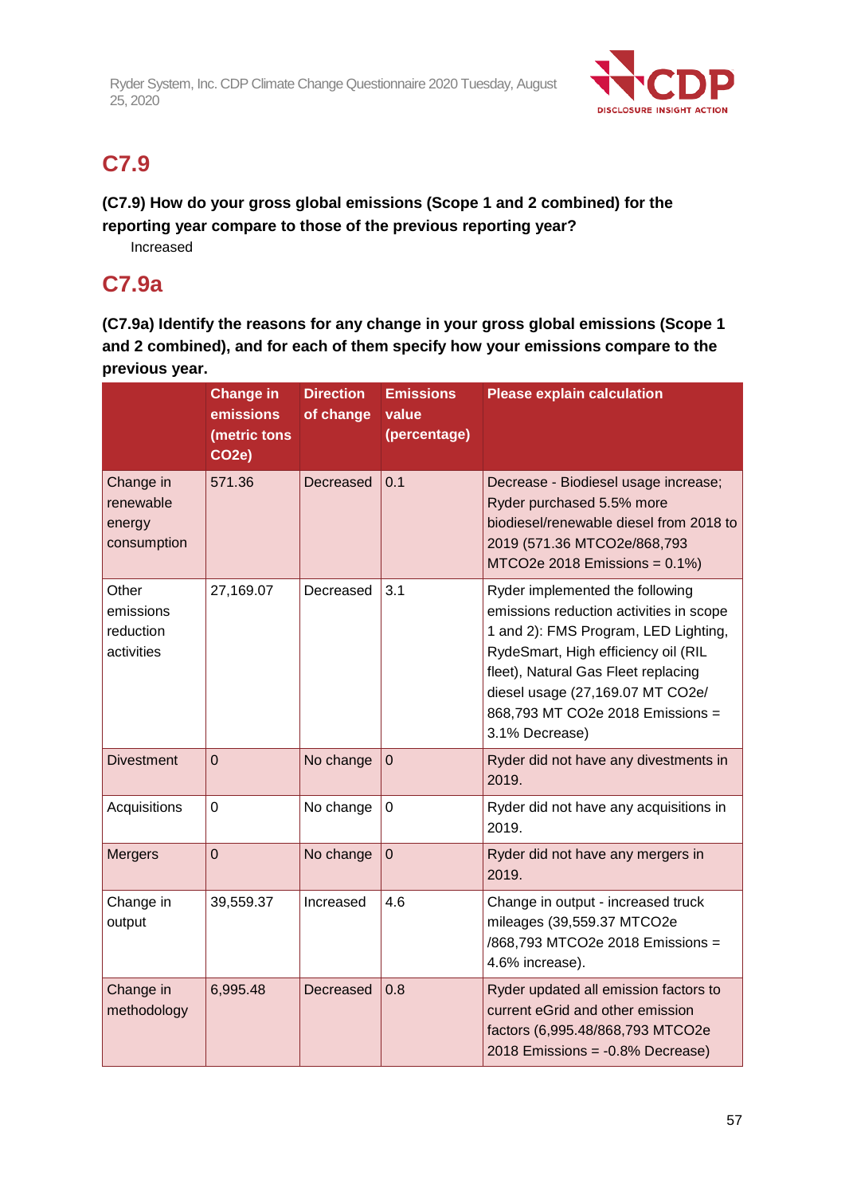## C7.9

**(C7.9) How do your gross global emissions (Scope 1 and 2 combined) for the reporting year compare to those of the previous reporting year?**

Increased

## C7.9a

**(C7.9a) Identify the reasons for any change in your gross global emissions (Scope 1 and 2 combined), and for each of them specify how your emissions compare to the previous year.**

| | Change in emissions (metric tons CO2e) | Direction of change | Emissions value (percentage) | Please explain calculation |
|---|---|---|---|---|
| Change in renewable energy consumption | 571.36 | Decreased | 0.1 | Decrease - Biodiesel usage increase; Ryder purchased 5.5% more biodiesel/renewable diesel from 2018 to 2019 (571.36 MTCO2e/868,793 MTCO2e 2018 Emissions = 0.1%) |
| Other emissions reduction activities | 27,169.07 | Decreased | 3.1 | Ryder implemented the following emissions reduction activities in scope 1 and 2): FMS Program, LED Lighting, RydeSmart, High efficiency oil (RIL fleet), Natural Gas Fleet replacing diesel usage (27,169.07 MT CO2e/ 868,793 MT CO2e 2018 Emissions = 3.1% Decrease) |
| Divestment | 0 | No change | 0 | Ryder did not have any divestments in 2019. |
| Acquisitions | 0 | No change | 0 | Ryder did not have any acquisitions in 2019. |
| Mergers | 0 | No change | 0 | Ryder did not have any mergers in 2019. |
| Change in output | 39,559.37 | Increased | 4.6 | Change in output - increased truck mileages (39,559.37 MTCO2e /868,793 MTCO2e 2018 Emissions = 4.6% increase). |
| Change in methodology | 6,995.48 | Decreased | 0.8 | Ryder updated all emission factors to current eGrid and other emission factors (6,995.48/868,793 MTCO2e 2018 Emissions = -0.8% Decrease) |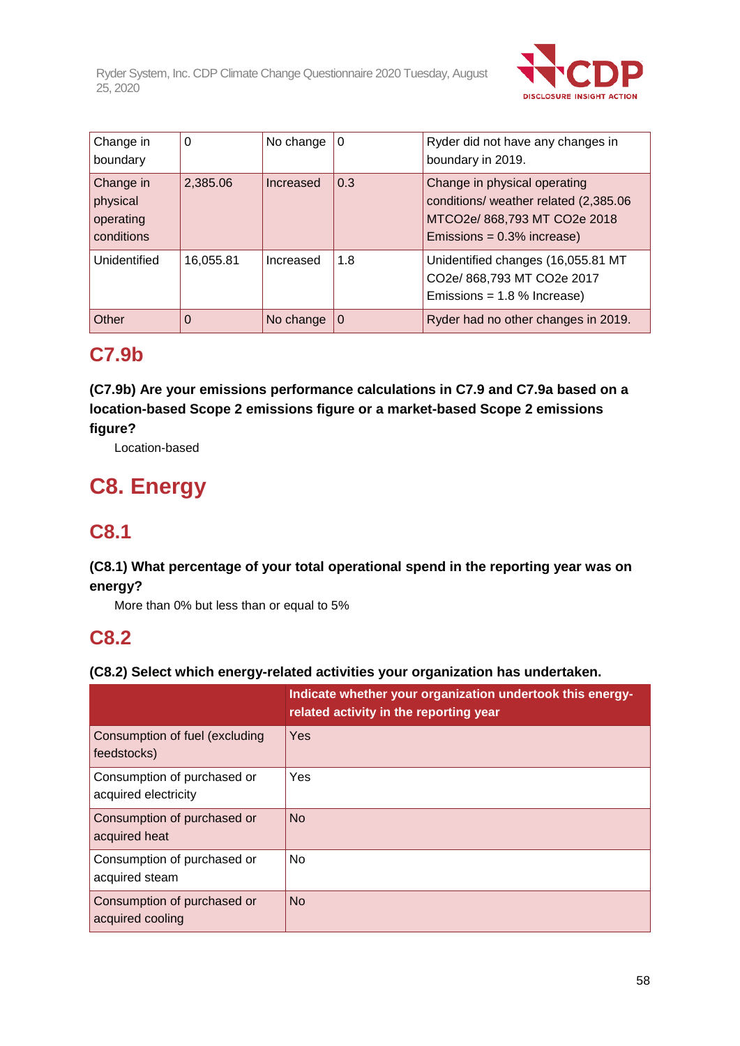| Change in boundary | 0 | No change | 0 | Ryder did not have any changes in boundary in 2019. |
|---|---|---|---|---|
| Change in physical operating conditions | 2,385.06 | Increased | 0.3 | Change in physical operating conditions/ weather related (2,385.06 MTCO2e/ 868,793 MT CO2e 2018 Emissions = 0.3% increase) |
| Unidentified | 16,055.81 | Increased | 1.8 | Unidentified changes (16,055.81 MT CO2e/ 868,793 MT CO2e 2017 Emissions = 1.8 % Increase) |
| Other | 0 | No change | 0 | Ryder had no other changes in 2019. |

## C7.9b

**(C7.9b) Are your emissions performance calculations in C7.9 and C7.9a based on a location-based Scope 2 emissions figure or a market-based Scope 2 emissions figure?**

Location-based

# C8. Energy

## C8.1

**(C8.1) What percentage of your total operational spend in the reporting year was on energy?**

More than 0% but less than or equal to 5%

## C8.2

**(C8.2) Select which energy-related activities your organization has undertaken.**

| | Indicate whether your organization undertook this energy-related activity in the reporting year |
|---|---|
| Consumption of fuel (excluding feedstocks) | Yes |
| Consumption of purchased or acquired electricity | Yes |
| Consumption of purchased or acquired heat | No |
| Consumption of purchased or acquired steam | No |
| Consumption of purchased or acquired cooling | No |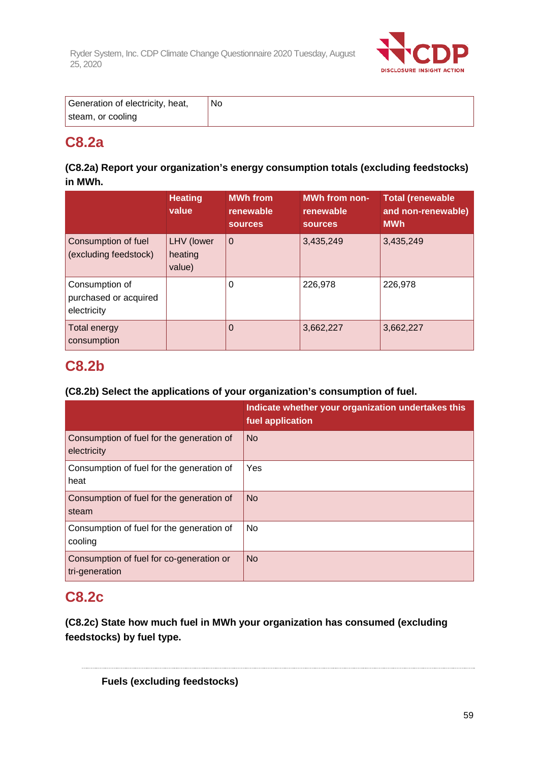| Generation of electricity, heat, steam, or cooling | No |
|---|---|

## C8.2a

**(C8.2a) Report your organization's energy consumption totals (excluding feedstocks) in MWh.**

| | Heating value | MWh from renewable sources | MWh from non-renewable sources | Total (renewable and non-renewable) MWh |
|---|---|---|---|---|
| Consumption of fuel (excluding feedstock) | LHV (lower heating value) | 0 | 3,435,249 | 3,435,249 |
| Consumption of purchased or acquired electricity | | 0 | 226,978 | 226,978 |
| Total energy consumption | | 0 | 3,662,227 | 3,662,227 |

## C8.2b

**(C8.2b) Select the applications of your organization's consumption of fuel.**

| | Indicate whether your organization undertakes this fuel application |
|---|---|
| Consumption of fuel for the generation of electricity | No |
| Consumption of fuel for the generation of heat | Yes |
| Consumption of fuel for the generation of steam | No |
| Consumption of fuel for the generation of cooling | No |
| Consumption of fuel for co-generation or tri-generation | No |

## C8.2c

**(C8.2c) State how much fuel in MWh your organization has consumed (excluding feedstocks) by fuel type.**

**Fuels (excluding feedstocks)**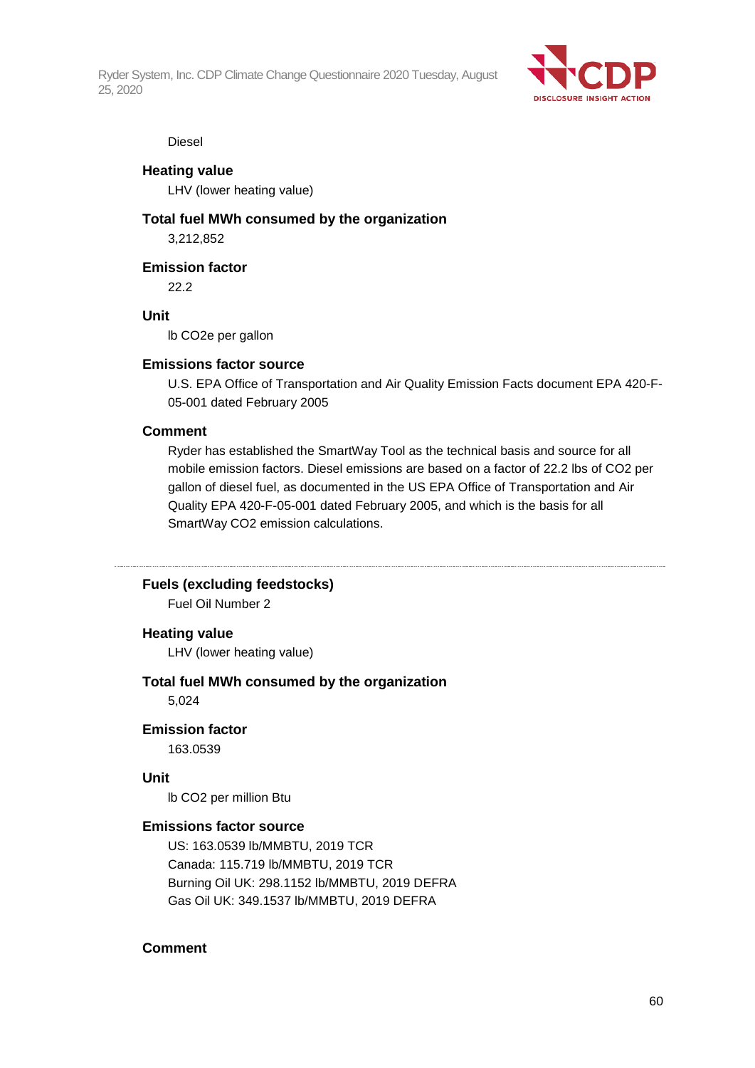Diesel

**Heating value**

LHV (lower heating value)

**Total fuel MWh consumed by the organization**

3,212,852

**Emission factor**

22.2

**Unit**

lb CO2e per gallon

**Emissions factor source**

U.S. EPA Office of Transportation and Air Quality Emission Facts document EPA 420-F-05-001 dated February 2005

**Comment**

Ryder has established the SmartWay Tool as the technical basis and source for all mobile emission factors. Diesel emissions are based on a factor of 22.2 lbs of CO2 per gallon of diesel fuel, as documented in the US EPA Office of Transportation and Air Quality EPA 420-F-05-001 dated February 2005, and which is the basis for all SmartWay CO2 emission calculations.

---

**Fuels (excluding feedstocks)**

Fuel Oil Number 2

**Heating value**

LHV (lower heating value)

**Total fuel MWh consumed by the organization**

5,024

**Emission factor**

163.0539

**Unit**

lb CO2 per million Btu

**Emissions factor source**

US: 163.0539 lb/MMBTU, 2019 TCR
Canada: 115.719 lb/MMBTU, 2019 TCR
Burning Oil UK: 298.1152 lb/MMBTU, 2019 DEFRA
Gas Oil UK: 349.1537 lb/MMBTU, 2019 DEFRA

**Comment**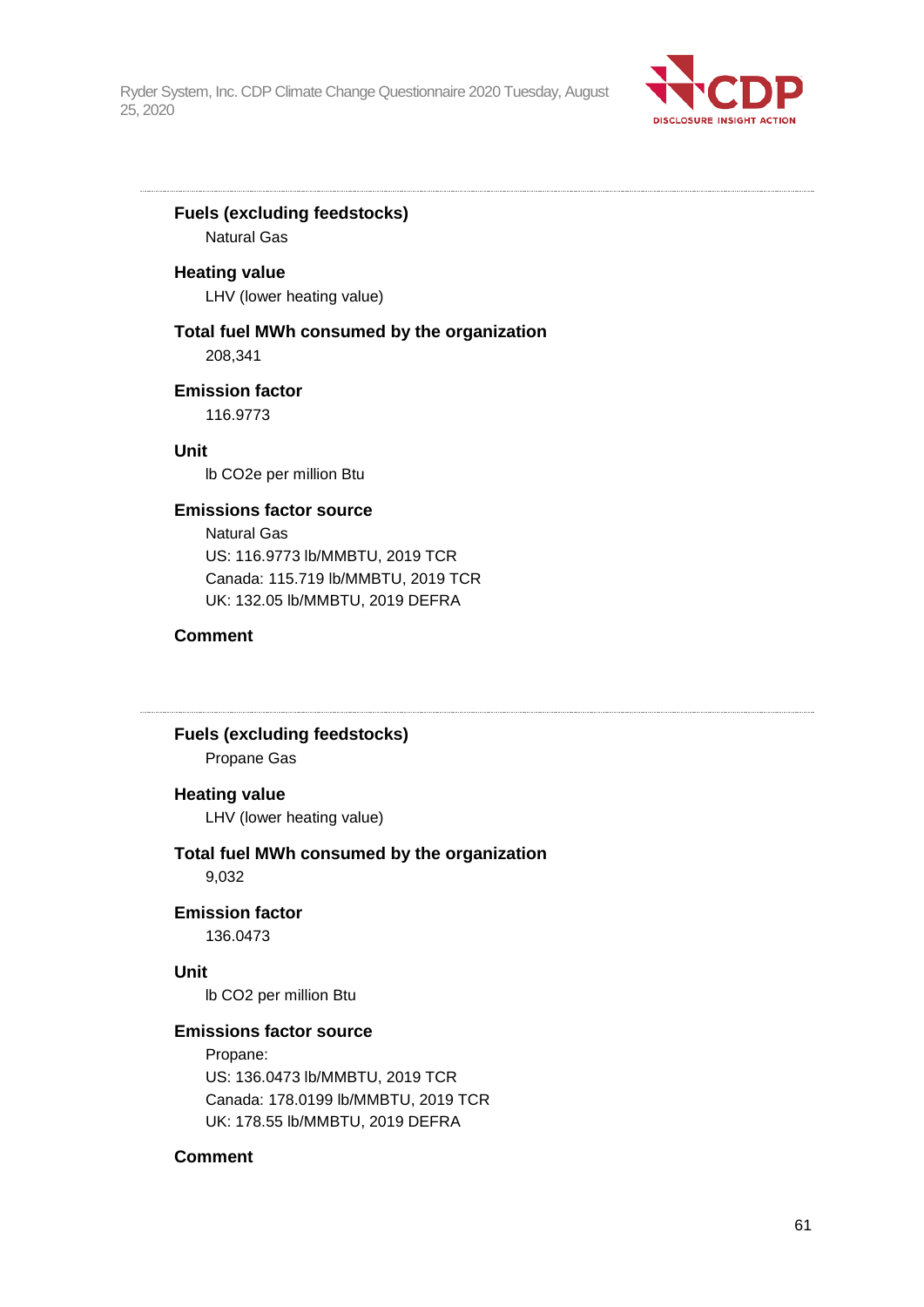---

**Fuels (excluding feedstocks)**
Natural Gas

**Heating value**
LHV (lower heating value)

**Total fuel MWh consumed by the organization**
208,341

**Emission factor**
116.9773

**Unit**
lb CO2e per million Btu

**Emissions factor source**
Natural Gas
US: 116.9773 lb/MMBTU, 2019 TCR
Canada: 115.719 lb/MMBTU, 2019 TCR
UK: 132.05 lb/MMBTU, 2019 DEFRA

**Comment**

---

**Fuels (excluding feedstocks)**
Propane Gas

**Heating value**
LHV (lower heating value)

**Total fuel MWh consumed by the organization**
9,032

**Emission factor**
136.0473

**Unit**
lb CO2 per million Btu

**Emissions factor source**
Propane:
US: 136.0473 lb/MMBTU, 2019 TCR
Canada: 178.0199 lb/MMBTU, 2019 TCR
UK: 178.55 lb/MMBTU, 2019 DEFRA

**Comment**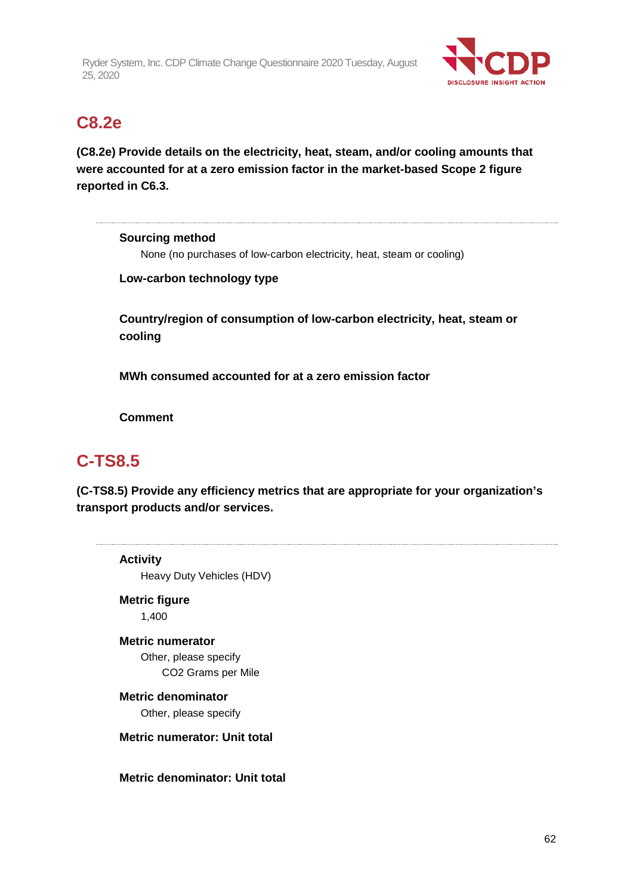## C8.2e

**(C8.2e) Provide details on the electricity, heat, steam, and/or cooling amounts that were accounted for at a zero emission factor in the market-based Scope 2 figure reported in C6.3.**

---

**Sourcing method**

None (no purchases of low-carbon electricity, heat, steam or cooling)

**Low-carbon technology type**

**Country/region of consumption of low-carbon electricity, heat, steam or cooling**

**MWh consumed accounted for at a zero emission factor**

**Comment**

## C-TS8.5

**(C-TS8.5) Provide any efficiency metrics that are appropriate for your organization's transport products and/or services.**

---

**Activity**

Heavy Duty Vehicles (HDV)

**Metric figure**

1,400

**Metric numerator**

Other, please specify

CO2 Grams per Mile

**Metric denominator**

Other, please specify

**Metric numerator: Unit total**

**Metric denominator: Unit total**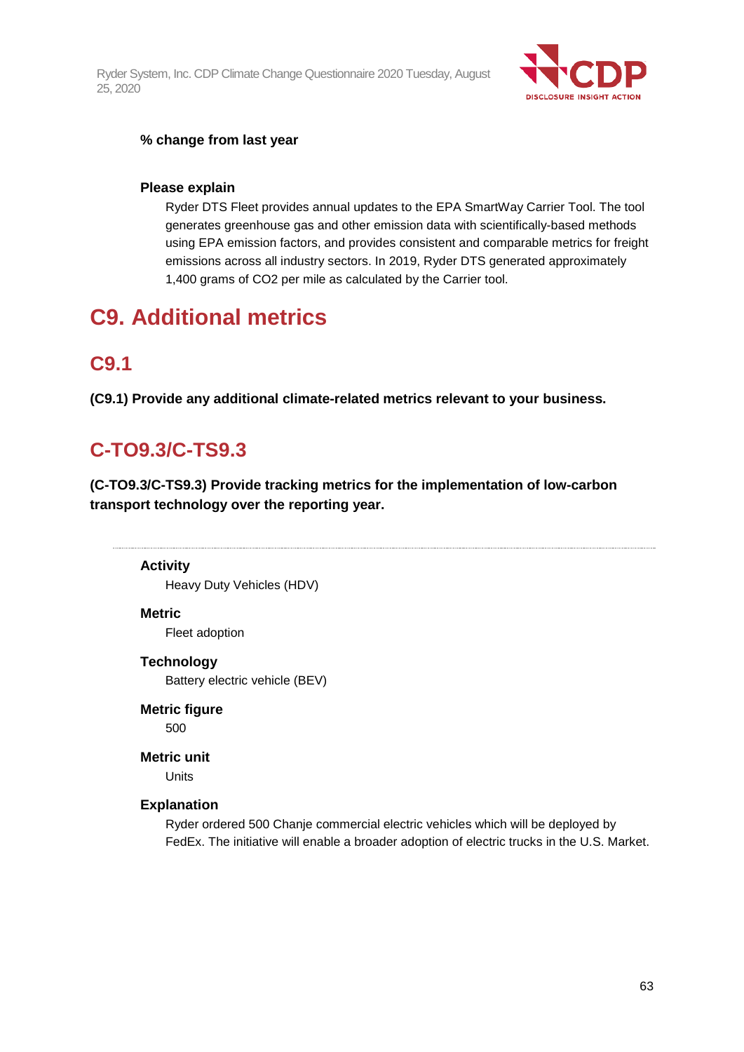**% change from last year**

**Please explain**

Ryder DTS Fleet provides annual updates to the EPA SmartWay Carrier Tool. The tool generates greenhouse gas and other emission data with scientifically-based methods using EPA emission factors, and provides consistent and comparable metrics for freight emissions across all industry sectors. In 2019, Ryder DTS generated approximately 1,400 grams of CO2 per mile as calculated by the Carrier tool.

# C9. Additional metrics

## C9.1

**(C9.1) Provide any additional climate-related metrics relevant to your business.**

## C-TO9.3/C-TS9.3

**(C-TO9.3/C-TS9.3) Provide tracking metrics for the implementation of low-carbon transport technology over the reporting year.**

---

**Activity**

Heavy Duty Vehicles (HDV)

**Metric**

Fleet adoption

**Technology**

Battery electric vehicle (BEV)

**Metric figure**

500

**Metric unit**

Units

**Explanation**

Ryder ordered 500 Chanje commercial electric vehicles which will be deployed by FedEx. The initiative will enable a broader adoption of electric trucks in the U.S. Market.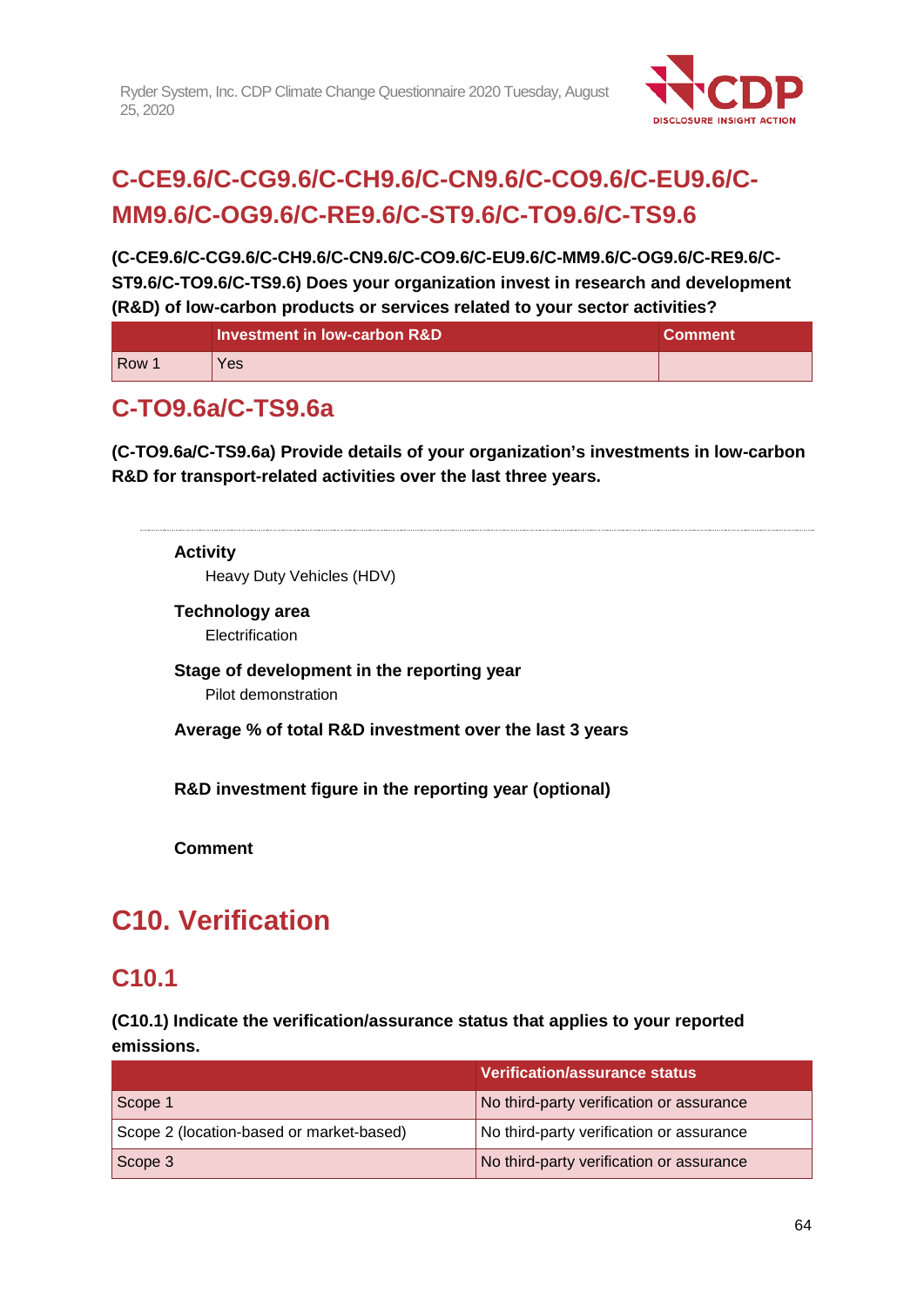## C-CE9.6/C-CG9.6/C-CH9.6/C-CN9.6/C-CO9.6/C-EU9.6/C-MM9.6/C-OG9.6/C-RE9.6/C-ST9.6/C-TO9.6/C-TS9.6

**(C-CE9.6/C-CG9.6/C-CH9.6/C-CN9.6/C-CO9.6/C-EU9.6/C-MM9.6/C-OG9.6/C-RE9.6/C-ST9.6/C-TO9.6/C-TS9.6) Does your organization invest in research and development (R&D) of low-carbon products or services related to your sector activities?**

| | Investment in low-carbon R&D | Comment |
|---|---|---|
| Row 1 | Yes | |

## C-TO9.6a/C-TS9.6a

**(C-TO9.6a/C-TS9.6a) Provide details of your organization's investments in low-carbon R&D for transport-related activities over the last three years.**

---

**Activity**

Heavy Duty Vehicles (HDV)

**Technology area**

Electrification

**Stage of development in the reporting year**

Pilot demonstration

**Average % of total R&D investment over the last 3 years**

**R&D investment figure in the reporting year (optional)**

**Comment**

# C10. Verification

## C10.1

**(C10.1) Indicate the verification/assurance status that applies to your reported emissions.**

| | Verification/assurance status |
|---|---|
| Scope 1 | No third-party verification or assurance |
| Scope 2 (location-based or market-based) | No third-party verification or assurance |
| Scope 3 | No third-party verification or assurance |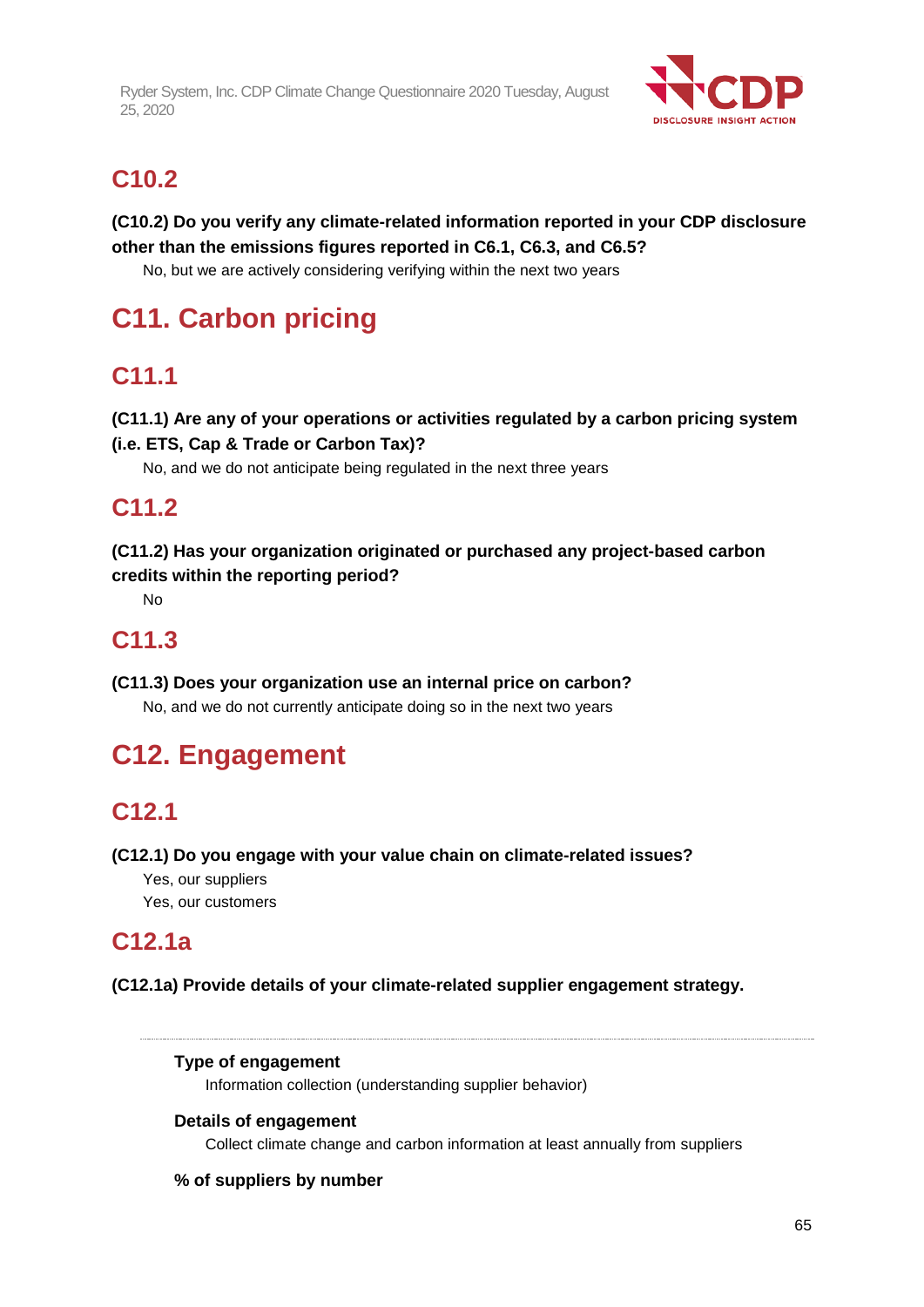## C10.2

**(C10.2) Do you verify any climate-related information reported in your CDP disclosure other than the emissions figures reported in C6.1, C6.3, and C6.5?**

No, but we are actively considering verifying within the next two years

# C11. Carbon pricing

## C11.1

**(C11.1) Are any of your operations or activities regulated by a carbon pricing system (i.e. ETS, Cap & Trade or Carbon Tax)?**

No, and we do not anticipate being regulated in the next three years

## C11.2

**(C11.2) Has your organization originated or purchased any project-based carbon credits within the reporting period?**

No

## C11.3

**(C11.3) Does your organization use an internal price on carbon?**

No, and we do not currently anticipate doing so in the next two years

# C12. Engagement

## C12.1

**(C12.1) Do you engage with your value chain on climate-related issues?**

Yes, our suppliers

Yes, our customers

## C12.1a

**(C12.1a) Provide details of your climate-related supplier engagement strategy.**

---

**Type of engagement**

Information collection (understanding supplier behavior)

**Details of engagement**

Collect climate change and carbon information at least annually from suppliers

**% of suppliers by number**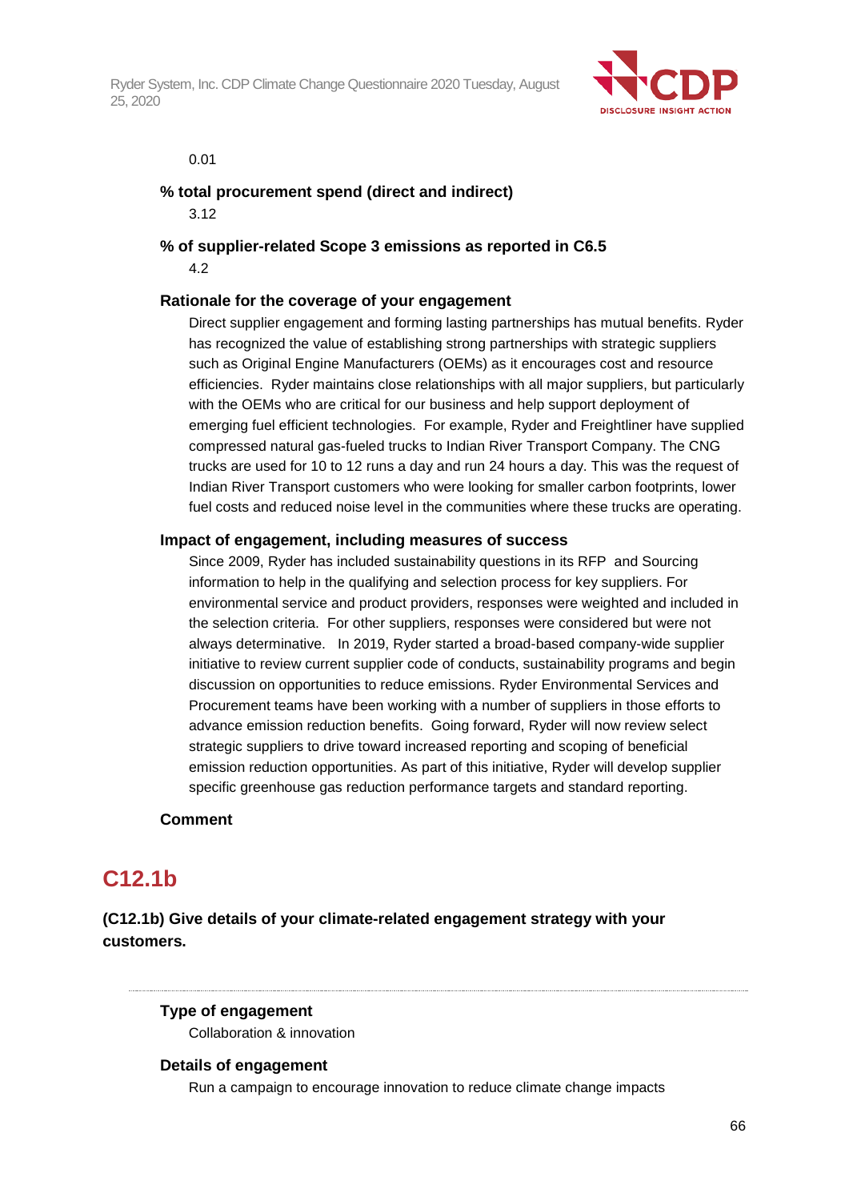0.01

**% total procurement spend (direct and indirect)**

3.12

**% of supplier-related Scope 3 emissions as reported in C6.5**

4.2

**Rationale for the coverage of your engagement**

Direct supplier engagement and forming lasting partnerships has mutual benefits. Ryder has recognized the value of establishing strong partnerships with strategic suppliers such as Original Engine Manufacturers (OEMs) as it encourages cost and resource efficiencies. Ryder maintains close relationships with all major suppliers, but particularly with the OEMs who are critical for our business and help support deployment of emerging fuel efficient technologies. For example, Ryder and Freightliner have supplied compressed natural gas-fueled trucks to Indian River Transport Company. The CNG trucks are used for 10 to 12 runs a day and run 24 hours a day. This was the request of Indian River Transport customers who were looking for smaller carbon footprints, lower fuel costs and reduced noise level in the communities where these trucks are operating.

**Impact of engagement, including measures of success**

Since 2009, Ryder has included sustainability questions in its RFP and Sourcing information to help in the qualifying and selection process for key suppliers. For environmental service and product providers, responses were weighted and included in the selection criteria. For other suppliers, responses were considered but were not always determinative. In 2019, Ryder started a broad-based company-wide supplier initiative to review current supplier code of conducts, sustainability programs and begin discussion on opportunities to reduce emissions. Ryder Environmental Services and Procurement teams have been working with a number of suppliers in those efforts to advance emission reduction benefits. Going forward, Ryder will now review select strategic suppliers to drive toward increased reporting and scoping of beneficial emission reduction opportunities. As part of this initiative, Ryder will develop supplier specific greenhouse gas reduction performance targets and standard reporting.

**Comment**

## C12.1b

**(C12.1b) Give details of your climate-related engagement strategy with your customers.**

**Type of engagement**

Collaboration & innovation

**Details of engagement**

Run a campaign to encourage innovation to reduce climate change impacts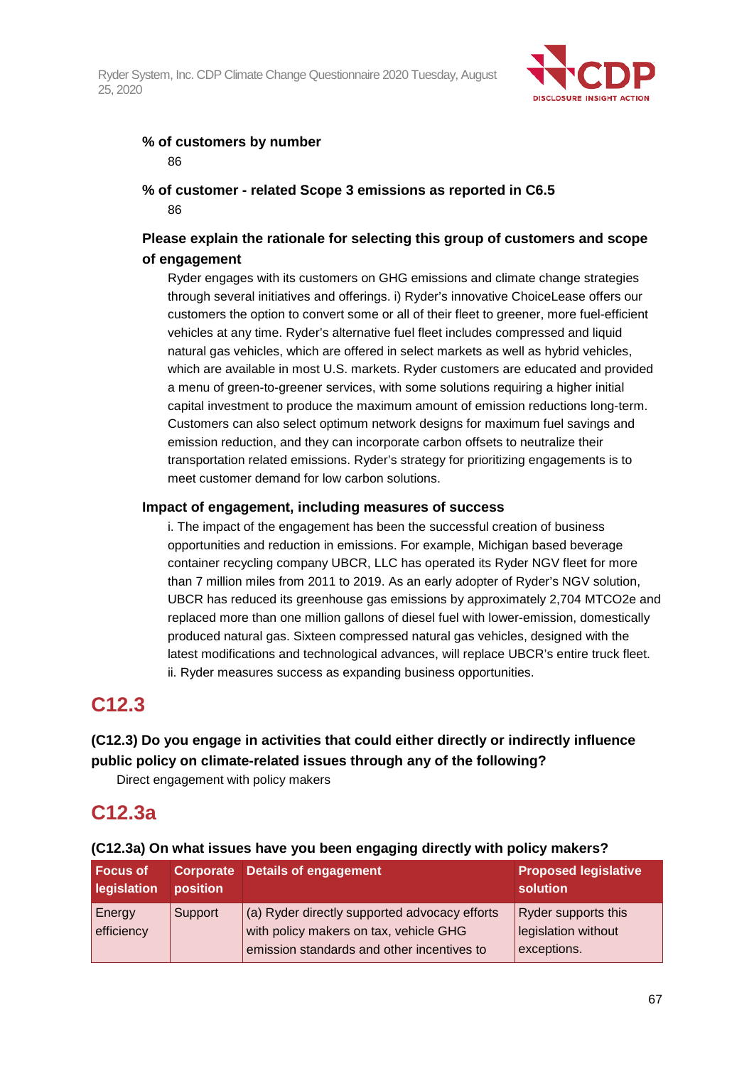**% of customers by number**

86

**% of customer - related Scope 3 emissions as reported in C6.5**

86

**Please explain the rationale for selecting this group of customers and scope of engagement**

Ryder engages with its customers on GHG emissions and climate change strategies through several initiatives and offerings. i) Ryder's innovative ChoiceLease offers our customers the option to convert some or all of their fleet to greener, more fuel-efficient vehicles at any time. Ryder's alternative fuel fleet includes compressed and liquid natural gas vehicles, which are offered in select markets as well as hybrid vehicles, which are available in most U.S. markets. Ryder customers are educated and provided a menu of green-to-greener services, with some solutions requiring a higher initial capital investment to produce the maximum amount of emission reductions long-term. Customers can also select optimum network designs for maximum fuel savings and emission reduction, and they can incorporate carbon offsets to neutralize their transportation related emissions. Ryder's strategy for prioritizing engagements is to meet customer demand for low carbon solutions.

**Impact of engagement, including measures of success**

i. The impact of the engagement has been the successful creation of business opportunities and reduction in emissions. For example, Michigan based beverage container recycling company UBCR, LLC has operated its Ryder NGV fleet for more than 7 million miles from 2011 to 2019. As an early adopter of Ryder's NGV solution, UBCR has reduced its greenhouse gas emissions by approximately 2,704 MTCO2e and replaced more than one million gallons of diesel fuel with lower-emission, domestically produced natural gas. Sixteen compressed natural gas vehicles, designed with the latest modifications and technological advances, will replace UBCR's entire truck fleet.
ii. Ryder measures success as expanding business opportunities.

## C12.3

**(C12.3) Do you engage in activities that could either directly or indirectly influence public policy on climate-related issues through any of the following?**

Direct engagement with policy makers

## C12.3a

**(C12.3a) On what issues have you been engaging directly with policy makers?**

| Focus of legislation | Corporate position | Details of engagement | Proposed legislative solution |
|---|---|---|---|
| Energy efficiency | Support | (a) Ryder directly supported advocacy efforts with policy makers on tax, vehicle GHG emission standards and other incentives to | Ryder supports this legislation without exceptions. |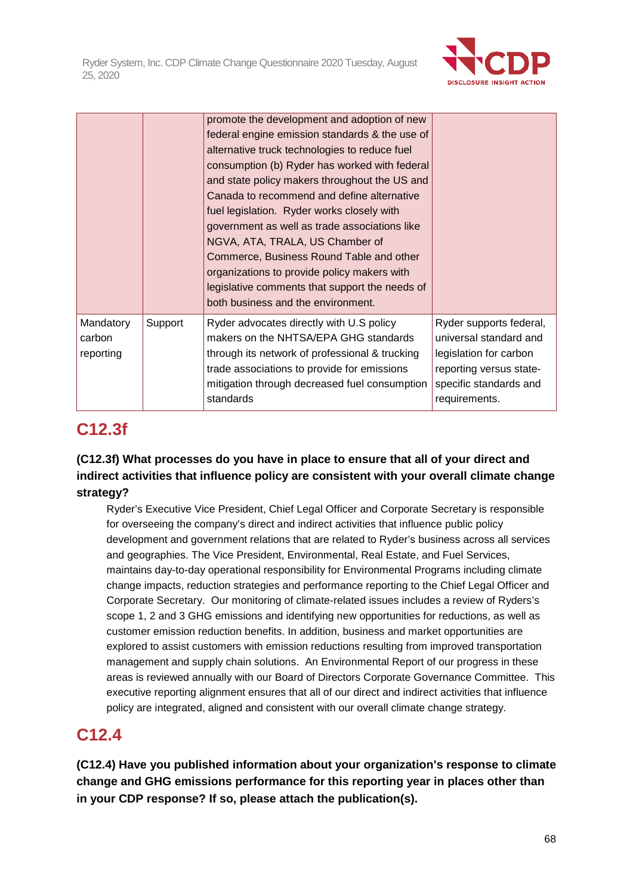| | | | |
|---|---|---|---|
| | | promote the development and adoption of new federal engine emission standards & the use of alternative truck technologies to reduce fuel consumption (b) Ryder has worked with federal and state policy makers throughout the US and Canada to recommend and define alternative fuel legislation. Ryder works closely with government as well as trade associations like NGVA, ATA, TRALA, US Chamber of Commerce, Business Round Table and other organizations to provide policy makers with legislative comments that support the needs of both business and the environment. | |
| Mandatory carbon reporting | Support | Ryder advocates directly with U.S policy makers on the NHTSA/EPA GHG standards through its network of professional & trucking trade associations to provide for emissions mitigation through decreased fuel consumption standards | Ryder supports federal, universal standard and legislation for carbon reporting versus state-specific standards and requirements. |

## C12.3f

**(C12.3f) What processes do you have in place to ensure that all of your direct and indirect activities that influence policy are consistent with your overall climate change strategy?**

Ryder's Executive Vice President, Chief Legal Officer and Corporate Secretary is responsible for overseeing the company's direct and indirect activities that influence public policy development and government relations that are related to Ryder's business across all services and geographies. The Vice President, Environmental, Real Estate, and Fuel Services, maintains day-to-day operational responsibility for Environmental Programs including climate change impacts, reduction strategies and performance reporting to the Chief Legal Officer and Corporate Secretary. Our monitoring of climate-related issues includes a review of Ryders's scope 1, 2 and 3 GHG emissions and identifying new opportunities for reductions, as well as customer emission reduction benefits. In addition, business and market opportunities are explored to assist customers with emission reductions resulting from improved transportation management and supply chain solutions. An Environmental Report of our progress in these areas is reviewed annually with our Board of Directors Corporate Governance Committee. This executive reporting alignment ensures that all of our direct and indirect activities that influence policy are integrated, aligned and consistent with our overall climate change strategy.

## C12.4

**(C12.4) Have you published information about your organization's response to climate change and GHG emissions performance for this reporting year in places other than in your CDP response? If so, please attach the publication(s).**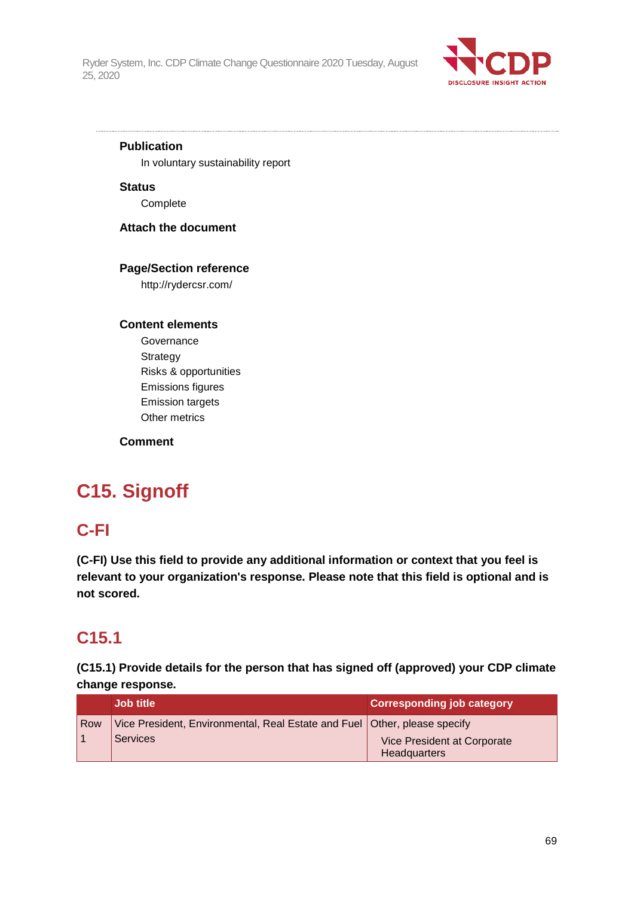**Publication**

In voluntary sustainability report

**Status**

Complete

**Attach the document**

**Page/Section reference**

http://rydercsr.com/

**Content elements**

Governance
Strategy
Risks & opportunities
Emissions figures
Emission targets
Other metrics

**Comment**

# C15. Signoff

## C-FI

**(C-FI) Use this field to provide any additional information or context that you feel is relevant to your organization's response. Please note that this field is optional and is not scored.**

## C15.1

**(C15.1) Provide details for the person that has signed off (approved) your CDP climate change response.**

| | Job title | Corresponding job category |
|---|---|---|
| Row 1 | Vice President, Environmental, Real Estate and Fuel Services | Other, please specify<br>Vice President at Corporate Headquarters |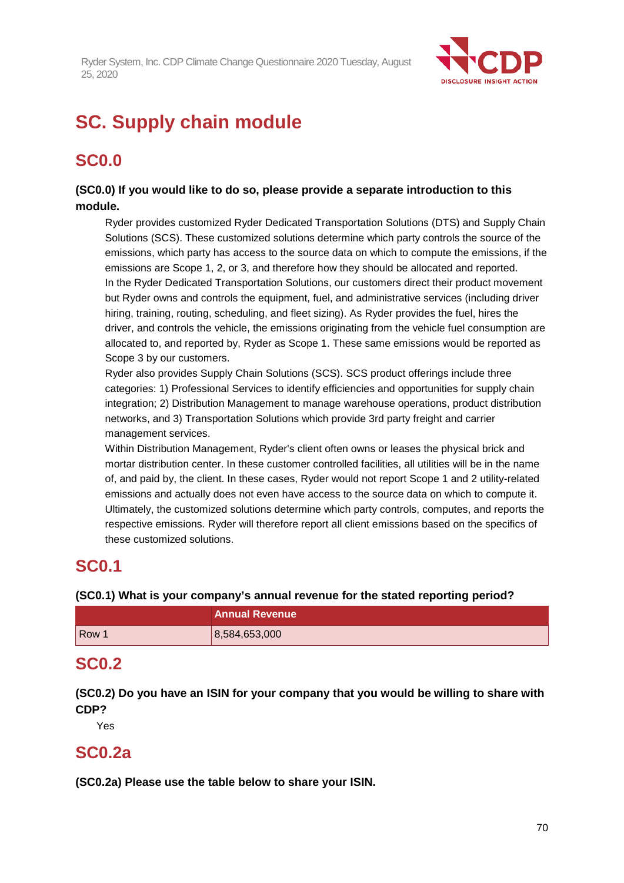# SC. Supply chain module

## SC0.0

**(SC0.0) If you would like to do so, please provide a separate introduction to this module.**

Ryder provides customized Ryder Dedicated Transportation Solutions (DTS) and Supply Chain Solutions (SCS). These customized solutions determine which party controls the source of the emissions, which party has access to the source data on which to compute the emissions, if the emissions are Scope 1, 2, or 3, and therefore how they should be allocated and reported.
In the Ryder Dedicated Transportation Solutions, our customers direct their product movement but Ryder owns and controls the equipment, fuel, and administrative services (including driver hiring, training, routing, scheduling, and fleet sizing). As Ryder provides the fuel, hires the driver, and controls the vehicle, the emissions originating from the vehicle fuel consumption are allocated to, and reported by, Ryder as Scope 1. These same emissions would be reported as Scope 3 by our customers.
Ryder also provides Supply Chain Solutions (SCS). SCS product offerings include three categories: 1) Professional Services to identify efficiencies and opportunities for supply chain integration; 2) Distribution Management to manage warehouse operations, product distribution networks, and 3) Transportation Solutions which provide 3rd party freight and carrier management services.
Within Distribution Management, Ryder's client often owns or leases the physical brick and mortar distribution center. In these customer controlled facilities, all utilities will be in the name of, and paid by, the client. In these cases, Ryder would not report Scope 1 and 2 utility-related emissions and actually does not even have access to the source data on which to compute it. Ultimately, the customized solutions determine which party controls, computes, and reports the respective emissions. Ryder will therefore report all client emissions based on the specifics of these customized solutions.

## SC0.1

**(SC0.1) What is your company's annual revenue for the stated reporting period?**

| | Annual Revenue |
|---|---|
| Row 1 | 8,584,653,000 |

## SC0.2

**(SC0.2) Do you have an ISIN for your company that you would be willing to share with CDP?**

Yes

## SC0.2a

**(SC0.2a) Please use the table below to share your ISIN.**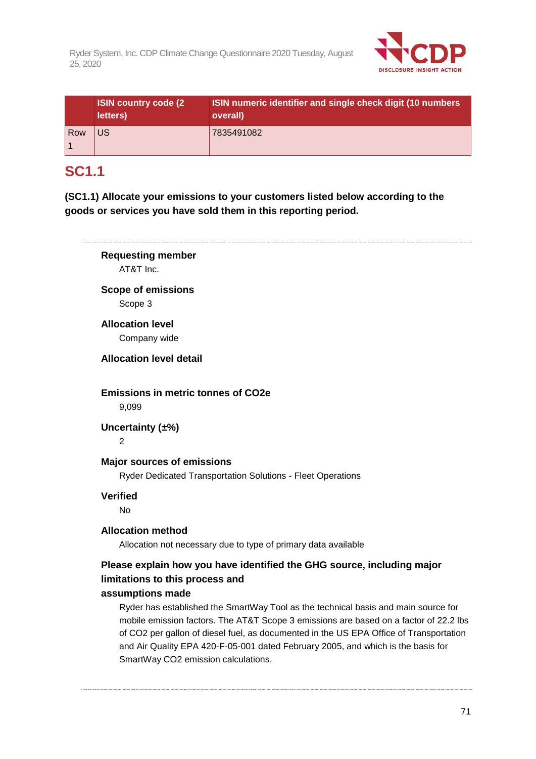| | ISIN country code (2 letters) | ISIN numeric identifier and single check digit (10 numbers overall) |
|---|---|---|
| Row 1 | US | 7835491082 |

## SC1.1

**(SC1.1) Allocate your emissions to your customers listed below according to the goods or services you have sold them in this reporting period.**

**Requesting member**
AT&T Inc.

**Scope of emissions**
Scope 3

**Allocation level**
Company wide

**Allocation level detail**

**Emissions in metric tonnes of CO2e**
9,099

**Uncertainty (±%)**
2

**Major sources of emissions**
Ryder Dedicated Transportation Solutions - Fleet Operations

**Verified**
No

**Allocation method**
Allocation not necessary due to type of primary data available

**Please explain how you have identified the GHG source, including major limitations to this process and assumptions made**
Ryder has established the SmartWay Tool as the technical basis and main source for mobile emission factors. The AT&T Scope 3 emissions are based on a factor of 22.2 lbs of CO2 per gallon of diesel fuel, as documented in the US EPA Office of Transportation and Air Quality EPA 420-F-05-001 dated February 2005, and which is the basis for SmartWay CO2 emission calculations.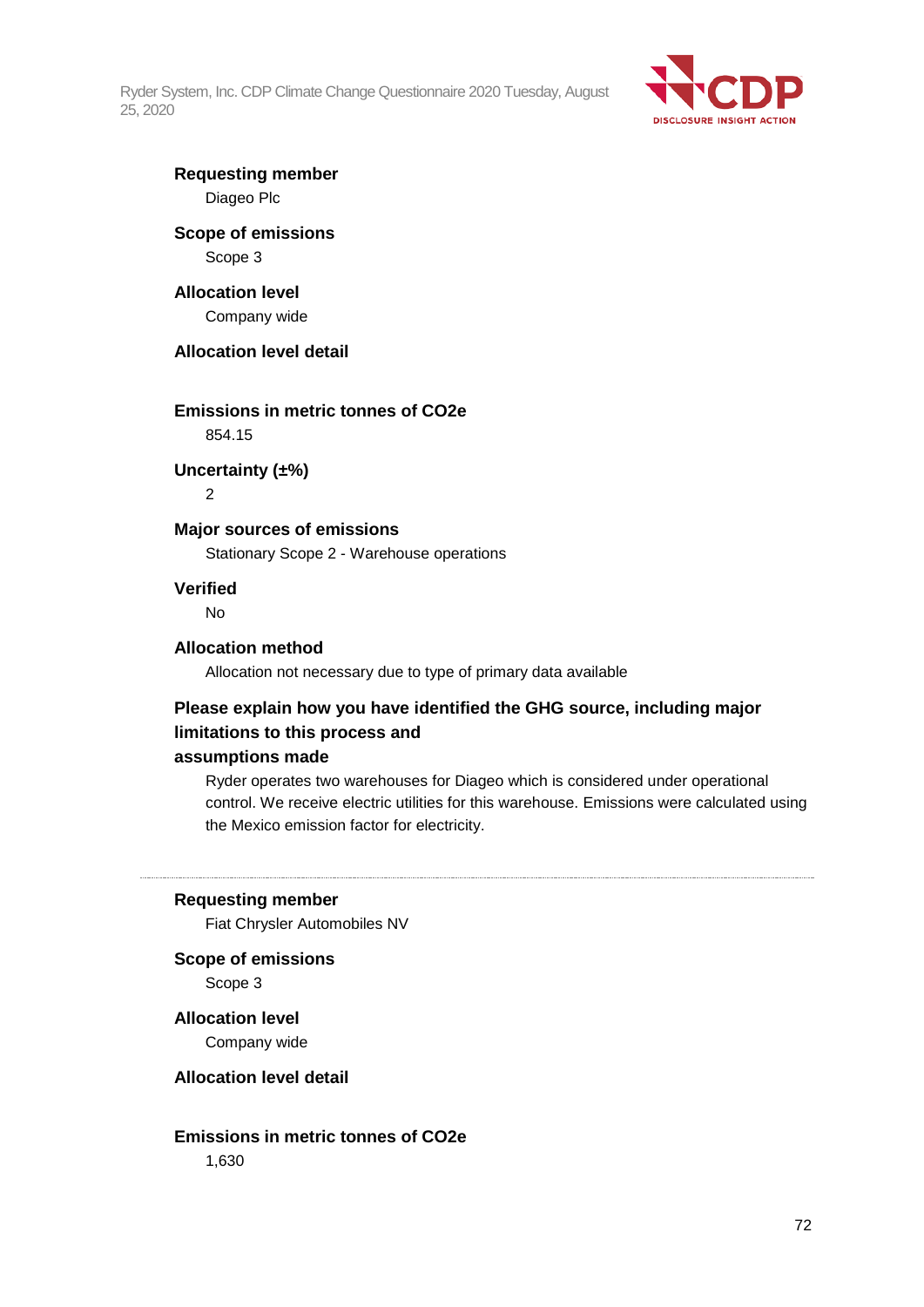**Requesting member**

Diageo Plc

**Scope of emissions**

Scope 3

**Allocation level**

Company wide

**Allocation level detail**

**Emissions in metric tonnes of CO2e**

854.15

**Uncertainty (±%)**

2

**Major sources of emissions**

Stationary Scope 2 - Warehouse operations

**Verified**

No

**Allocation method**

Allocation not necessary due to type of primary data available

**Please explain how you have identified the GHG source, including major limitations to this process and assumptions made**

Ryder operates two warehouses for Diageo which is considered under operational control. We receive electric utilities for this warehouse. Emissions were calculated using the Mexico emission factor for electricity.

---

**Requesting member**

Fiat Chrysler Automobiles NV

**Scope of emissions**

Scope 3

**Allocation level**

Company wide

**Allocation level detail**

**Emissions in metric tonnes of CO2e**

1,630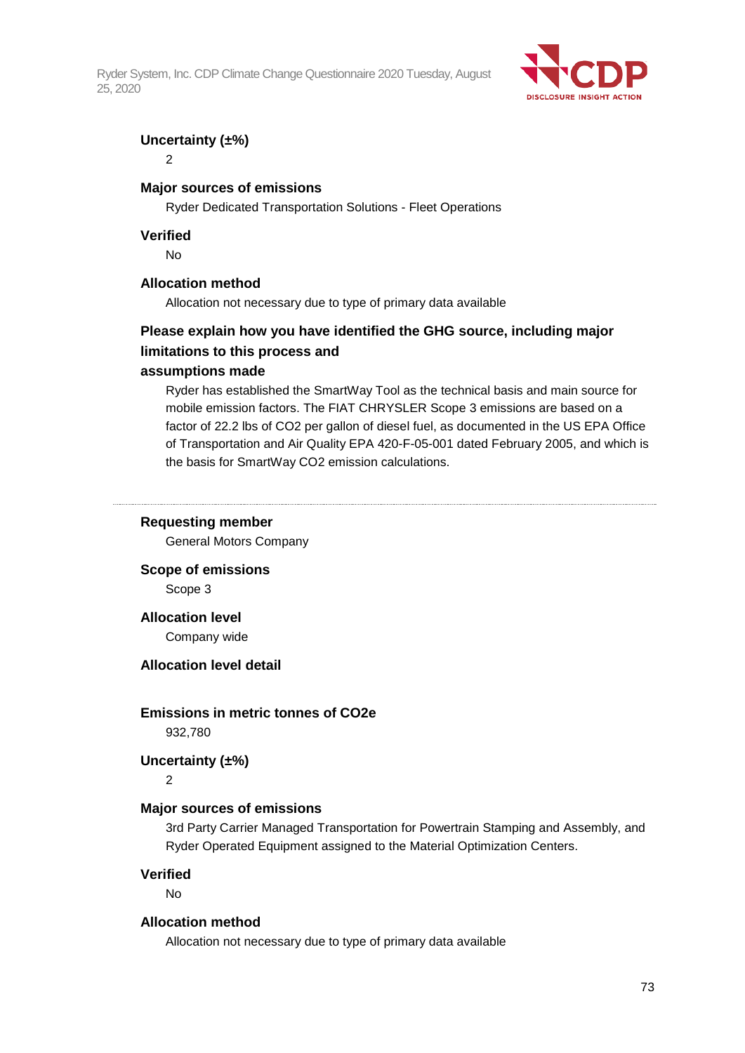**Uncertainty (±%)**

2

**Major sources of emissions**

Ryder Dedicated Transportation Solutions - Fleet Operations

**Verified**

No

**Allocation method**

Allocation not necessary due to type of primary data available

**Please explain how you have identified the GHG source, including major limitations to this process and assumptions made**

Ryder has established the SmartWay Tool as the technical basis and main source for mobile emission factors. The FIAT CHRYSLER Scope 3 emissions are based on a factor of 22.2 lbs of CO2 per gallon of diesel fuel, as documented in the US EPA Office of Transportation and Air Quality EPA 420-F-05-001 dated February 2005, and which is the basis for SmartWay CO2 emission calculations.

---

**Requesting member**

General Motors Company

**Scope of emissions**

Scope 3

**Allocation level**

Company wide

**Allocation level detail**

**Emissions in metric tonnes of CO2e**

932,780

**Uncertainty (±%)**

2

**Major sources of emissions**

3rd Party Carrier Managed Transportation for Powertrain Stamping and Assembly, and Ryder Operated Equipment assigned to the Material Optimization Centers.

**Verified**

No

**Allocation method**

Allocation not necessary due to type of primary data available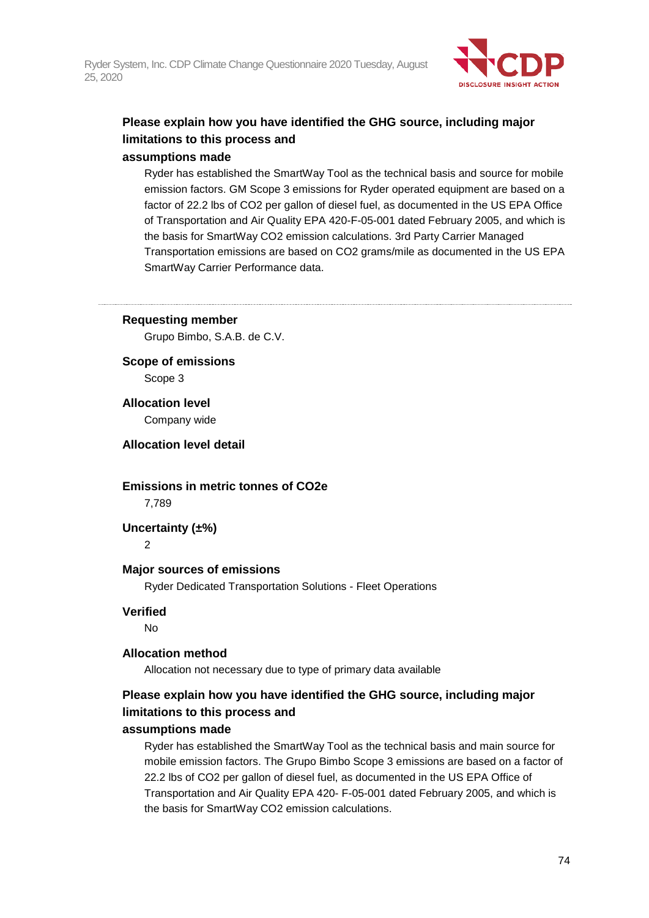#### Please explain how you have identified the GHG source, including major limitations to this process and assumptions made

Ryder has established the SmartWay Tool as the technical basis and source for mobile emission factors. GM Scope 3 emissions for Ryder operated equipment are based on a factor of 22.2 lbs of $CO_2$ per gallon of diesel fuel, as documented in the US EPA Office of Transportation and Air Quality EPA 420-F-05-001 dated February 2005, and which is the basis for SmartWay $CO_2$ emission calculations. 3rd Party Carrier Managed Transportation emissions are based on $CO_2$ grams/mile as documented in the US EPA SmartWay Carrier Performance data.

---

#### Requesting member

Grupo Bimbo, S.A.B. de C.V.

#### Scope of emissions

Scope 3

#### Allocation level

Company wide

#### Allocation level detail

#### Emissions in metric tonnes of CO2e

7,789

#### Uncertainty (±%)

2

#### Major sources of emissions

Ryder Dedicated Transportation Solutions - Fleet Operations

#### Verified

No

#### Allocation method

Allocation not necessary due to type of primary data available

#### Please explain how you have identified the GHG source, including major limitations to this process and assumptions made

Ryder has established the SmartWay Tool as the technical basis and main source for mobile emission factors. The Grupo Bimbo Scope 3 emissions are based on a factor of 22.2 lbs of $CO_2$ per gallon of diesel fuel, as documented in the US EPA Office of Transportation and Air Quality EPA 420- F-05-001 dated February 2005, and which is the basis for SmartWay $CO_2$ emission calculations.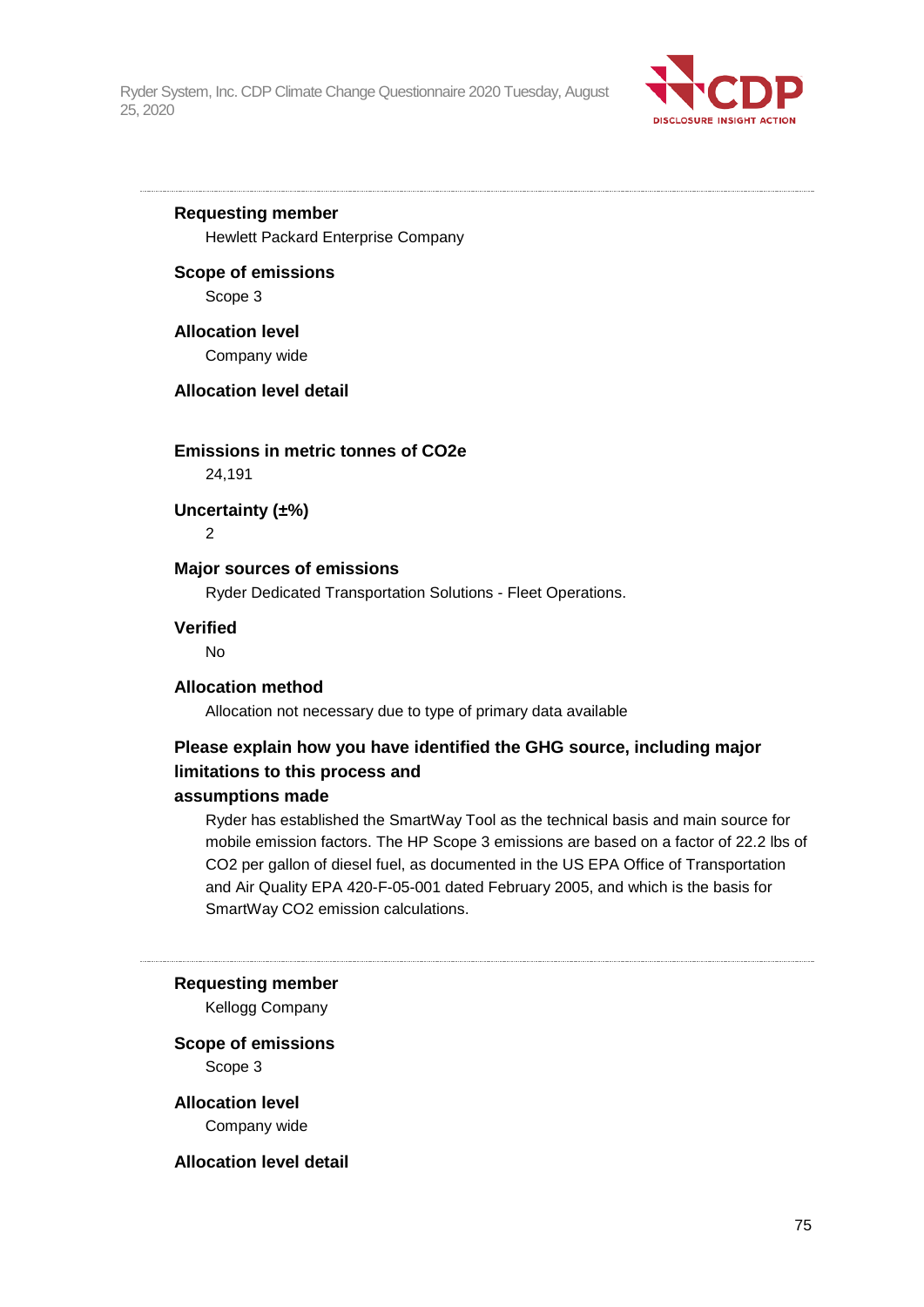---

**Requesting member**

Hewlett Packard Enterprise Company

**Scope of emissions**

Scope 3

**Allocation level**

Company wide

**Allocation level detail**

**Emissions in metric tonnes of CO2e**

24,191

**Uncertainty (±%)**

2

**Major sources of emissions**

Ryder Dedicated Transportation Solutions - Fleet Operations.

**Verified**

No

**Allocation method**

Allocation not necessary due to type of primary data available

**Please explain how you have identified the GHG source, including major limitations to this process and assumptions made**

Ryder has established the SmartWay Tool as the technical basis and main source for mobile emission factors. The HP Scope 3 emissions are based on a factor of 22.2 lbs of CO2 per gallon of diesel fuel, as documented in the US EPA Office of Transportation and Air Quality EPA 420-F-05-001 dated February 2005, and which is the basis for SmartWay CO2 emission calculations.

---

**Requesting member**

Kellogg Company

**Scope of emissions**

Scope 3

**Allocation level**

Company wide

**Allocation level detail**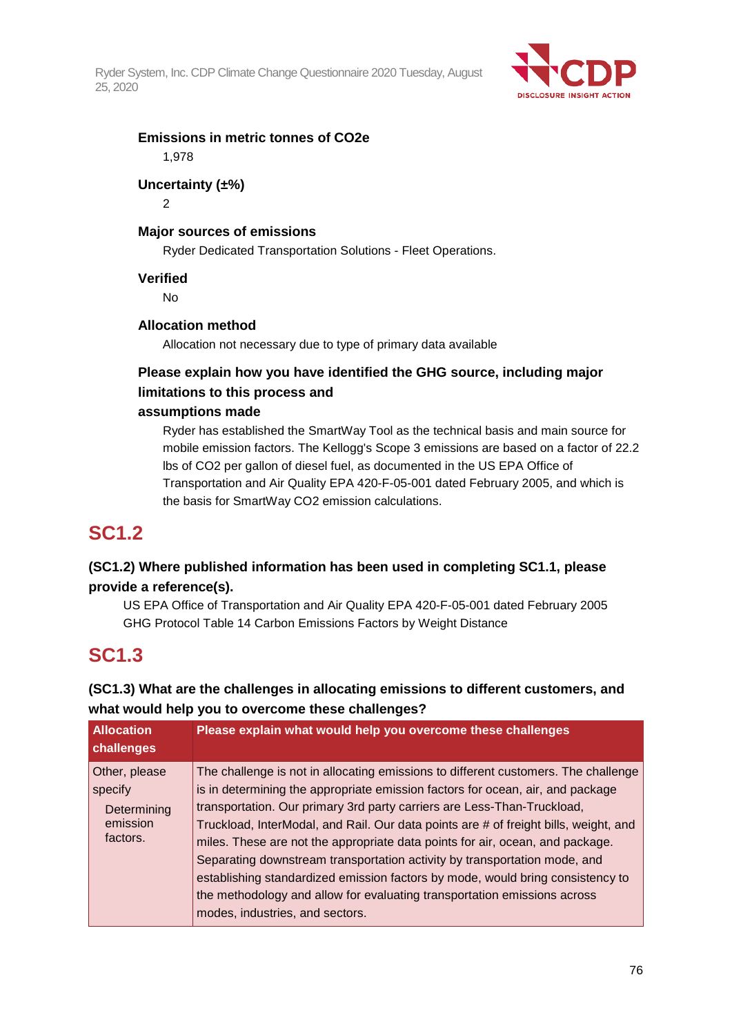**Emissions in metric tonnes of CO2e**

1,978

**Uncertainty (±%)**

2

**Major sources of emissions**

Ryder Dedicated Transportation Solutions - Fleet Operations.

**Verified**

No

**Allocation method**

Allocation not necessary due to type of primary data available

**Please explain how you have identified the GHG source, including major limitations to this process and assumptions made**

Ryder has established the SmartWay Tool as the technical basis and main source for mobile emission factors. The Kellogg's Scope 3 emissions are based on a factor of 22.2 lbs of CO2 per gallon of diesel fuel, as documented in the US EPA Office of Transportation and Air Quality EPA 420-F-05-001 dated February 2005, and which is the basis for SmartWay CO2 emission calculations.

## SC1.2

**(SC1.2) Where published information has been used in completing SC1.1, please provide a reference(s).**

US EPA Office of Transportation and Air Quality EPA 420-F-05-001 dated February 2005
GHG Protocol Table 14 Carbon Emissions Factors by Weight Distance

## SC1.3

**(SC1.3) What are the challenges in allocating emissions to different customers, and what would help you to overcome these challenges?**

| Allocation challenges | Please explain what would help you overcome these challenges |
|---|---|
| Other, please specify<br>Determining emission factors. | The challenge is not in allocating emissions to different customers. The challenge is in determining the appropriate emission factors for ocean, air, and package transportation. Our primary 3rd party carriers are Less-Than-Truckload, Truckload, InterModal, and Rail. Our data points are # of freight bills, weight, and miles. These are not the appropriate data points for air, ocean, and package. Separating downstream transportation activity by transportation mode, and establishing standardized emission factors by mode, would bring consistency to the methodology and allow for evaluating transportation emissions across modes, industries, and sectors. |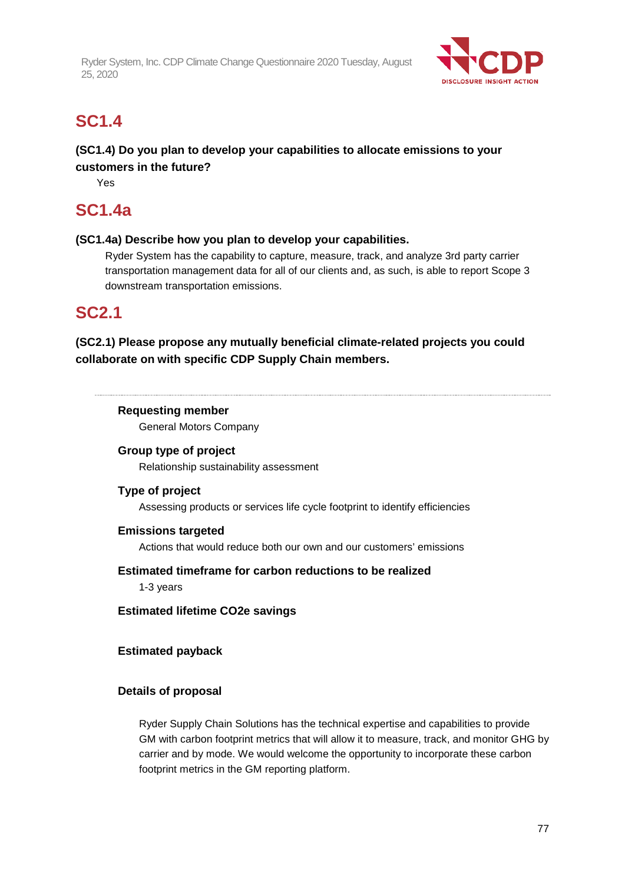## SC1.4

**(SC1.4) Do you plan to develop your capabilities to allocate emissions to your customers in the future?**

Yes

## SC1.4a

**(SC1.4a) Describe how you plan to develop your capabilities.**

Ryder System has the capability to capture, measure, track, and analyze 3rd party carrier transportation management data for all of our clients and, as such, is able to report Scope 3 downstream transportation emissions.

## SC2.1

**(SC2.1) Please propose any mutually beneficial climate-related projects you could collaborate on with specific CDP Supply Chain members.**

---

**Requesting member**

General Motors Company

**Group type of project**

Relationship sustainability assessment

**Type of project**

Assessing products or services life cycle footprint to identify efficiencies

**Emissions targeted**

Actions that would reduce both our own and our customers' emissions

**Estimated timeframe for carbon reductions to be realized**

1-3 years

**Estimated lifetime CO2e savings**

**Estimated payback**

**Details of proposal**

Ryder Supply Chain Solutions has the technical expertise and capabilities to provide GM with carbon footprint metrics that will allow it to measure, track, and monitor GHG by carrier and by mode. We would welcome the opportunity to incorporate these carbon footprint metrics in the GM reporting platform.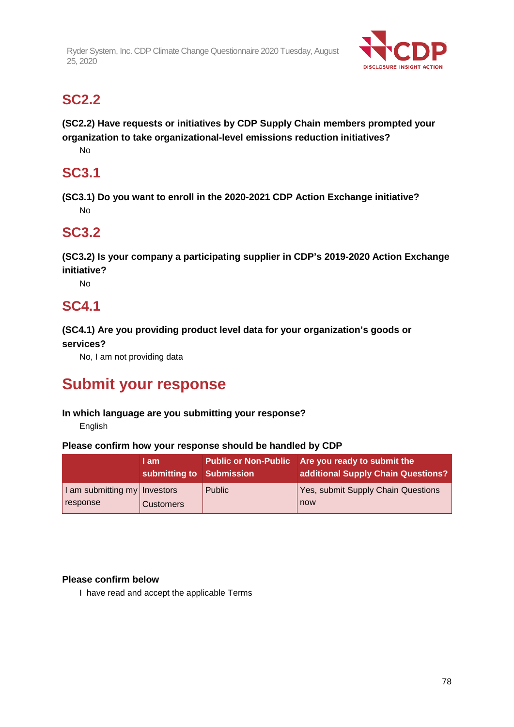## SC2.2

**(SC2.2) Have requests or initiatives by CDP Supply Chain members prompted your organization to take organizational-level emissions reduction initiatives?**

No

## SC3.1

**(SC3.1) Do you want to enroll in the 2020-2021 CDP Action Exchange initiative?**

No

## SC3.2

**(SC3.2) Is your company a participating supplier in CDP's 2019-2020 Action Exchange initiative?**

No

## SC4.1

**(SC4.1) Are you providing product level data for your organization's goods or services?**

No, I am not providing data

# Submit your response

**In which language are you submitting your response?**

English

**Please confirm how your response should be handled by CDP**

| | I am submitting to | Public or Non-Public Submission | Are you ready to submit the additional Supply Chain Questions? |
|---|---|---|---|
| I am submitting my response | Investors<br>Customers | Public | Yes, submit Supply Chain Questions now |

**Please confirm below**

I have read and accept the applicable Terms